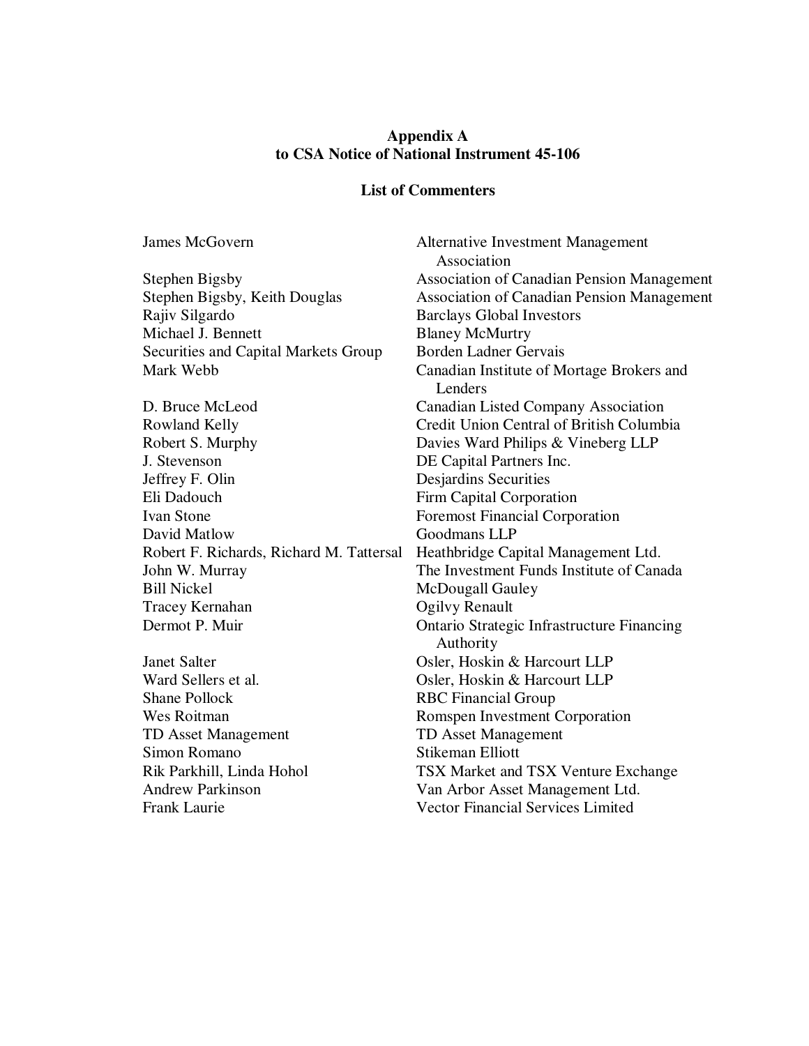**Appendix A**
**to CSA Notice of National Instrument 45-106**

**List of Commenters**

| | |
|---|---|
| James McGovern | Alternative Investment Management Association |
| Stephen Bigsby | Association of Canadian Pension Management |
| Stephen Bigsby, Keith Douglas | Association of Canadian Pension Management |
| Rajiv Silgardo | Barclays Global Investors |
| Michael J. Bennett | Blaney McMurtry |
| Securities and Capital Markets Group | Borden Ladner Gervais |
| Mark Webb | Canadian Institute of Mortage Brokers and Lenders |
| D. Bruce McLeod | Canadian Listed Company Association |
| Rowland Kelly | Credit Union Central of British Columbia |
| Robert S. Murphy | Davies Ward Philips & Vineberg LLP |
| J. Stevenson | DE Capital Partners Inc. |
| Jeffrey F. Olin | Desjardins Securities |
| Eli Dadouch | Firm Capital Corporation |
| Ivan Stone | Foremost Financial Corporation |
| David Matlow | Goodmans LLP |
| Robert F. Richards, Richard M. Tattersal | Heathbridge Capital Management Ltd. |
| John W. Murray | The Investment Funds Institute of Canada |
| Bill Nickel | McDougall Gauley |
| Tracey Kernahan | Ogilvy Renault |
| Dermot P. Muir | Ontario Strategic Infrastructure Financing Authority |
| Janet Salter | Osler, Hoskin & Harcourt LLP |
| Ward Sellers et al. | Osler, Hoskin & Harcourt LLP |
| Shane Pollock | RBC Financial Group |
| Wes Roitman | Romspen Investment Corporation |
| TD Asset Management | TD Asset Management |
| Simon Romano | Stikeman Elliott |
| Rik Parkhill, Linda Hohol | TSX Market and TSX Venture Exchange |
| Andrew Parkinson | Van Arbor Asset Management Ltd. |
| Frank Laurie | Vector Financial Services Limited |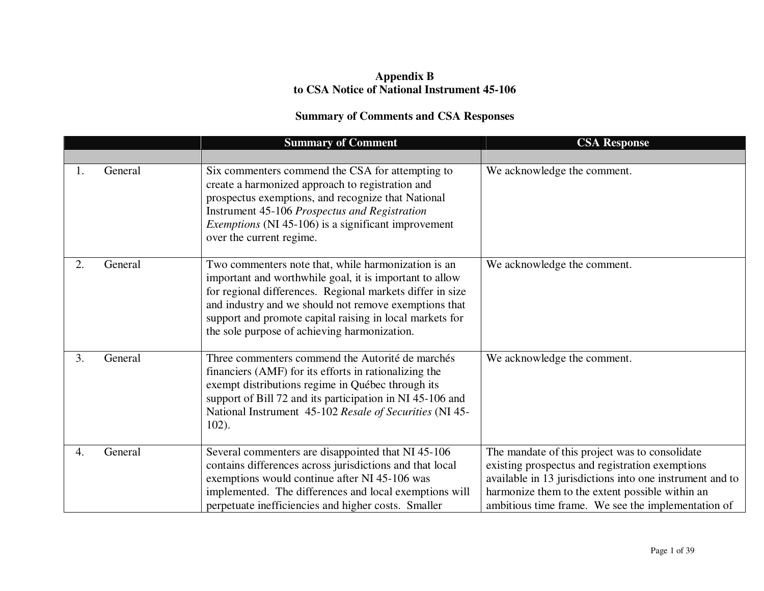**Appendix B**
**to CSA Notice of National Instrument 45-106**

**Summary of Comments and CSA Responses**

| | | Summary of Comment | CSA Response |
|---|---|---|---|
| | | | |
| 1. | General | Six commenters commend the CSA for attempting to create a harmonized approach to registration and prospectus exemptions, and recognize that National Instrument 45-106 *Prospectus and Registration Exemptions* (NI 45-106) is a significant improvement over the current regime. | We acknowledge the comment. |
| 2. | General | Two commenters note that, while harmonization is an important and worthwhile goal, it is important to allow for regional differences. Regional markets differ in size and industry and we should not remove exemptions that support and promote capital raising in local markets for the sole purpose of achieving harmonization. | We acknowledge the comment. |
| 3. | General | Three commenters commend the Autorité de marchés financiers (AMF) for its efforts in rationalizing the exempt distributions regime in Québec through its support of Bill 72 and its participation in NI 45-106 and National Instrument 45-102 *Resale of Securities* (NI 45-102). | We acknowledge the comment. |
| 4. | General | Several commenters are disappointed that NI 45-106 contains differences across jurisdictions and that local exemptions would continue after NI 45-106 was implemented. The differences and local exemptions will perpetuate inefficiencies and higher costs. Smaller | The mandate of this project was to consolidate existing prospectus and registration exemptions available in 13 jurisdictions into one instrument and to harmonize them to the extent possible within an ambitious time frame. We see the implementation of |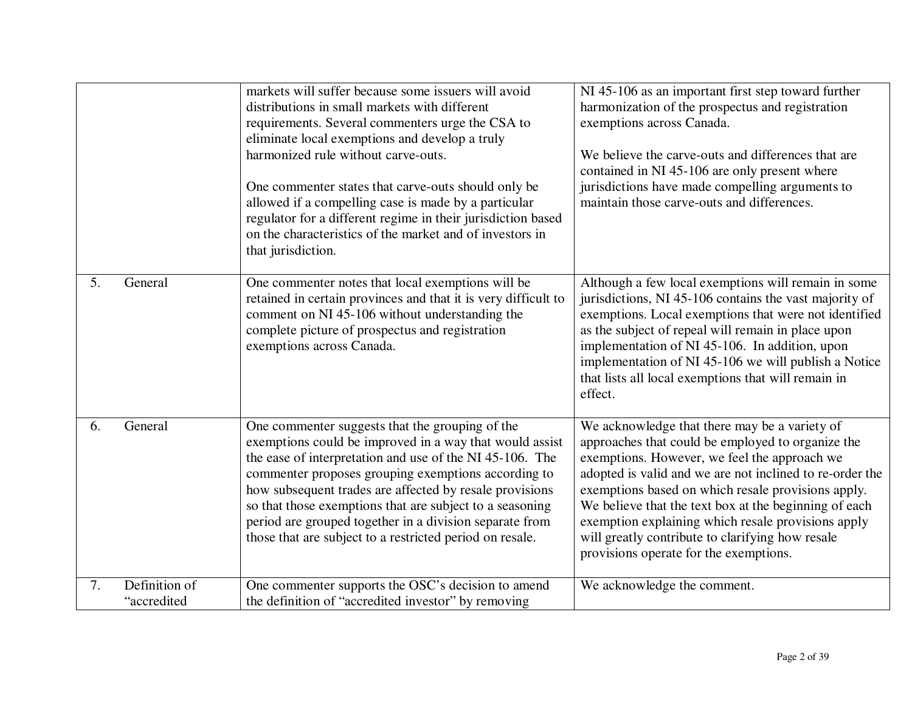| | | | |
|---|---|---|---|
| | | markets will suffer because some issuers will avoid distributions in small markets with different requirements. Several commenters urge the CSA to eliminate local exemptions and develop a truly harmonized rule without carve-outs.<br><br>One commenter states that carve-outs should only be allowed if a compelling case is made by a particular regulator for a different regime in their jurisdiction based on the characteristics of the market and of investors in that jurisdiction. | NI 45-106 as an important first step toward further harmonization of the prospectus and registration exemptions across Canada.<br><br>We believe the carve-outs and differences that are contained in NI 45-106 are only present where jurisdictions have made compelling arguments to maintain those carve-outs and differences. |
| 5. | General | One commenter notes that local exemptions will be retained in certain provinces and that it is very difficult to comment on NI 45-106 without understanding the complete picture of prospectus and registration exemptions across Canada. | Although a few local exemptions will remain in some jurisdictions, NI 45-106 contains the vast majority of exemptions. Local exemptions that were not identified as the subject of repeal will remain in place upon implementation of NI 45-106. In addition, upon implementation of NI 45-106 we will publish a Notice that lists all local exemptions that will remain in effect. |
| 6. | General | One commenter suggests that the grouping of the exemptions could be improved in a way that would assist the ease of interpretation and use of the NI 45-106. The commenter proposes grouping exemptions according to how subsequent trades are affected by resale provisions so that those exemptions that are subject to a seasoning period are grouped together in a division separate from those that are subject to a restricted period on resale. | We acknowledge that there may be a variety of approaches that could be employed to organize the exemptions. However, we feel the approach we adopted is valid and we are not inclined to re-order the exemptions based on which resale provisions apply. We believe that the text box at the beginning of each exemption explaining which resale provisions apply will greatly contribute to clarifying how resale provisions operate for the exemptions. |
| 7. | Definition of "accredited | One commenter supports the OSC's decision to amend the definition of "accredited investor" by removing | We acknowledge the comment. |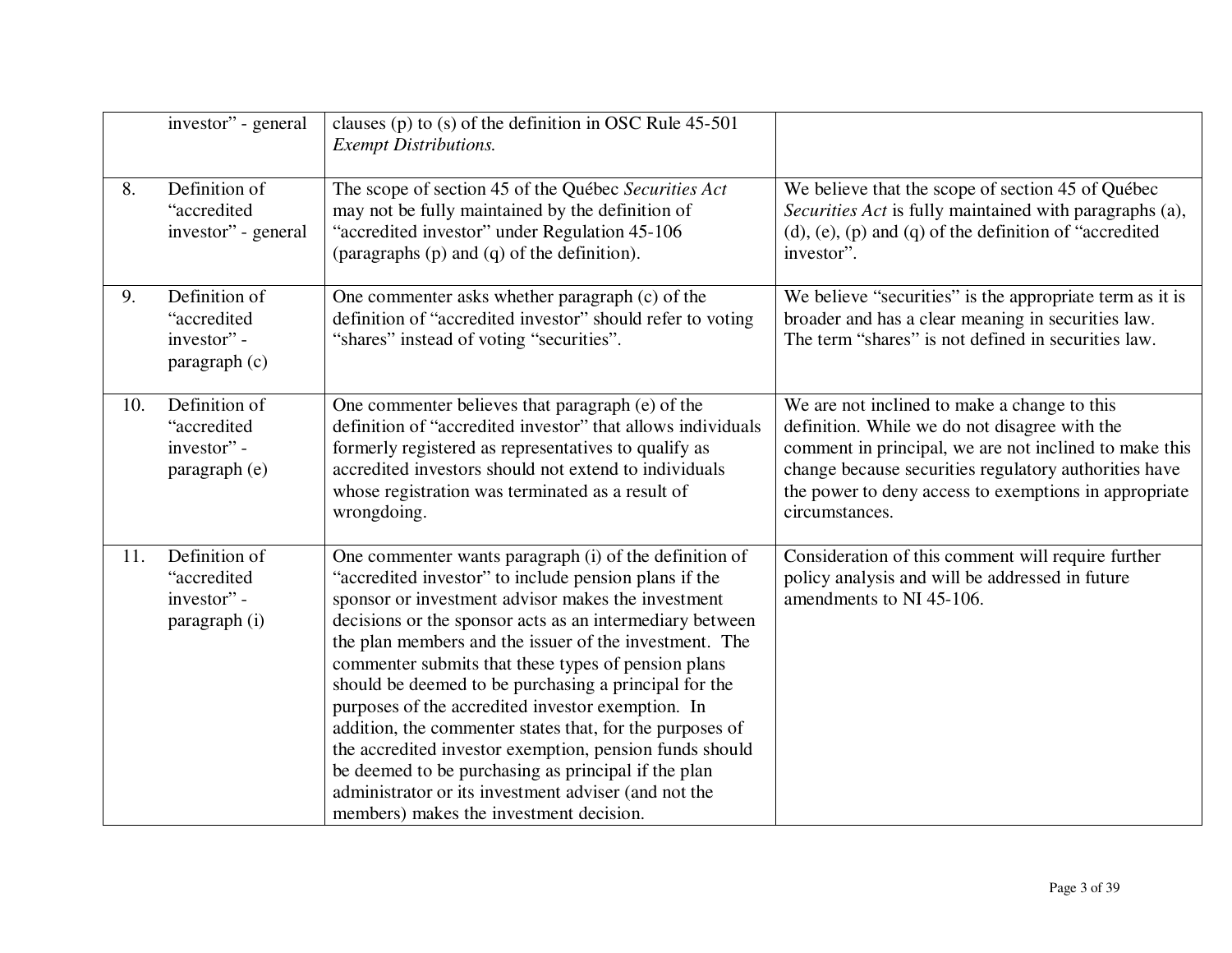| | | | |
|---|---|---|---|
| | investor" - general | clauses (p) to (s) of the definition in OSC Rule 45-501 *Exempt Distributions.* | |
| 8. | Definition of "accredited investor" - general | The scope of section 45 of the Québec *Securities Act* may not be fully maintained by the definition of "accredited investor" under Regulation 45-106 (paragraphs (p) and (q) of the definition). | We believe that the scope of section 45 of Québec *Securities Act* is fully maintained with paragraphs (a), (d), (e), (p) and (q) of the definition of "accredited investor". |
| 9. | Definition of "accredited investor" - paragraph (c) | One commenter asks whether paragraph (c) of the definition of "accredited investor" should refer to voting "shares" instead of voting "securities". | We believe "securities" is the appropriate term as it is broader and has a clear meaning in securities law. The term "shares" is not defined in securities law. |
| 10. | Definition of "accredited investor" - paragraph (e) | One commenter believes that paragraph (e) of the definition of "accredited investor" that allows individuals formerly registered as representatives to qualify as accredited investors should not extend to individuals whose registration was terminated as a result of wrongdoing. | We are not inclined to make a change to this definition. While we do not disagree with the comment in principal, we are not inclined to make this change because securities regulatory authorities have the power to deny access to exemptions in appropriate circumstances. |
| 11. | Definition of "accredited investor" - paragraph (i) | One commenter wants paragraph (i) of the definition of "accredited investor" to include pension plans if the sponsor or investment advisor makes the investment decisions or the sponsor acts as an intermediary between the plan members and the issuer of the investment. The commenter submits that these types of pension plans should be deemed to be purchasing a principal for the purposes of the accredited investor exemption. In addition, the commenter states that, for the purposes of the accredited investor exemption, pension funds should be deemed to be purchasing as principal if the plan administrator or its investment adviser (and not the members) makes the investment decision. | Consideration of this comment will require further policy analysis and will be addressed in future amendments to NI 45-106. |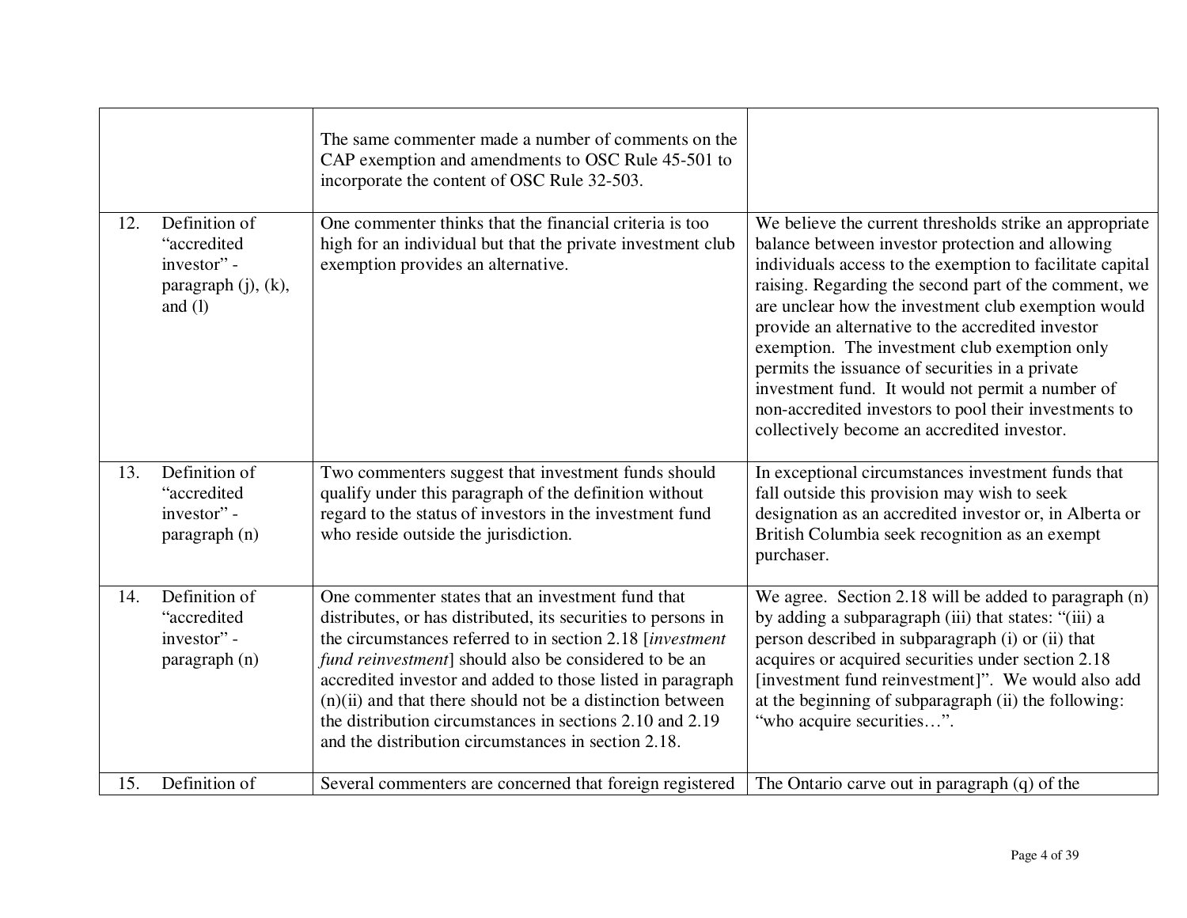| | | |
|---|---|---|
| | The same commenter made a number of comments on the CAP exemption and amendments to OSC Rule 45-501 to incorporate the content of OSC Rule 32-503. | |
| 12. Definition of "accredited investor" - paragraph (j), (k), and (l) | One commenter thinks that the financial criteria is too high for an individual but that the private investment club exemption provides an alternative. | We believe the current thresholds strike an appropriate balance between investor protection and allowing individuals access to the exemption to facilitate capital raising. Regarding the second part of the comment, we are unclear how the investment club exemption would provide an alternative to the accredited investor exemption. The investment club exemption only permits the issuance of securities in a private investment fund. It would not permit a number of non-accredited investors to pool their investments to collectively become an accredited investor. |
| 13. Definition of "accredited investor" - paragraph (n) | Two commenters suggest that investment funds should qualify under this paragraph of the definition without regard to the status of investors in the investment fund who reside outside the jurisdiction. | In exceptional circumstances investment funds that fall outside this provision may wish to seek designation as an accredited investor or, in Alberta or British Columbia seek recognition as an exempt purchaser. |
| 14. Definition of "accredited investor" - paragraph (n) | One commenter states that an investment fund that distributes, or has distributed, its securities to persons in the circumstances referred to in section 2.18 [*investment fund reinvestment*] should also be considered to be an accredited investor and added to those listed in paragraph (n)(ii) and that there should not be a distinction between the distribution circumstances in sections 2.10 and 2.19 and the distribution circumstances in section 2.18. | We agree. Section 2.18 will be added to paragraph (n) by adding a subparagraph (iii) that states: "(iii) a person described in subparagraph (i) or (ii) that acquires or acquired securities under section 2.18 [investment fund reinvestment]". We would also add at the beginning of subparagraph (ii) the following: "who acquire securities…". |
| 15. Definition of | Several commenters are concerned that foreign registered | The Ontario carve out in paragraph (q) of the |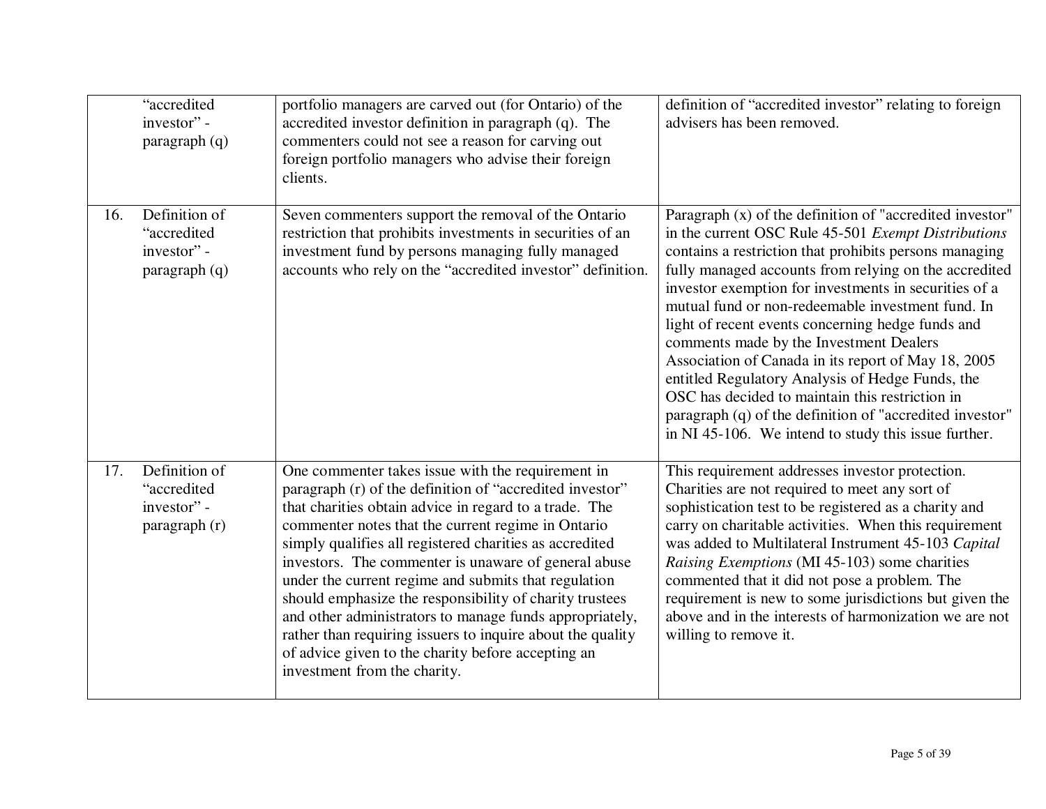| | | |
|---|---|---|
| "accredited investor" - paragraph (q) | portfolio managers are carved out (for Ontario) of the accredited investor definition in paragraph (q). The commenters could not see a reason for carving out foreign portfolio managers who advise their foreign clients. | definition of "accredited investor" relating to foreign advisers has been removed. |
| 16. Definition of "accredited investor" - paragraph (q) | Seven commenters support the removal of the Ontario restriction that prohibits investments in securities of an investment fund by persons managing fully managed accounts who rely on the "accredited investor" definition. | Paragraph (x) of the definition of "accredited investor" in the current OSC Rule 45-501 *Exempt Distributions* contains a restriction that prohibits persons managing fully managed accounts from relying on the accredited investor exemption for investments in securities of a mutual fund or non-redeemable investment fund. In light of recent events concerning hedge funds and comments made by the Investment Dealers Association of Canada in its report of May 18, 2005 entitled Regulatory Analysis of Hedge Funds, the OSC has decided to maintain this restriction in paragraph (q) of the definition of "accredited investor" in NI 45-106. We intend to study this issue further. |
| 17. Definition of "accredited investor" - paragraph (r) | One commenter takes issue with the requirement in paragraph (r) of the definition of "accredited investor" that charities obtain advice in regard to a trade. The commenter notes that the current regime in Ontario simply qualifies all registered charities as accredited investors. The commenter is unaware of general abuse under the current regime and submits that regulation should emphasize the responsibility of charity trustees and other administrators to manage funds appropriately, rather than requiring issuers to inquire about the quality of advice given to the charity before accepting an investment from the charity. | This requirement addresses investor protection. Charities are not required to meet any sort of sophistication test to be registered as a charity and carry on charitable activities. When this requirement was added to Multilateral Instrument 45-103 *Capital Raising Exemptions* (MI 45-103) some charities commented that it did not pose a problem. The requirement is new to some jurisdictions but given the above and in the interests of harmonization we are not willing to remove it. |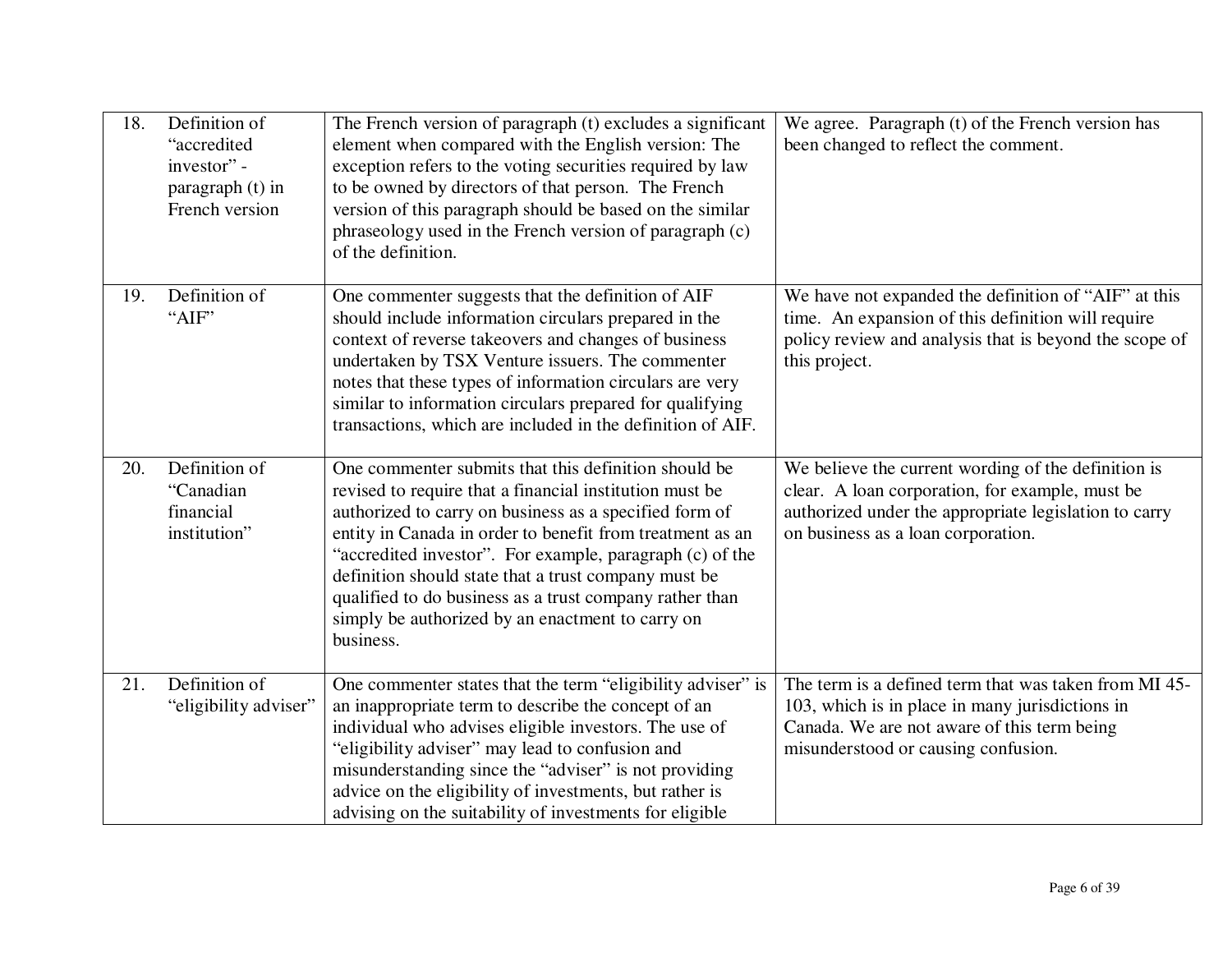| | | | |
|---|---|---|---|
| 18. | Definition of "accredited investor" - paragraph (t) in French version | The French version of paragraph (t) excludes a significant element when compared with the English version: The exception refers to the voting securities required by law to be owned by directors of that person. The French version of this paragraph should be based on the similar phraseology used in the French version of paragraph (c) of the definition. | We agree. Paragraph (t) of the French version has been changed to reflect the comment. |
| 19. | Definition of "AIF" | One commenter suggests that the definition of AIF should include information circulars prepared in the context of reverse takeovers and changes of business undertaken by TSX Venture issuers. The commenter notes that these types of information circulars are very similar to information circulars prepared for qualifying transactions, which are included in the definition of AIF. | We have not expanded the definition of "AIF" at this time. An expansion of this definition will require policy review and analysis that is beyond the scope of this project. |
| 20. | Definition of "Canadian financial institution" | One commenter submits that this definition should be revised to require that a financial institution must be authorized to carry on business as a specified form of entity in Canada in order to benefit from treatment as an "accredited investor". For example, paragraph (c) of the definition should state that a trust company must be qualified to do business as a trust company rather than simply be authorized by an enactment to carry on business. | We believe the current wording of the definition is clear. A loan corporation, for example, must be authorized under the appropriate legislation to carry on business as a loan corporation. |
| 21. | Definition of "eligibility adviser" | One commenter states that the term "eligibility adviser" is an inappropriate term to describe the concept of an individual who advises eligible investors. The use of "eligibility adviser" may lead to confusion and misunderstanding since the "adviser" is not providing advice on the eligibility of investments, but rather is advising on the suitability of investments for eligible | The term is a defined term that was taken from MI 45-103, which is in place in many jurisdictions in Canada. We are not aware of this term being misunderstood or causing confusion. |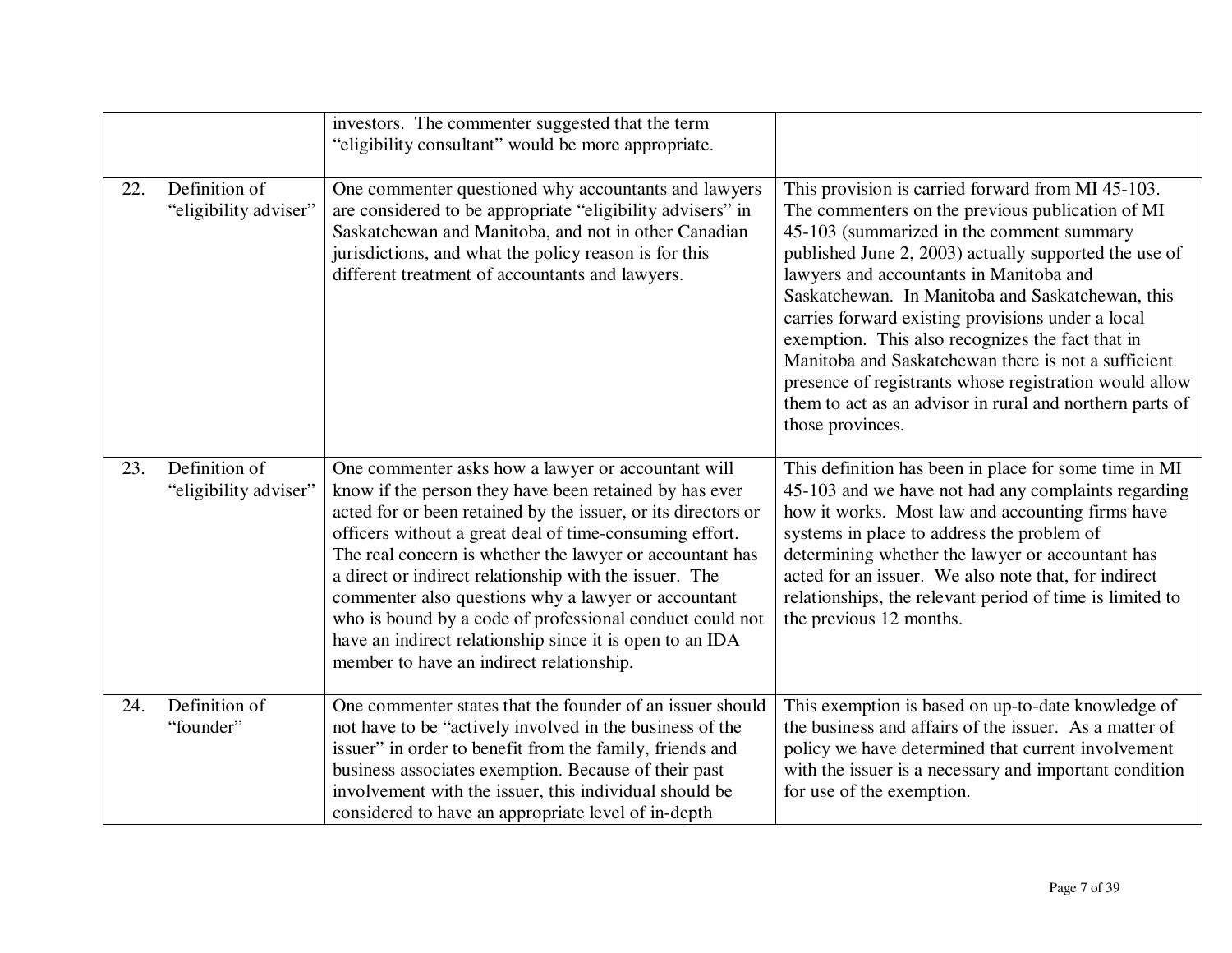| | | | |
|---|---|---|---|
| | | investors. The commenter suggested that the term "eligibility consultant" would be more appropriate. | |
| 22. | Definition of "eligibility adviser" | One commenter questioned why accountants and lawyers are considered to be appropriate "eligibility advisers" in Saskatchewan and Manitoba, and not in other Canadian jurisdictions, and what the policy reason is for this different treatment of accountants and lawyers. | This provision is carried forward from MI 45-103. The commenters on the previous publication of MI 45-103 (summarized in the comment summary published June 2, 2003) actually supported the use of lawyers and accountants in Manitoba and Saskatchewan. In Manitoba and Saskatchewan, this carries forward existing provisions under a local exemption. This also recognizes the fact that in Manitoba and Saskatchewan there is not a sufficient presence of registrants whose registration would allow them to act as an advisor in rural and northern parts of those provinces. |
| 23. | Definition of "eligibility adviser" | One commenter asks how a lawyer or accountant will know if the person they have been retained by has ever acted for or been retained by the issuer, or its directors or officers without a great deal of time-consuming effort. The real concern is whether the lawyer or accountant has a direct or indirect relationship with the issuer. The commenter also questions why a lawyer or accountant who is bound by a code of professional conduct could not have an indirect relationship since it is open to an IDA member to have an indirect relationship. | This definition has been in place for some time in MI 45-103 and we have not had any complaints regarding how it works. Most law and accounting firms have systems in place to address the problem of determining whether the lawyer or accountant has acted for an issuer. We also note that, for indirect relationships, the relevant period of time is limited to the previous 12 months. |
| 24. | Definition of "founder" | One commenter states that the founder of an issuer should not have to be "actively involved in the business of the issuer" in order to benefit from the family, friends and business associates exemption. Because of their past involvement with the issuer, this individual should be considered to have an appropriate level of in-depth | This exemption is based on up-to-date knowledge of the business and affairs of the issuer. As a matter of policy we have determined that current involvement with the issuer is a necessary and important condition for use of the exemption. |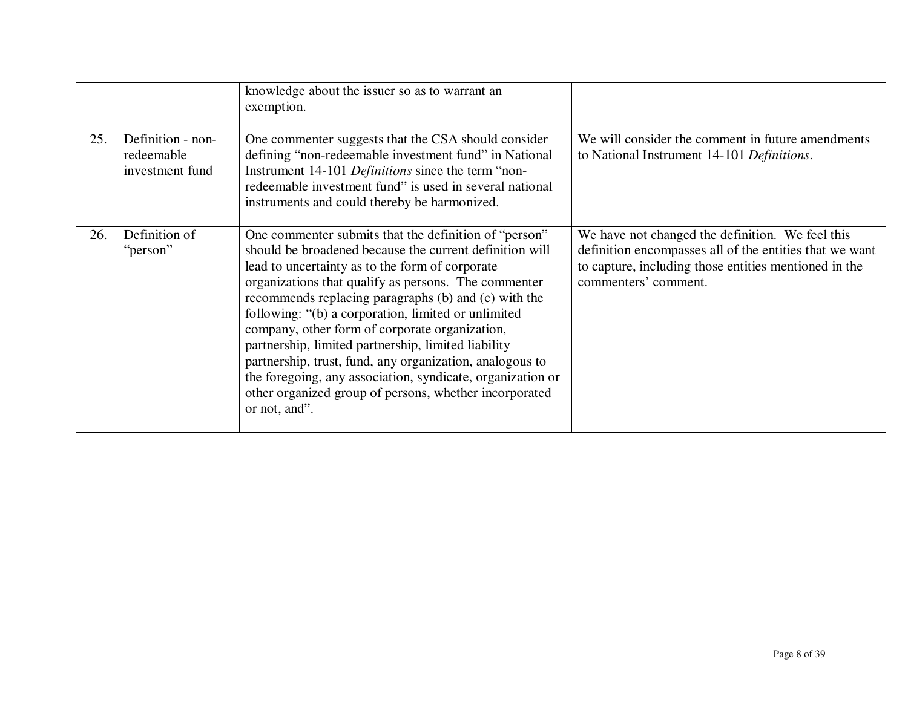| | | |
|---|---|---|
| | knowledge about the issuer so as to warrant an exemption. | |
| 25. Definition - non-redeemable investment fund | One commenter suggests that the CSA should consider defining "non-redeemable investment fund" in National Instrument 14-101 *Definitions* since the term "non-redeemable investment fund" is used in several national instruments and could thereby be harmonized. | We will consider the comment in future amendments to National Instrument 14-101 *Definitions*. |
| 26. Definition of "person" | One commenter submits that the definition of "person" should be broadened because the current definition will lead to uncertainty as to the form of corporate organizations that qualify as persons. The commenter recommends replacing paragraphs (b) and (c) with the following: "(b) a corporation, limited or unlimited company, other form of corporate organization, partnership, limited partnership, limited liability partnership, trust, fund, any organization, analogous to the foregoing, any association, syndicate, organization or other organized group of persons, whether incorporated or not, and". | We have not changed the definition. We feel this definition encompasses all of the entities that we want to capture, including those entities mentioned in the commenters' comment. |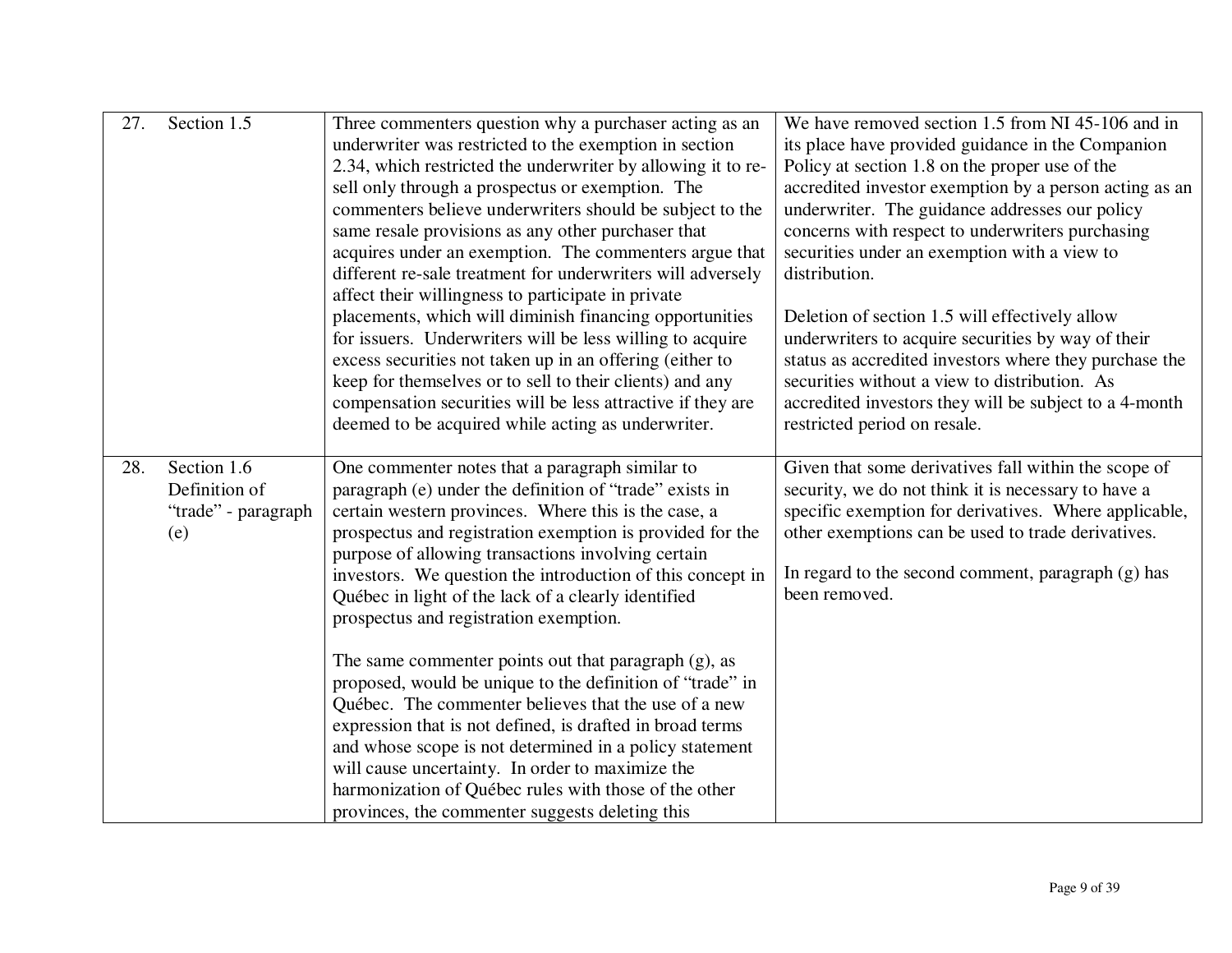| | | | |
|---|---|---|---|
| 27. | Section 1.5 | Three commenters question why a purchaser acting as an underwriter was restricted to the exemption in section 2.34, which restricted the underwriter by allowing it to re-sell only through a prospectus or exemption. The commenters believe underwriters should be subject to the same resale provisions as any other purchaser that acquires under an exemption. The commenters argue that different re-sale treatment for underwriters will adversely affect their willingness to participate in private placements, which will diminish financing opportunities for issuers. Underwriters will be less willing to acquire excess securities not taken up in an offering (either to keep for themselves or to sell to their clients) and any compensation securities will be less attractive if they are deemed to be acquired while acting as underwriter. | We have removed section 1.5 from NI 45-106 and in its place have provided guidance in the Companion Policy at section 1.8 on the proper use of the accredited investor exemption by a person acting as an underwriter. The guidance addresses our policy concerns with respect to underwriters purchasing securities under an exemption with a view to distribution.<br><br>Deletion of section 1.5 will effectively allow underwriters to acquire securities by way of their status as accredited investors where they purchase the securities without a view to distribution. As accredited investors they will be subject to a 4-month restricted period on resale. |
| 28. | Section 1.6 Definition of "trade" - paragraph (e) | One commenter notes that a paragraph similar to paragraph (e) under the definition of "trade" exists in certain western provinces. Where this is the case, a prospectus and registration exemption is provided for the purpose of allowing transactions involving certain investors. We question the introduction of this concept in Québec in light of the lack of a clearly identified prospectus and registration exemption.<br><br>The same commenter points out that paragraph (g), as proposed, would be unique to the definition of "trade" in Québec. The commenter believes that the use of a new expression that is not defined, is drafted in broad terms and whose scope is not determined in a policy statement will cause uncertainty. In order to maximize the harmonization of Québec rules with those of the other provinces, the commenter suggests deleting this | Given that some derivatives fall within the scope of security, we do not think it is necessary to have a specific exemption for derivatives. Where applicable, other exemptions can be used to trade derivatives.<br><br>In regard to the second comment, paragraph (g) has been removed. |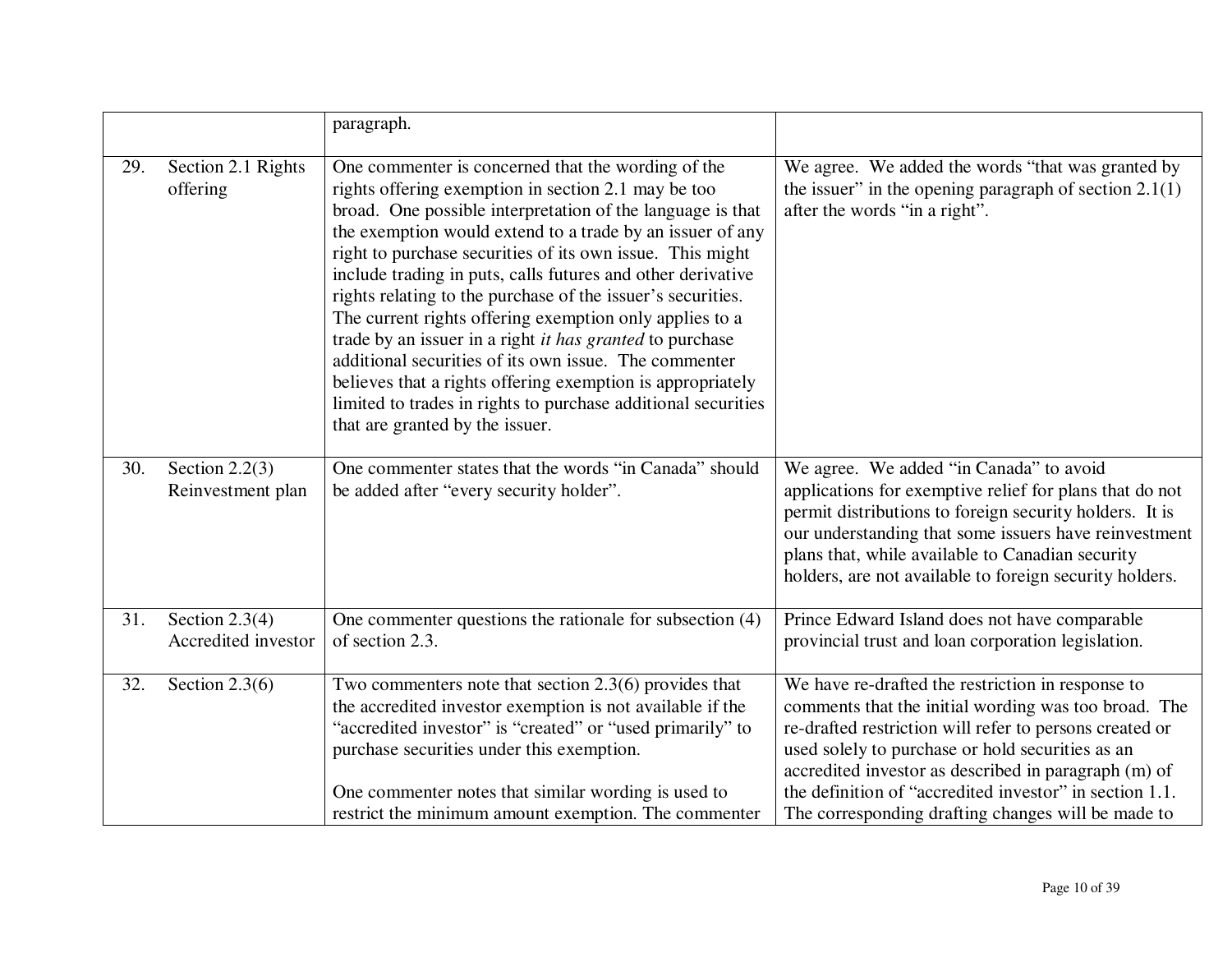| | | | |
|---|---|---|---|
| | | paragraph. | |
| 29. | Section 2.1 Rights offering | One commenter is concerned that the wording of the rights offering exemption in section 2.1 may be too broad. One possible interpretation of the language is that the exemption would extend to a trade by an issuer of any right to purchase securities of its own issue. This might include trading in puts, calls futures and other derivative rights relating to the purchase of the issuer's securities. The current rights offering exemption only applies to a trade by an issuer in a right *it has granted* to purchase additional securities of its own issue. The commenter believes that a rights offering exemption is appropriately limited to trades in rights to purchase additional securities that are granted by the issuer. | We agree. We added the words "that was granted by the issuer" in the opening paragraph of section 2.1(1) after the words "in a right". |
| 30. | Section 2.2(3) Reinvestment plan | One commenter states that the words "in Canada" should be added after "every security holder". | We agree. We added "in Canada" to avoid applications for exemptive relief for plans that do not permit distributions to foreign security holders. It is our understanding that some issuers have reinvestment plans that, while available to Canadian security holders, are not available to foreign security holders. |
| 31. | Section 2.3(4) Accredited investor | One commenter questions the rationale for subsection (4) of section 2.3. | Prince Edward Island does not have comparable provincial trust and loan corporation legislation. |
| 32. | Section 2.3(6) | Two commenters note that section 2.3(6) provides that the accredited investor exemption is not available if the "accredited investor" is "created" or "used primarily" to purchase securities under this exemption.<br><br>One commenter notes that similar wording is used to restrict the minimum amount exemption. The commenter | We have re-drafted the restriction in response to comments that the initial wording was too broad. The re-drafted restriction will refer to persons created or used solely to purchase or hold securities as an accredited investor as described in paragraph (m) of the definition of "accredited investor" in section 1.1. The corresponding drafting changes will be made to |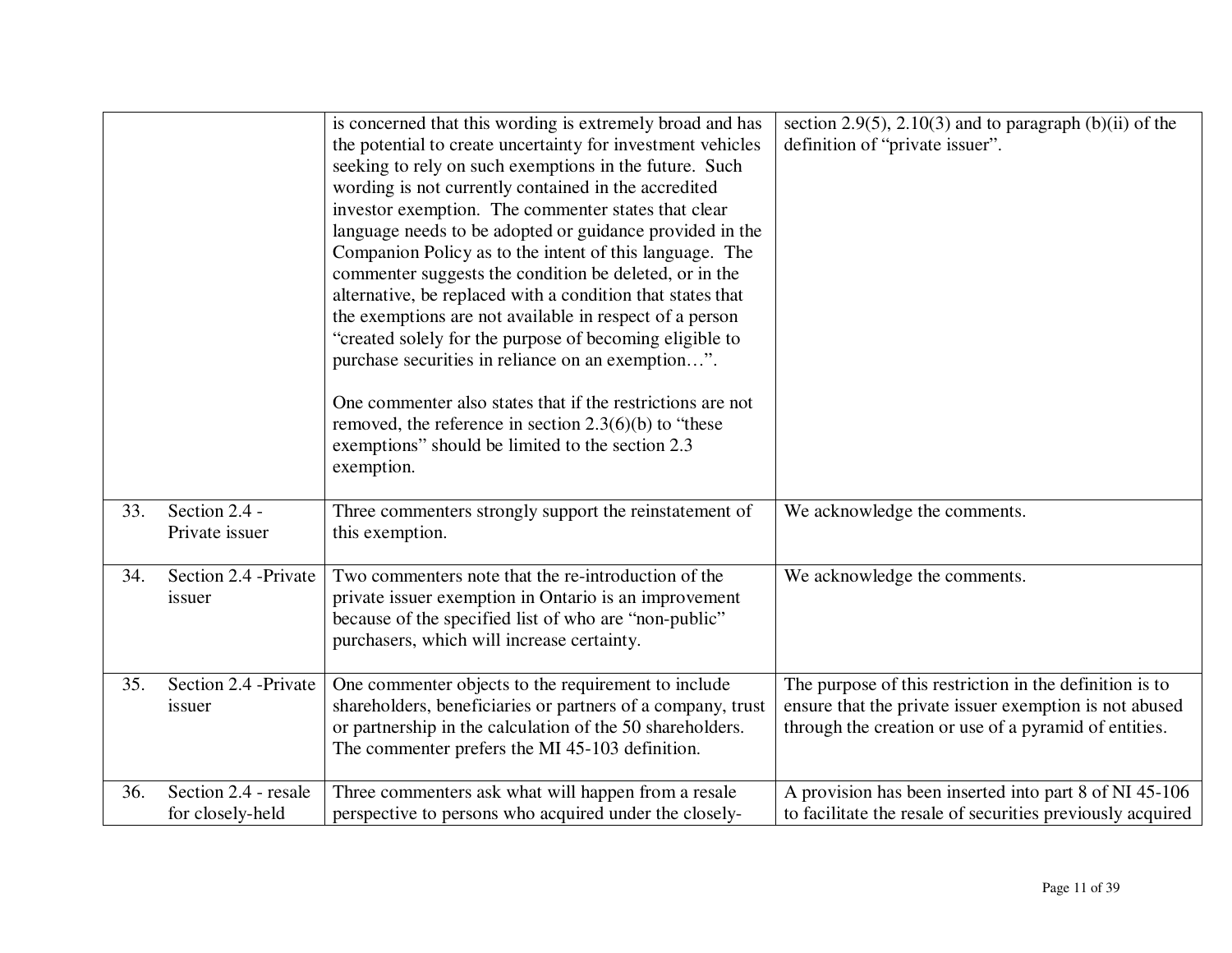| | | | |
|---|---|---|---|
| | | is concerned that this wording is extremely broad and has the potential to create uncertainty for investment vehicles seeking to rely on such exemptions in the future. Such wording is not currently contained in the accredited investor exemption. The commenter states that clear language needs to be adopted or guidance provided in the Companion Policy as to the intent of this language. The commenter suggests the condition be deleted, or in the alternative, be replaced with a condition that states that the exemptions are not available in respect of a person "created solely for the purpose of becoming eligible to purchase securities in reliance on an exemption…".<br><br>One commenter also states that if the restrictions are not removed, the reference in section 2.3(6)(b) to "these exemptions" should be limited to the section 2.3 exemption. | section 2.9(5), 2.10(3) and to paragraph (b)(ii) of the definition of "private issuer". |
| 33. | Section 2.4 - Private issuer | Three commenters strongly support the reinstatement of this exemption. | We acknowledge the comments. |
| 34. | Section 2.4 -Private issuer | Two commenters note that the re-introduction of the private issuer exemption in Ontario is an improvement because of the specified list of who are "non-public" purchasers, which will increase certainty. | We acknowledge the comments. |
| 35. | Section 2.4 -Private issuer | One commenter objects to the requirement to include shareholders, beneficiaries or partners of a company, trust or partnership in the calculation of the 50 shareholders. The commenter prefers the MI 45-103 definition. | The purpose of this restriction in the definition is to ensure that the private issuer exemption is not abused through the creation or use of a pyramid of entities. |
| 36. | Section 2.4 - resale for closely-held | Three commenters ask what will happen from a resale perspective to persons who acquired under the closely- | A provision has been inserted into part 8 of NI 45-106 to facilitate the resale of securities previously acquired |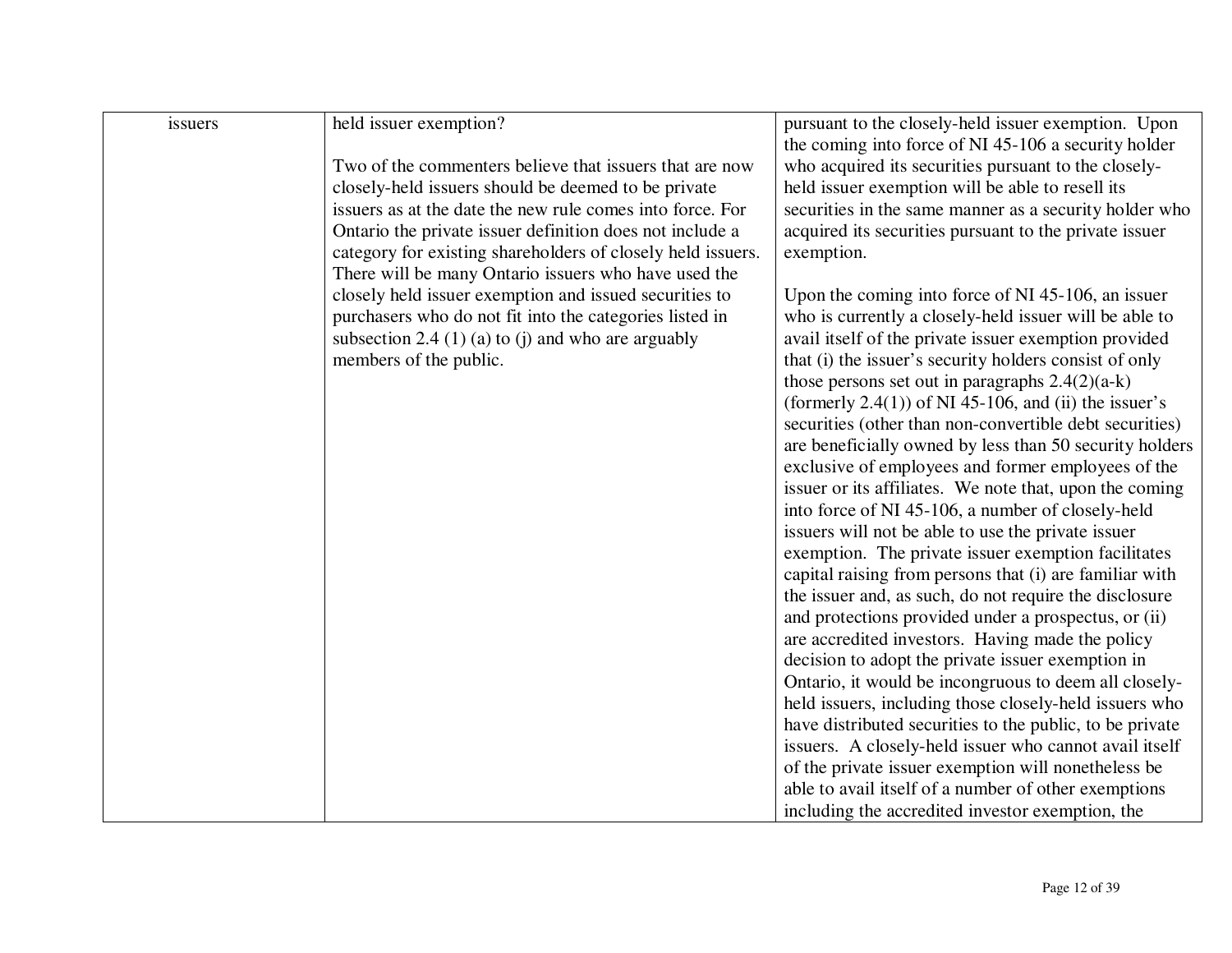| | | |
|---|---|---|
| issuers | held issuer exemption?<br><br>Two of the commenters believe that issuers that are now closely-held issuers should be deemed to be private issuers as at the date the new rule comes into force. For Ontario the private issuer definition does not include a category for existing shareholders of closely held issuers. There will be many Ontario issuers who have used the closely held issuer exemption and issued securities to purchasers who do not fit into the categories listed in subsection 2.4 (1) (a) to (j) and who are arguably members of the public. | pursuant to the closely-held issuer exemption. Upon the coming into force of NI 45-106 a security holder who acquired its securities pursuant to the closely-held issuer exemption will be able to resell its securities in the same manner as a security holder who acquired its securities pursuant to the private issuer exemption.<br><br>Upon the coming into force of NI 45-106, an issuer who is currently a closely-held issuer will be able to avail itself of the private issuer exemption provided that (i) the issuer's security holders consist of only those persons set out in paragraphs 2.4(2)(a-k) (formerly 2.4(1)) of NI 45-106, and (ii) the issuer's securities (other than non-convertible debt securities) are beneficially owned by less than 50 security holders exclusive of employees and former employees of the issuer or its affiliates. We note that, upon the coming into force of NI 45-106, a number of closely-held issuers will not be able to use the private issuer exemption. The private issuer exemption facilitates capital raising from persons that (i) are familiar with the issuer and, as such, do not require the disclosure and protections provided under a prospectus, or (ii) are accredited investors. Having made the policy decision to adopt the private issuer exemption in Ontario, it would be incongruous to deem all closely-held issuers, including those closely-held issuers who have distributed securities to the public, to be private issuers. A closely-held issuer who cannot avail itself of the private issuer exemption will nonetheless be able to avail itself of a number of other exemptions including the accredited investor exemption, the |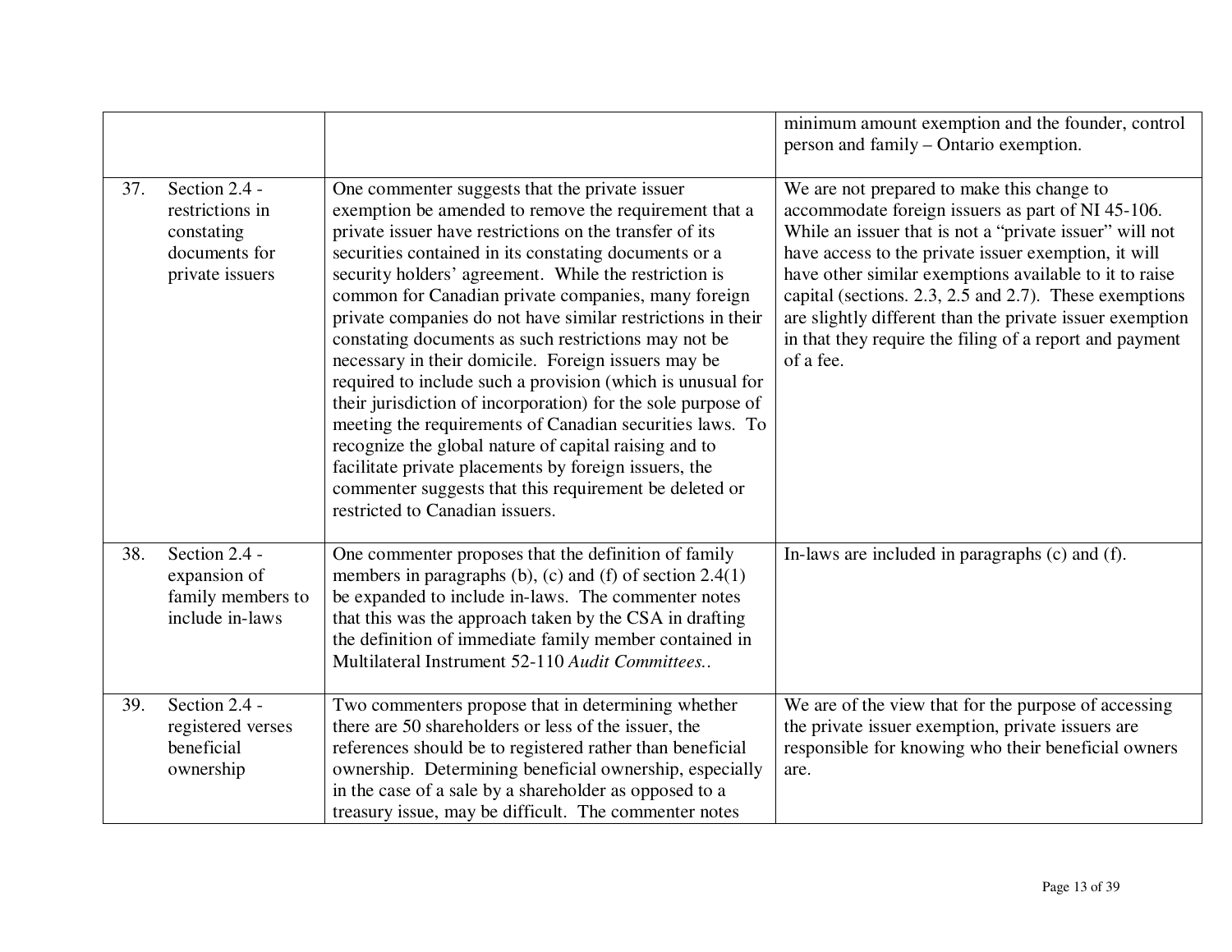| | | |
|---|---|---|
| | | minimum amount exemption and the founder, control person and family – Ontario exemption. |
| 37. Section 2.4 - restrictions in constating documents for private issuers | One commenter suggests that the private issuer exemption be amended to remove the requirement that a private issuer have restrictions on the transfer of its securities contained in its constating documents or a security holders' agreement. While the restriction is common for Canadian private companies, many foreign private companies do not have similar restrictions in their constating documents as such restrictions may not be necessary in their domicile. Foreign issuers may be required to include such a provision (which is unusual for their jurisdiction of incorporation) for the sole purpose of meeting the requirements of Canadian securities laws. To recognize the global nature of capital raising and to facilitate private placements by foreign issuers, the commenter suggests that this requirement be deleted or restricted to Canadian issuers. | We are not prepared to make this change to accommodate foreign issuers as part of NI 45-106. While an issuer that is not a "private issuer" will not have access to the private issuer exemption, it will have other similar exemptions available to it to raise capital (sections. 2.3, 2.5 and 2.7). These exemptions are slightly different than the private issuer exemption in that they require the filing of a report and payment of a fee. |
| 38. Section 2.4 - expansion of family members to include in-laws | One commenter proposes that the definition of family members in paragraphs (b), (c) and (f) of section 2.4(1) be expanded to include in-laws. The commenter notes that this was the approach taken by the CSA in drafting the definition of immediate family member contained in Multilateral Instrument 52-110 *Audit Committees.*. | In-laws are included in paragraphs (c) and (f). |
| 39. Section 2.4 - registered verses beneficial ownership | Two commenters propose that in determining whether there are 50 shareholders or less of the issuer, the references should be to registered rather than beneficial ownership. Determining beneficial ownership, especially in the case of a sale by a shareholder as opposed to a treasury issue, may be difficult. The commenter notes | We are of the view that for the purpose of accessing the private issuer exemption, private issuers are responsible for knowing who their beneficial owners are. |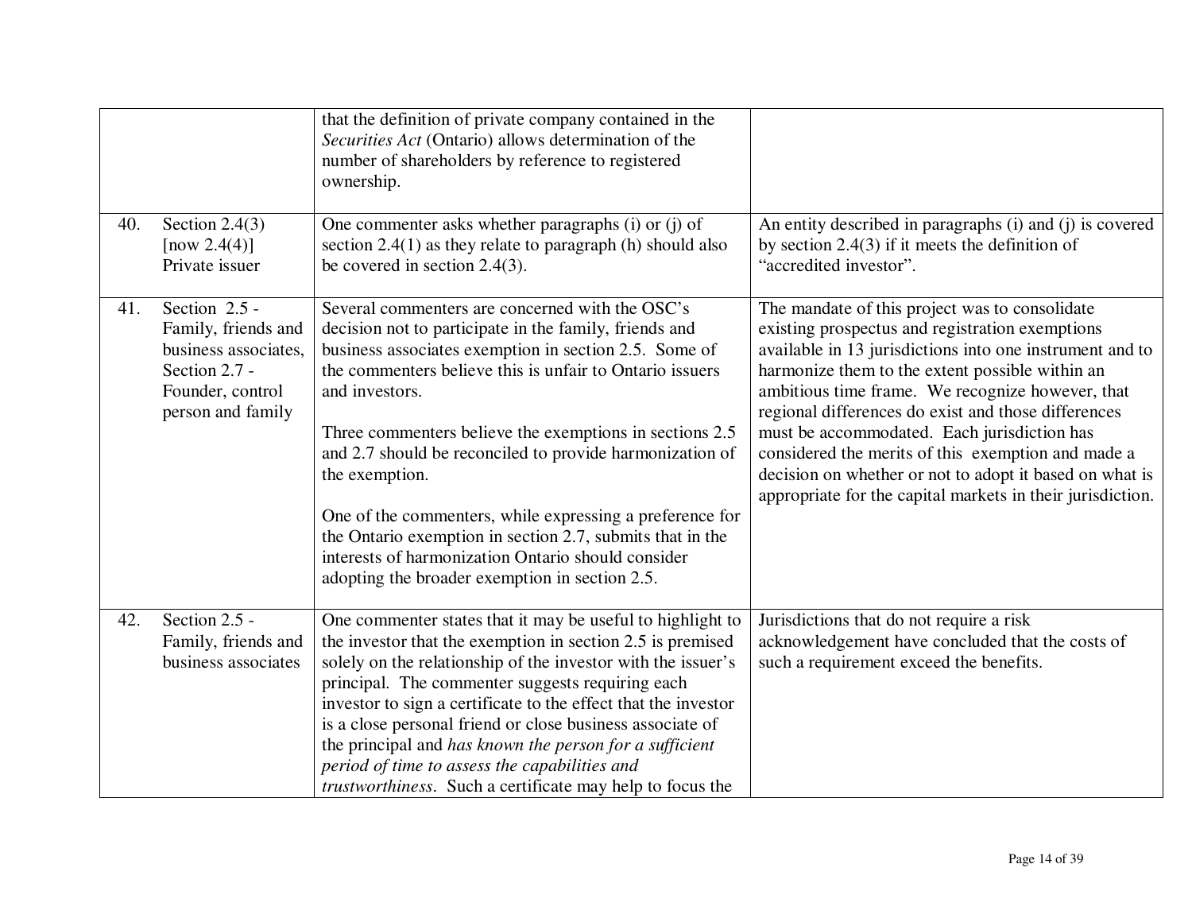| | | | |
|---|---|---|---|
| | | that the definition of private company contained in the *Securities Act* (Ontario) allows determination of the number of shareholders by reference to registered ownership. | |
| 40. | Section 2.4(3) [now 2.4(4)] Private issuer | One commenter asks whether paragraphs (i) or (j) of section 2.4(1) as they relate to paragraph (h) should also be covered in section 2.4(3). | An entity described in paragraphs (i) and (j) is covered by section 2.4(3) if it meets the definition of "accredited investor". |
| 41. | Section 2.5 - Family, friends and business associates, Section 2.7 - Founder, control person and family | Several commenters are concerned with the OSC's decision not to participate in the family, friends and business associates exemption in section 2.5. Some of the commenters believe this is unfair to Ontario issuers and investors.<br><br>Three commenters believe the exemptions in sections 2.5 and 2.7 should be reconciled to provide harmonization of the exemption.<br><br>One of the commenters, while expressing a preference for the Ontario exemption in section 2.7, submits that in the interests of harmonization Ontario should consider adopting the broader exemption in section 2.5. | The mandate of this project was to consolidate existing prospectus and registration exemptions available in 13 jurisdictions into one instrument and to harmonize them to the extent possible within an ambitious time frame. We recognize however, that regional differences do exist and those differences must be accommodated. Each jurisdiction has considered the merits of this exemption and made a decision on whether or not to adopt it based on what is appropriate for the capital markets in their jurisdiction. |
| 42. | Section 2.5 - Family, friends and business associates | One commenter states that it may be useful to highlight to the investor that the exemption in section 2.5 is premised solely on the relationship of the investor with the issuer's principal. The commenter suggests requiring each investor to sign a certificate to the effect that the investor is a close personal friend or close business associate of the principal and *has known the person for a sufficient period of time to assess the capabilities and trustworthiness*. Such a certificate may help to focus the | Jurisdictions that do not require a risk acknowledgement have concluded that the costs of such a requirement exceed the benefits. |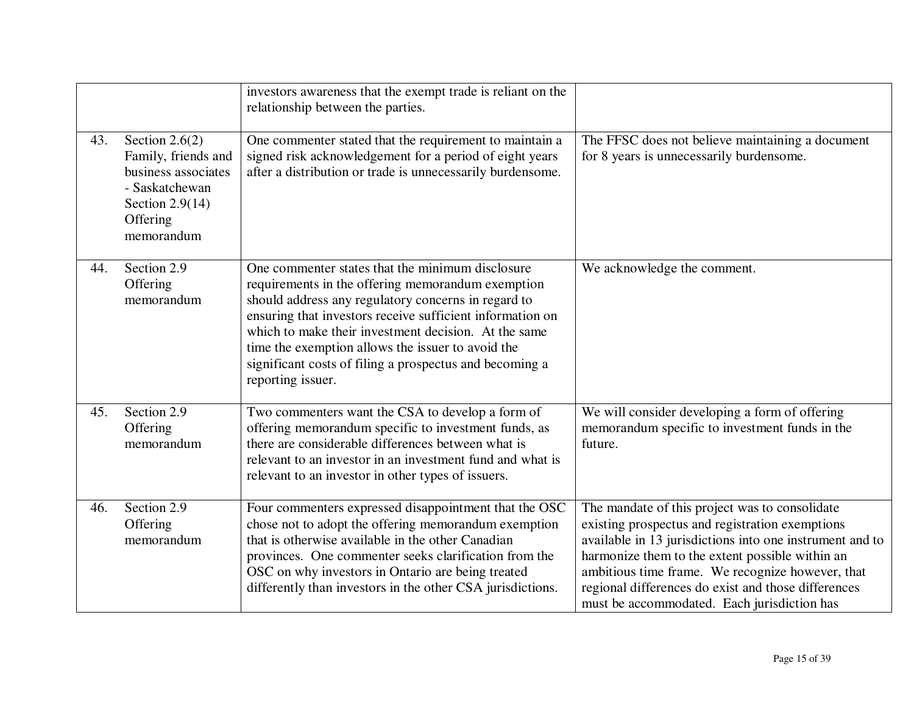| | | | |
|---|---|---|---|
| | | investors awareness that the exempt trade is reliant on the relationship between the parties. | |
| 43. | Section 2.6(2) Family, friends and business associates - Saskatchewan Section 2.9(14) Offering memorandum | One commenter stated that the requirement to maintain a signed risk acknowledgement for a period of eight years after a distribution or trade is unnecessarily burdensome. | The FFSC does not believe maintaining a document for 8 years is unnecessarily burdensome. |
| 44. | Section 2.9 Offering memorandum | One commenter states that the minimum disclosure requirements in the offering memorandum exemption should address any regulatory concerns in regard to ensuring that investors receive sufficient information on which to make their investment decision. At the same time the exemption allows the issuer to avoid the significant costs of filing a prospectus and becoming a reporting issuer. | We acknowledge the comment. |
| 45. | Section 2.9 Offering memorandum | Two commenters want the CSA to develop a form of offering memorandum specific to investment funds, as there are considerable differences between what is relevant to an investor in an investment fund and what is relevant to an investor in other types of issuers. | We will consider developing a form of offering memorandum specific to investment funds in the future. |
| 46. | Section 2.9 Offering memorandum | Four commenters expressed disappointment that the OSC chose not to adopt the offering memorandum exemption that is otherwise available in the other Canadian provinces. One commenter seeks clarification from the OSC on why investors in Ontario are being treated differently than investors in the other CSA jurisdictions. | The mandate of this project was to consolidate existing prospectus and registration exemptions available in 13 jurisdictions into one instrument and to harmonize them to the extent possible within an ambitious time frame. We recognize however, that regional differences do exist and those differences must be accommodated. Each jurisdiction has |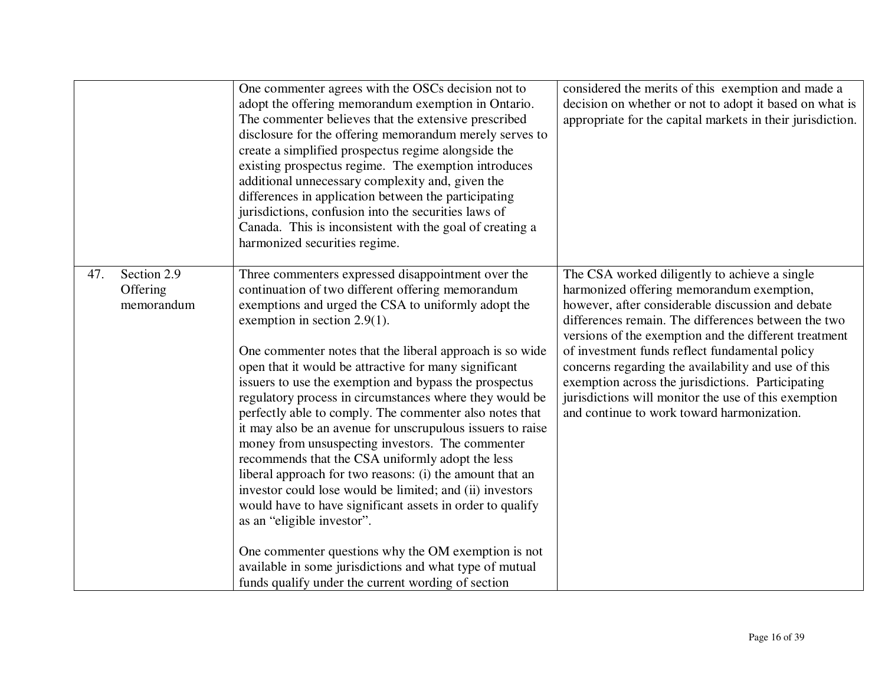| | | |
|---|---|---|
| | One commenter agrees with the OSCs decision not to adopt the offering memorandum exemption in Ontario. The commenter believes that the extensive prescribed disclosure for the offering memorandum merely serves to create a simplified prospectus regime alongside the existing prospectus regime. The exemption introduces additional unnecessary complexity and, given the differences in application between the participating jurisdictions, confusion into the securities laws of Canada. This is inconsistent with the goal of creating a harmonized securities regime. | considered the merits of this exemption and made a decision on whether or not to adopt it based on what is appropriate for the capital markets in their jurisdiction. |
| 47. Section 2.9 Offering memorandum | Three commenters expressed disappointment over the continuation of two different offering memorandum exemptions and urged the CSA to uniformly adopt the exemption in section 2.9(1).<br><br>One commenter notes that the liberal approach is so wide open that it would be attractive for many significant issuers to use the exemption and bypass the prospectus regulatory process in circumstances where they would be perfectly able to comply. The commenter also notes that it may also be an avenue for unscrupulous issuers to raise money from unsuspecting investors. The commenter recommends that the CSA uniformly adopt the less liberal approach for two reasons: (i) the amount that an investor could lose would be limited; and (ii) investors would have to have significant assets in order to qualify as an "eligible investor".<br><br>One commenter questions why the OM exemption is not available in some jurisdictions and what type of mutual funds qualify under the current wording of section | The CSA worked diligently to achieve a single harmonized offering memorandum exemption, however, after considerable discussion and debate differences remain. The differences between the two versions of the exemption and the different treatment of investment funds reflect fundamental policy concerns regarding the availability and use of this exemption across the jurisdictions. Participating jurisdictions will monitor the use of this exemption and continue to work toward harmonization. |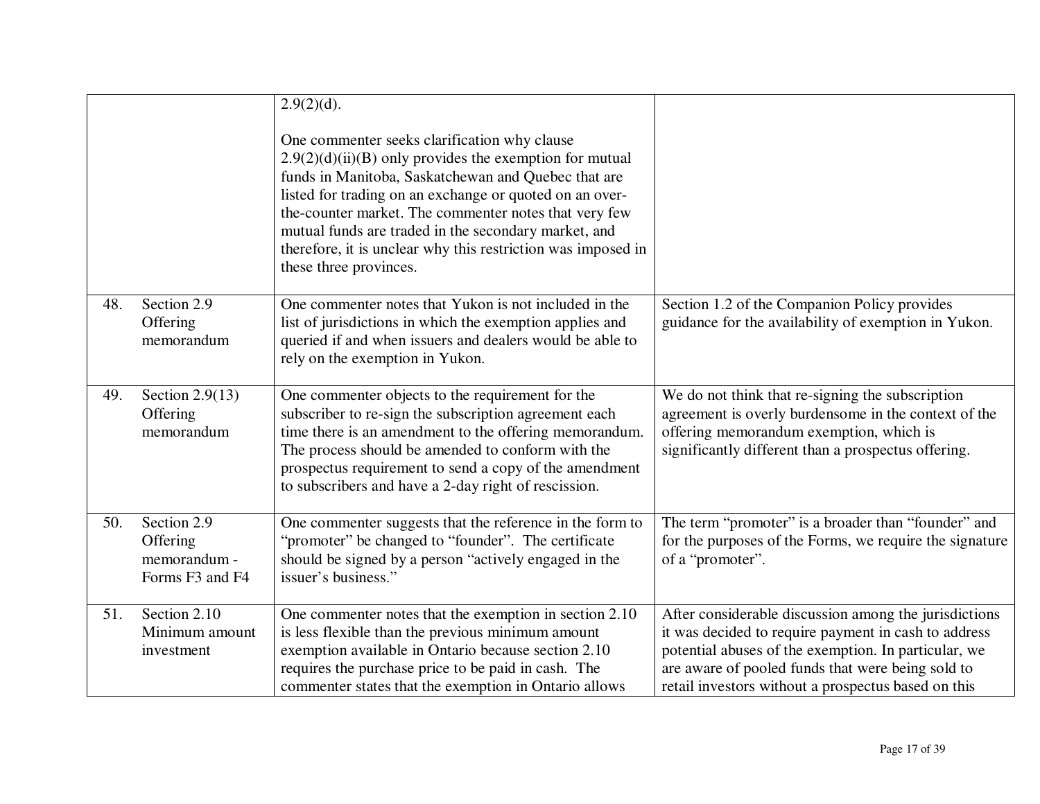| | | | |
|---|---|---|---|
| | | 2.9(2)(d).<br><br>One commenter seeks clarification why clause 2.9(2)(d)(ii)(B) only provides the exemption for mutual funds in Manitoba, Saskatchewan and Quebec that are listed for trading on an exchange or quoted on an over-the-counter market. The commenter notes that very few mutual funds are traded in the secondary market, and therefore, it is unclear why this restriction was imposed in these three provinces. | |
| 48. | Section 2.9 Offering memorandum | One commenter notes that Yukon is not included in the list of jurisdictions in which the exemption applies and queried if and when issuers and dealers would be able to rely on the exemption in Yukon. | Section 1.2 of the Companion Policy provides guidance for the availability of exemption in Yukon. |
| 49. | Section 2.9(13) Offering memorandum | One commenter objects to the requirement for the subscriber to re-sign the subscription agreement each time there is an amendment to the offering memorandum. The process should be amended to conform with the prospectus requirement to send a copy of the amendment to subscribers and have a 2-day right of rescission. | We do not think that re-signing the subscription agreement is overly burdensome in the context of the offering memorandum exemption, which is significantly different than a prospectus offering. |
| 50. | Section 2.9 Offering memorandum - Forms F3 and F4 | One commenter suggests that the reference in the form to "promoter" be changed to "founder". The certificate should be signed by a person "actively engaged in the issuer's business." | The term "promoter" is a broader than "founder" and for the purposes of the Forms, we require the signature of a "promoter". |
| 51. | Section 2.10 Minimum amount investment | One commenter notes that the exemption in section 2.10 is less flexible than the previous minimum amount exemption available in Ontario because section 2.10 requires the purchase price to be paid in cash. The commenter states that the exemption in Ontario allows | After considerable discussion among the jurisdictions it was decided to require payment in cash to address potential abuses of the exemption. In particular, we are aware of pooled funds that were being sold to retail investors without a prospectus based on this |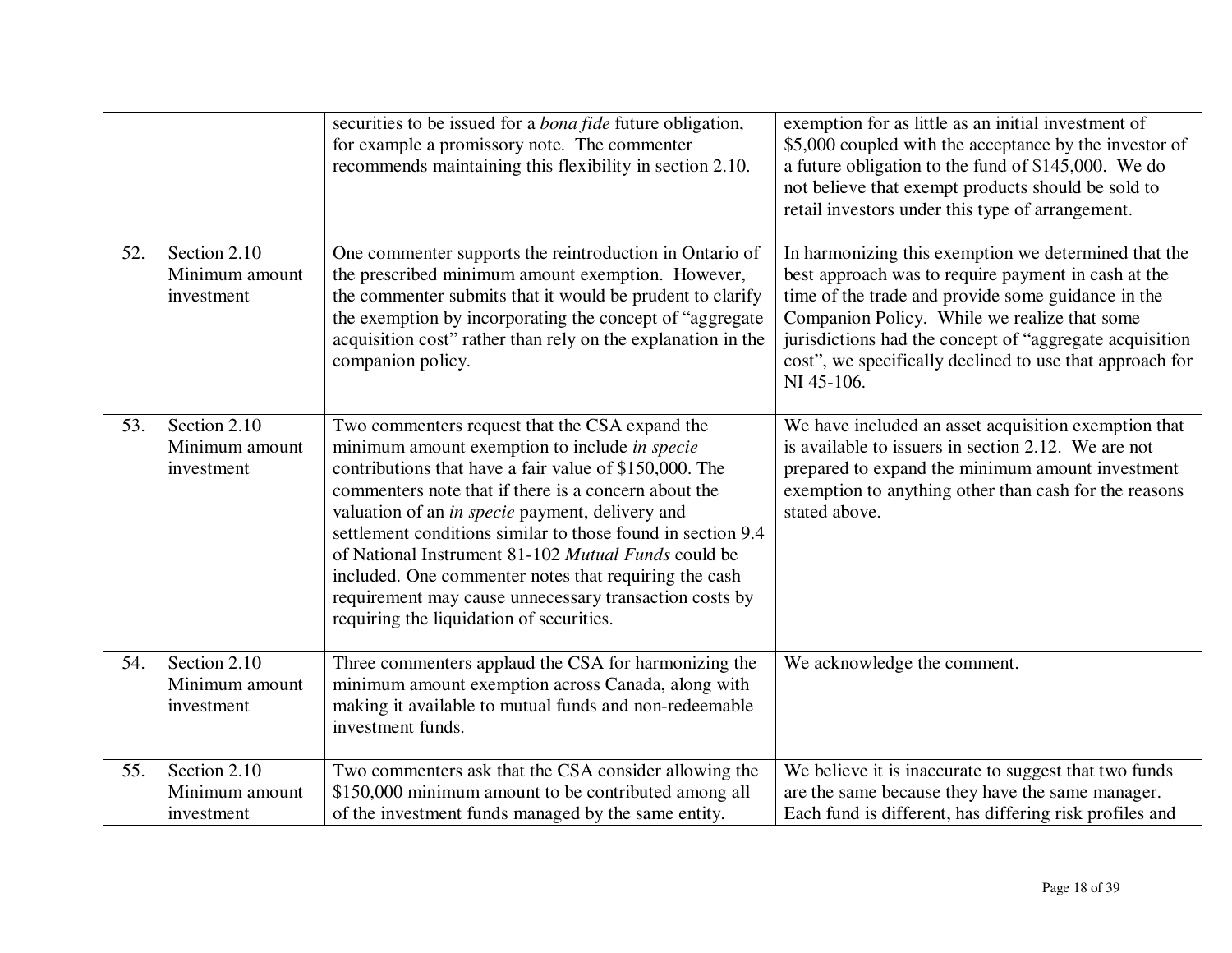| | | | |
|---|---|---|---|
| | | securities to be issued for a *bona fide* future obligation, for example a promissory note. The commenter recommends maintaining this flexibility in section 2.10. | exemption for as little as an initial investment of $5,000 coupled with the acceptance by the investor of a future obligation to the fund of $145,000. We do not believe that exempt products should be sold to retail investors under this type of arrangement. |
| 52. | Section 2.10 Minimum amount investment | One commenter supports the reintroduction in Ontario of the prescribed minimum amount exemption. However, the commenter submits that it would be prudent to clarify the exemption by incorporating the concept of "aggregate acquisition cost" rather than rely on the explanation in the companion policy. | In harmonizing this exemption we determined that the best approach was to require payment in cash at the time of the trade and provide some guidance in the Companion Policy. While we realize that some jurisdictions had the concept of "aggregate acquisition cost", we specifically declined to use that approach for NI 45-106. |
| 53. | Section 2.10 Minimum amount investment | Two commenters request that the CSA expand the minimum amount exemption to include *in specie* contributions that have a fair value of $150,000. The commenters note that if there is a concern about the valuation of an *in specie* payment, delivery and settlement conditions similar to those found in section 9.4 of National Instrument 81-102 *Mutual Funds* could be included. One commenter notes that requiring the cash requirement may cause unnecessary transaction costs by requiring the liquidation of securities. | We have included an asset acquisition exemption that is available to issuers in section 2.12. We are not prepared to expand the minimum amount investment exemption to anything other than cash for the reasons stated above. |
| 54. | Section 2.10 Minimum amount investment | Three commenters applaud the CSA for harmonizing the minimum amount exemption across Canada, along with making it available to mutual funds and non-redeemable investment funds. | We acknowledge the comment. |
| 55. | Section 2.10 Minimum amount investment | Two commenters ask that the CSA consider allowing the $150,000 minimum amount to be contributed among all of the investment funds managed by the same entity. | We believe it is inaccurate to suggest that two funds are the same because they have the same manager. Each fund is different, has differing risk profiles and |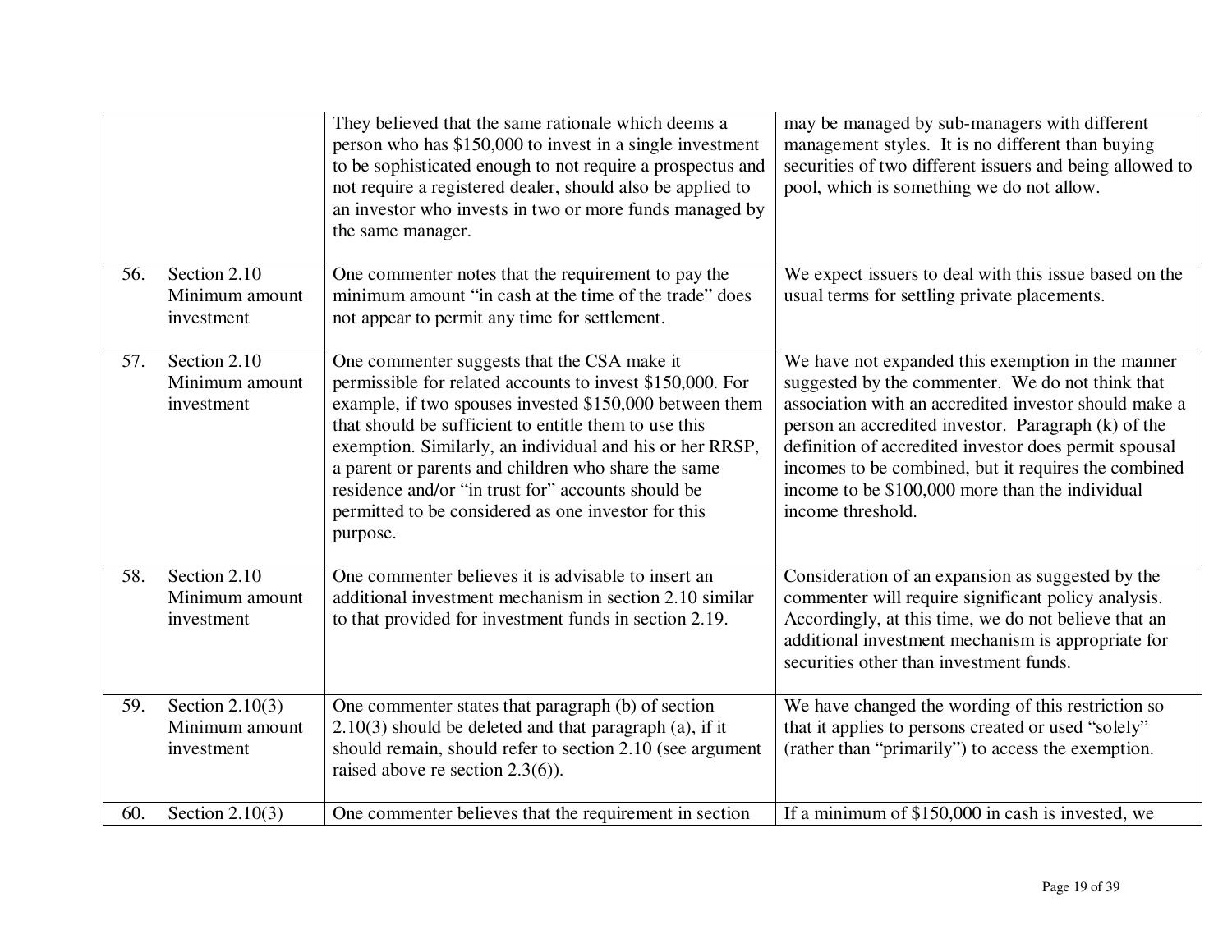| | | | |
|---|---|---|---|
| | | They believed that the same rationale which deems a person who has $150,000 to invest in a single investment to be sophisticated enough to not require a prospectus and not require a registered dealer, should also be applied to an investor who invests in two or more funds managed by the same manager. | may be managed by sub-managers with different management styles. It is no different than buying securities of two different issuers and being allowed to pool, which is something we do not allow. |
| 56. | Section 2.10 Minimum amount investment | One commenter notes that the requirement to pay the minimum amount "in cash at the time of the trade" does not appear to permit any time for settlement. | We expect issuers to deal with this issue based on the usual terms for settling private placements. |
| 57. | Section 2.10 Minimum amount investment | One commenter suggests that the CSA make it permissible for related accounts to invest $150,000. For example, if two spouses invested $150,000 between them that should be sufficient to entitle them to use this exemption. Similarly, an individual and his or her RRSP, a parent or parents and children who share the same residence and/or "in trust for" accounts should be permitted to be considered as one investor for this purpose. | We have not expanded this exemption in the manner suggested by the commenter. We do not think that association with an accredited investor should make a person an accredited investor. Paragraph (k) of the definition of accredited investor does permit spousal incomes to be combined, but it requires the combined income to be $100,000 more than the individual income threshold. |
| 58. | Section 2.10 Minimum amount investment | One commenter believes it is advisable to insert an additional investment mechanism in section 2.10 similar to that provided for investment funds in section 2.19. | Consideration of an expansion as suggested by the commenter will require significant policy analysis. Accordingly, at this time, we do not believe that an additional investment mechanism is appropriate for securities other than investment funds. |
| 59. | Section 2.10(3) Minimum amount investment | One commenter states that paragraph (b) of section 2.10(3) should be deleted and that paragraph (a), if it should remain, should refer to section 2.10 (see argument raised above re section 2.3(6)). | We have changed the wording of this restriction so that it applies to persons created or used "solely" (rather than "primarily") to access the exemption. |
| 60. | Section 2.10(3) | One commenter believes that the requirement in section | If a minimum of $150,000 in cash is invested, we |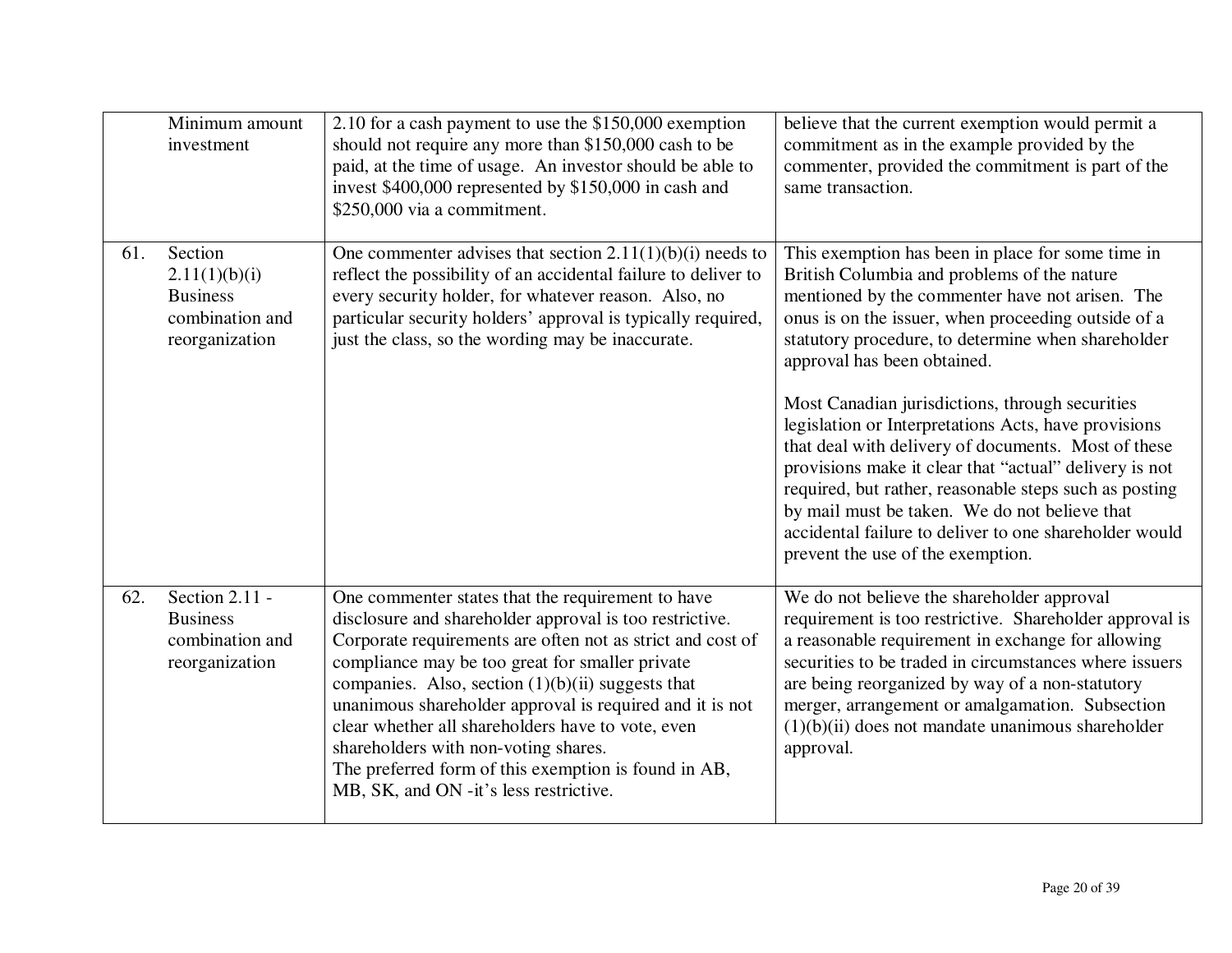| | | | |
|---|---|---|---|
| | Minimum amount investment | 2.10 for a cash payment to use the $150,000 exemption should not require any more than $150,000 cash to be paid, at the time of usage. An investor should be able to invest $400,000 represented by $150,000 in cash and $250,000 via a commitment. | believe that the current exemption would permit a commitment as in the example provided by the commenter, provided the commitment is part of the same transaction. |
| 61. | Section 2.11(1)(b)(i) Business combination and reorganization | One commenter advises that section 2.11(1)(b)(i) needs to reflect the possibility of an accidental failure to deliver to every security holder, for whatever reason. Also, no particular security holders' approval is typically required, just the class, so the wording may be inaccurate. | This exemption has been in place for some time in British Columbia and problems of the nature mentioned by the commenter have not arisen. The onus is on the issuer, when proceeding outside of a statutory procedure, to determine when shareholder approval has been obtained.<br><br>Most Canadian jurisdictions, through securities legislation or Interpretations Acts, have provisions that deal with delivery of documents. Most of these provisions make it clear that "actual" delivery is not required, but rather, reasonable steps such as posting by mail must be taken. We do not believe that accidental failure to deliver to one shareholder would prevent the use of the exemption. |
| 62. | Section 2.11 - Business combination and reorganization | One commenter states that the requirement to have disclosure and shareholder approval is too restrictive. Corporate requirements are often not as strict and cost of compliance may be too great for smaller private companies. Also, section (1)(b)(ii) suggests that unanimous shareholder approval is required and it is not clear whether all shareholders have to vote, even shareholders with non-voting shares.<br>The preferred form of this exemption is found in AB, MB, SK, and ON -it's less restrictive. | We do not believe the shareholder approval requirement is too restrictive. Shareholder approval is a reasonable requirement in exchange for allowing securities to be traded in circumstances where issuers are being reorganized by way of a non-statutory merger, arrangement or amalgamation. Subsection (1)(b)(ii) does not mandate unanimous shareholder approval. |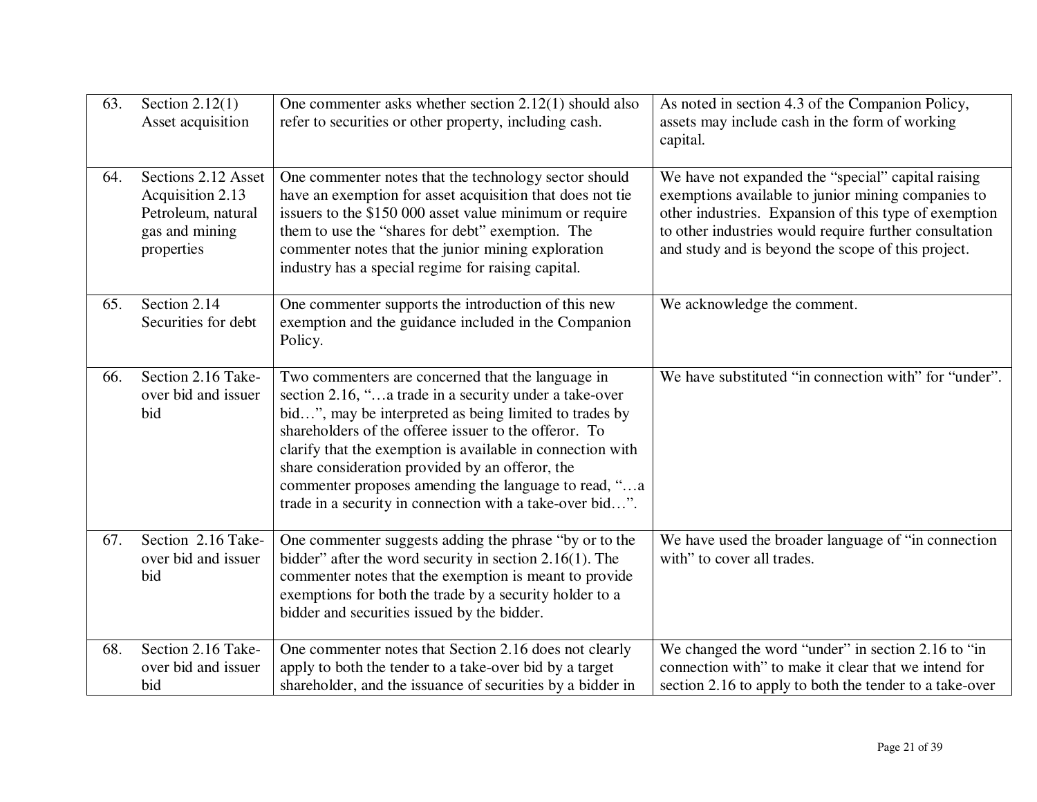| | | | |
|---|---|---|---|
| 63. | Section 2.12(1) Asset acquisition | One commenter asks whether section 2.12(1) should also refer to securities or other property, including cash. | As noted in section 4.3 of the Companion Policy, assets may include cash in the form of working capital. |
| 64. | Sections 2.12 Asset Acquisition 2.13 Petroleum, natural gas and mining properties | One commenter notes that the technology sector should have an exemption for asset acquisition that does not tie issuers to the $150 000 asset value minimum or require them to use the "shares for debt" exemption. The commenter notes that the junior mining exploration industry has a special regime for raising capital. | We have not expanded the "special" capital raising exemptions available to junior mining companies to other industries. Expansion of this type of exemption to other industries would require further consultation and study and is beyond the scope of this project. |
| 65. | Section 2.14 Securities for debt | One commenter supports the introduction of this new exemption and the guidance included in the Companion Policy. | We acknowledge the comment. |
| 66. | Section 2.16 Take-over bid and issuer bid | Two commenters are concerned that the language in section 2.16, "…a trade in a security under a take-over bid…", may be interpreted as being limited to trades by shareholders of the offeree issuer to the offeror. To clarify that the exemption is available in connection with share consideration provided by an offeror, the commenter proposes amending the language to read, "…a trade in a security in connection with a take-over bid…". | We have substituted "in connection with" for "under". |
| 67. | Section 2.16 Take-over bid and issuer bid | One commenter suggests adding the phrase "by or to the bidder" after the word security in section 2.16(1). The commenter notes that the exemption is meant to provide exemptions for both the trade by a security holder to a bidder and securities issued by the bidder. | We have used the broader language of "in connection with" to cover all trades. |
| 68. | Section 2.16 Take-over bid and issuer bid | One commenter notes that Section 2.16 does not clearly apply to both the tender to a take-over bid by a target shareholder, and the issuance of securities by a bidder in | We changed the word "under" in section 2.16 to "in connection with" to make it clear that we intend for section 2.16 to apply to both the tender to a take-over |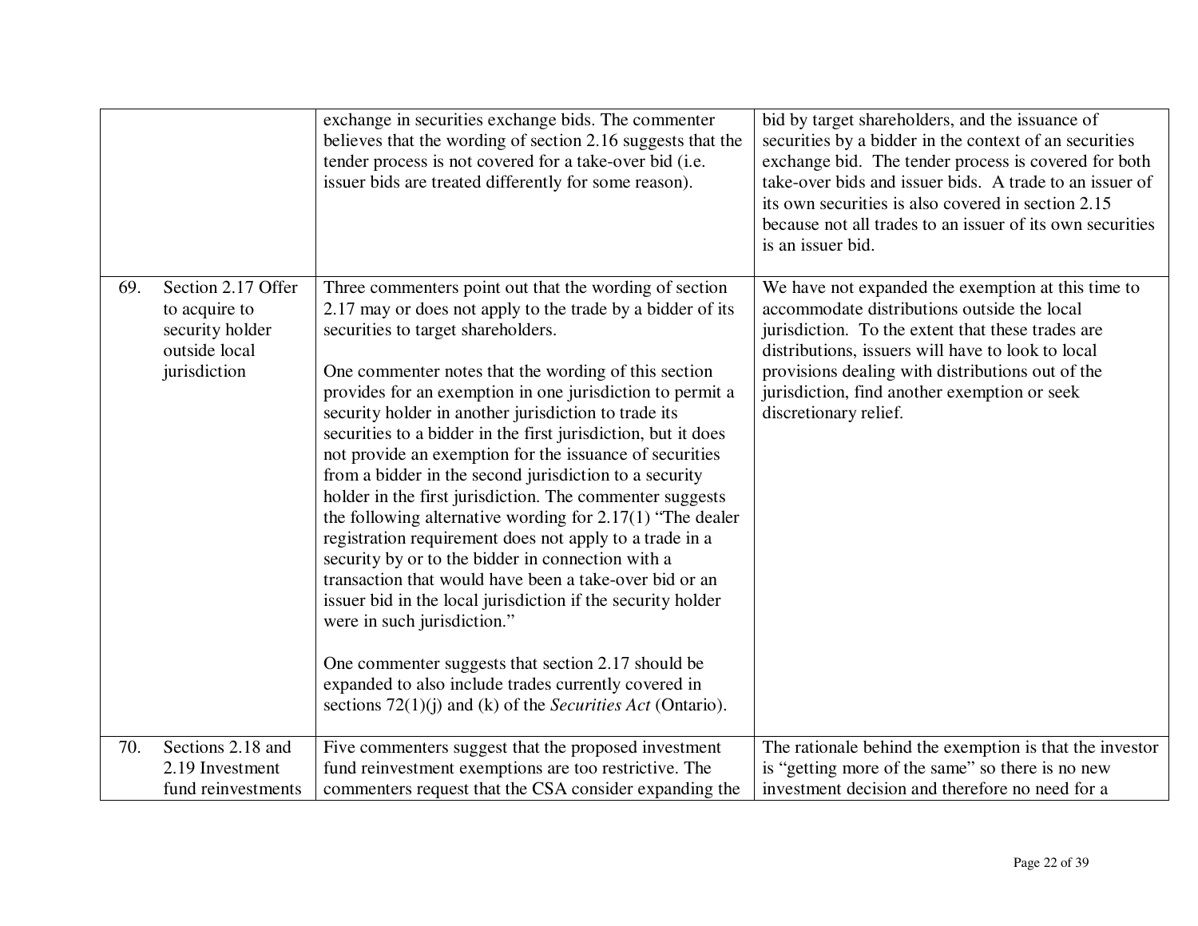| | | | |
|---|---|---|---|
| | | exchange in securities exchange bids. The commenter believes that the wording of section 2.16 suggests that the tender process is not covered for a take-over bid (i.e. issuer bids are treated differently for some reason). | bid by target shareholders, and the issuance of securities by a bidder in the context of an securities exchange bid. The tender process is covered for both take-over bids and issuer bids. A trade to an issuer of its own securities is also covered in section 2.15 because not all trades to an issuer of its own securities is an issuer bid. |
| 69. | Section 2.17 Offer to acquire to security holder outside local jurisdiction | Three commenters point out that the wording of section 2.17 may or does not apply to the trade by a bidder of its securities to target shareholders.<br><br>One commenter notes that the wording of this section provides for an exemption in one jurisdiction to permit a security holder in another jurisdiction to trade its securities to a bidder in the first jurisdiction, but it does not provide an exemption for the issuance of securities from a bidder in the second jurisdiction to a security holder in the first jurisdiction. The commenter suggests the following alternative wording for 2.17(1) "The dealer registration requirement does not apply to a trade in a security by or to the bidder in connection with a transaction that would have been a take-over bid or an issuer bid in the local jurisdiction if the security holder were in such jurisdiction."<br><br>One commenter suggests that section 2.17 should be expanded to also include trades currently covered in sections 72(1)(j) and (k) of the *Securities Act* (Ontario). | We have not expanded the exemption at this time to accommodate distributions outside the local jurisdiction. To the extent that these trades are distributions, issuers will have to look to local provisions dealing with distributions out of the jurisdiction, find another exemption or seek discretionary relief. |
| 70. | Sections 2.18 and 2.19 Investment fund reinvestments | Five commenters suggest that the proposed investment fund reinvestment exemptions are too restrictive. The commenters request that the CSA consider expanding the | The rationale behind the exemption is that the investor is "getting more of the same" so there is no new investment decision and therefore no need for a |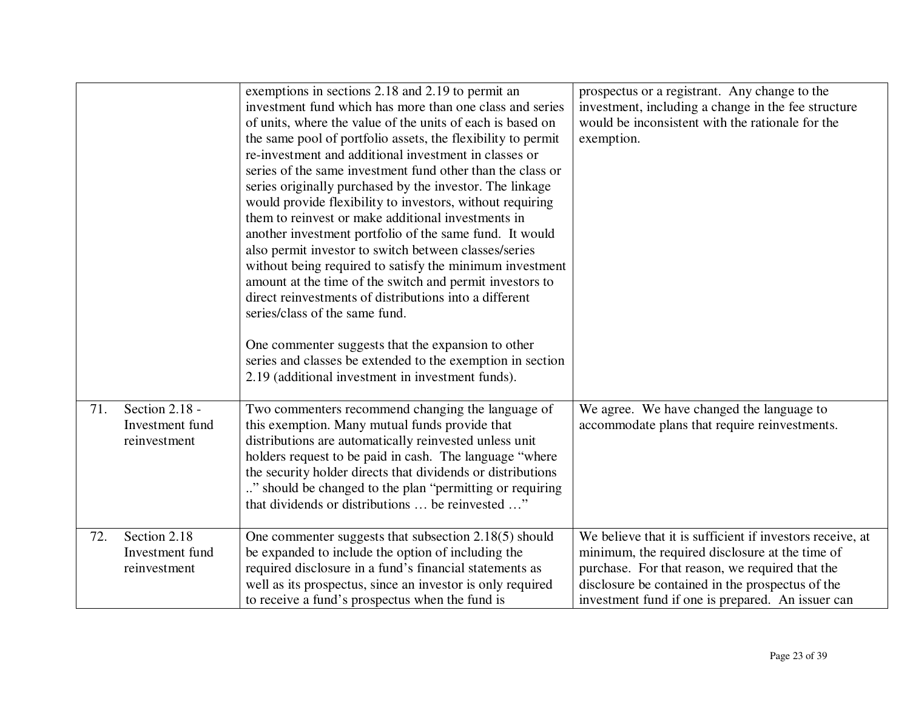| | | |
|---|---|---|
| | exemptions in sections 2.18 and 2.19 to permit an investment fund which has more than one class and series of units, where the value of the units of each is based on the same pool of portfolio assets, the flexibility to permit re-investment and additional investment in classes or series of the same investment fund other than the class or series originally purchased by the investor. The linkage would provide flexibility to investors, without requiring them to reinvest or make additional investments in another investment portfolio of the same fund. It would also permit investor to switch between classes/series without being required to satisfy the minimum investment amount at the time of the switch and permit investors to direct reinvestments of distributions into a different series/class of the same fund.<br><br>One commenter suggests that the expansion to other series and classes be extended to the exemption in section 2.19 (additional investment in investment funds). | prospectus or a registrant. Any change to the investment, including a change in the fee structure would be inconsistent with the rationale for the exemption. |
| 71. Section 2.18 - Investment fund reinvestment | Two commenters recommend changing the language of this exemption. Many mutual funds provide that distributions are automatically reinvested unless unit holders request to be paid in cash. The language "where the security holder directs that dividends or distributions .." should be changed to the plan "permitting or requiring that dividends or distributions … be reinvested …" | We agree. We have changed the language to accommodate plans that require reinvestments. |
| 72. Section 2.18 Investment fund reinvestment | One commenter suggests that subsection 2.18(5) should be expanded to include the option of including the required disclosure in a fund's financial statements as well as its prospectus, since an investor is only required to receive a fund's prospectus when the fund is | We believe that it is sufficient if investors receive, at minimum, the required disclosure at the time of purchase. For that reason, we required that the disclosure be contained in the prospectus of the investment fund if one is prepared. An issuer can |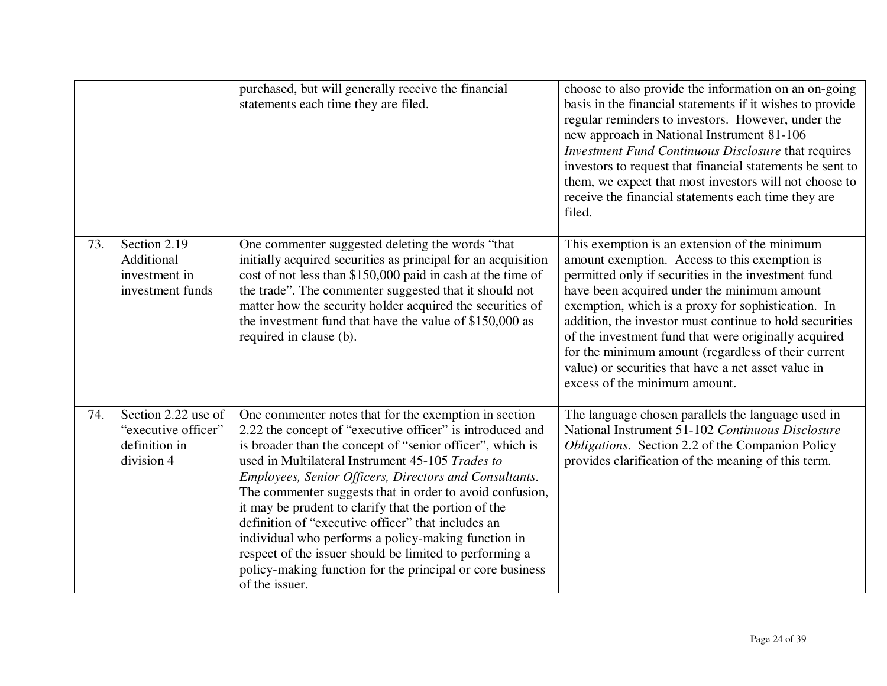| | | | |
|---|---|---|---|
| | | purchased, but will generally receive the financial statements each time they are filed. | choose to also provide the information on an on-going basis in the financial statements if it wishes to provide regular reminders to investors. However, under the new approach in National Instrument 81-106 *Investment Fund Continuous Disclosure* that requires investors to request that financial statements be sent to them, we expect that most investors will not choose to receive the financial statements each time they are filed. |
| 73. | Section 2.19 Additional investment in investment funds | One commenter suggested deleting the words "that initially acquired securities as principal for an acquisition cost of not less than $150,000 paid in cash at the time of the trade". The commenter suggested that it should not matter how the security holder acquired the securities of the investment fund that have the value of $150,000 as required in clause (b). | This exemption is an extension of the minimum amount exemption. Access to this exemption is permitted only if securities in the investment fund have been acquired under the minimum amount exemption, which is a proxy for sophistication. In addition, the investor must continue to hold securities of the investment fund that were originally acquired for the minimum amount (regardless of their current value) or securities that have a net asset value in excess of the minimum amount. |
| 74. | Section 2.22 use of "executive officer" definition in division 4 | One commenter notes that for the exemption in section 2.22 the concept of "executive officer" is introduced and is broader than the concept of "senior officer", which is used in Multilateral Instrument 45-105 *Trades to Employees, Senior Officers, Directors and Consultants*. The commenter suggests that in order to avoid confusion, it may be prudent to clarify that the portion of the definition of "executive officer" that includes an individual who performs a policy-making function in respect of the issuer should be limited to performing a policy-making function for the principal or core business of the issuer. | The language chosen parallels the language used in National Instrument 51-102 *Continuous Disclosure Obligations*. Section 2.2 of the Companion Policy provides clarification of the meaning of this term. |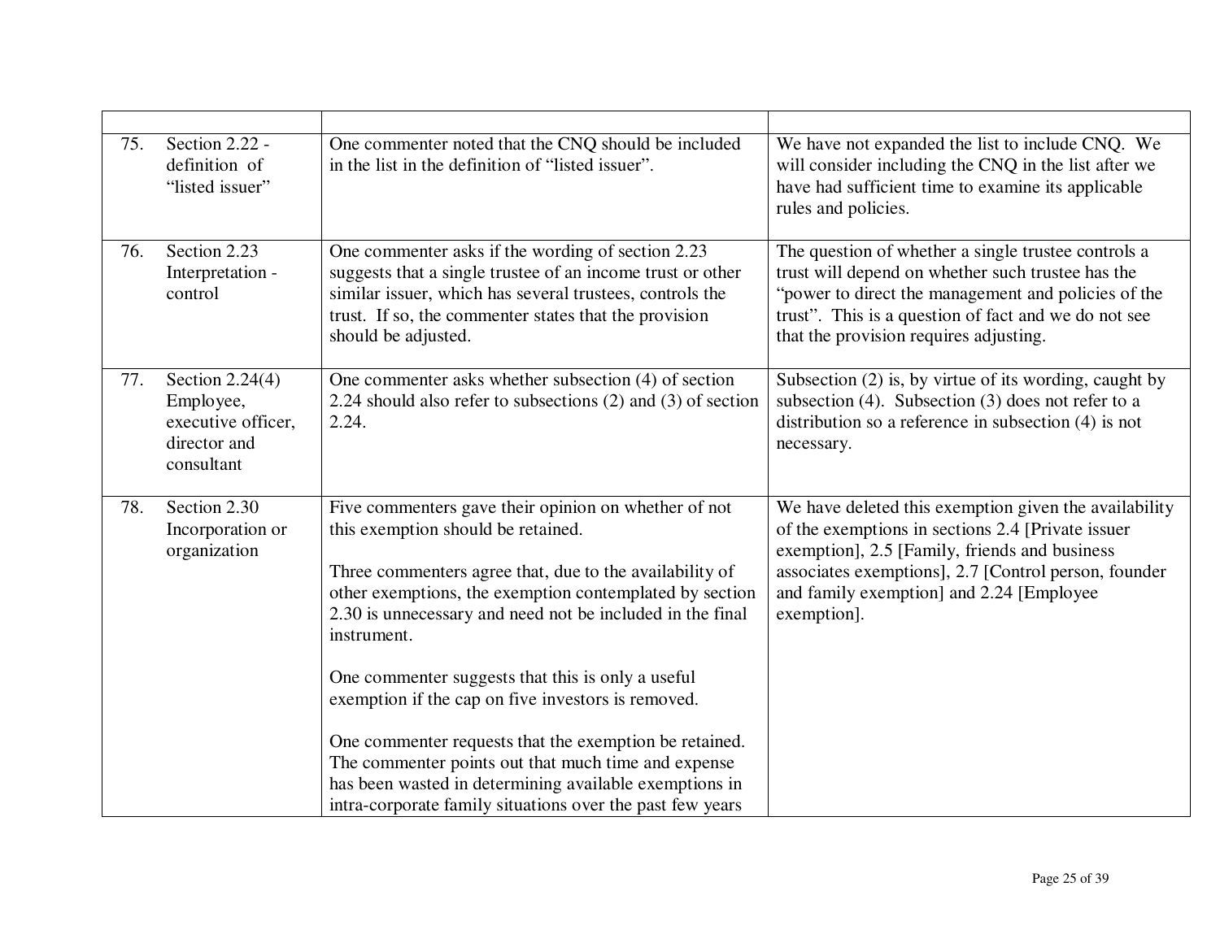| | | |
|---|---|---|
| 75. Section 2.22 - definition of "listed issuer" | One commenter noted that the CNQ should be included in the list in the definition of "listed issuer". | We have not expanded the list to include CNQ. We will consider including the CNQ in the list after we have had sufficient time to examine its applicable rules and policies. |
| 76. Section 2.23 Interpretation - control | One commenter asks if the wording of section 2.23 suggests that a single trustee of an income trust or other similar issuer, which has several trustees, controls the trust. If so, the commenter states that the provision should be adjusted. | The question of whether a single trustee controls a trust will depend on whether such trustee has the "power to direct the management and policies of the trust". This is a question of fact and we do not see that the provision requires adjusting. |
| 77. Section 2.24(4) Employee, executive officer, director and consultant | One commenter asks whether subsection (4) of section 2.24 should also refer to subsections (2) and (3) of section 2.24. | Subsection (2) is, by virtue of its wording, caught by subsection (4). Subsection (3) does not refer to a distribution so a reference in subsection (4) is not necessary. |
| 78. Section 2.30 Incorporation or organization | Five commenters gave their opinion on whether of not this exemption should be retained.<br><br>Three commenters agree that, due to the availability of other exemptions, the exemption contemplated by section 2.30 is unnecessary and need not be included in the final instrument.<br><br>One commenter suggests that this is only a useful exemption if the cap on five investors is removed.<br><br>One commenter requests that the exemption be retained. The commenter points out that much time and expense has been wasted in determining available exemptions in intra-corporate family situations over the past few years | We have deleted this exemption given the availability of the exemptions in sections 2.4 [Private issuer exemption], 2.5 [Family, friends and business associates exemptions], 2.7 [Control person, founder and family exemption] and 2.24 [Employee exemption]. |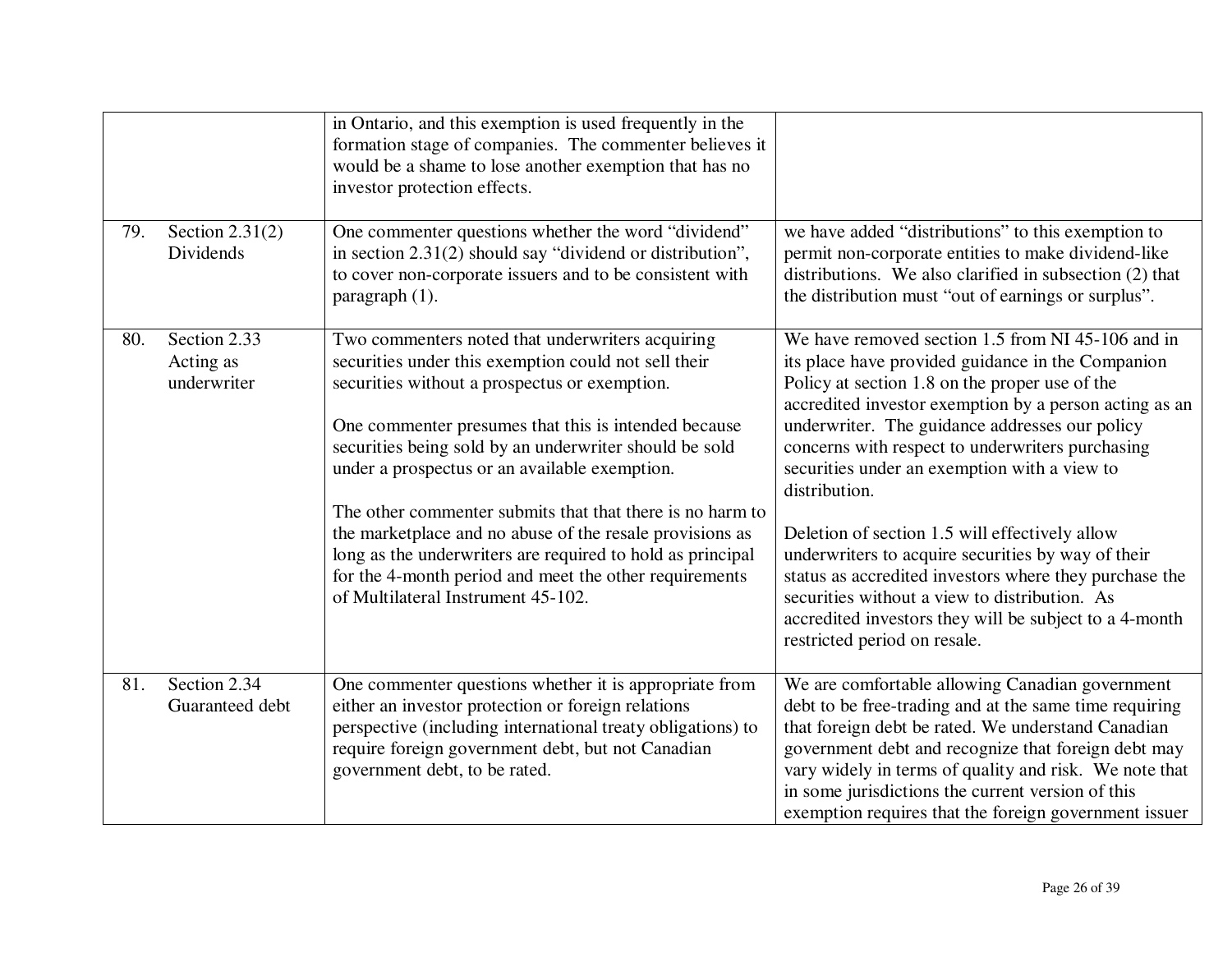| | | |
|---|---|---|
| | in Ontario, and this exemption is used frequently in the formation stage of companies. The commenter believes it would be a shame to lose another exemption that has no investor protection effects. | |
| 79. Section 2.31(2) Dividends | One commenter questions whether the word "dividend" in section 2.31(2) should say "dividend or distribution", to cover non-corporate issuers and to be consistent with paragraph (1). | we have added "distributions" to this exemption to permit non-corporate entities to make dividend-like distributions. We also clarified in subsection (2) that the distribution must "out of earnings or surplus". |
| 80. Section 2.33 Acting as underwriter | Two commenters noted that underwriters acquiring securities under this exemption could not sell their securities without a prospectus or exemption.<br><br>One commenter presumes that this is intended because securities being sold by an underwriter should be sold under a prospectus or an available exemption.<br><br>The other commenter submits that that there is no harm to the marketplace and no abuse of the resale provisions as long as the underwriters are required to hold as principal for the 4-month period and meet the other requirements of Multilateral Instrument 45-102. | We have removed section 1.5 from NI 45-106 and in its place have provided guidance in the Companion Policy at section 1.8 on the proper use of the accredited investor exemption by a person acting as an underwriter. The guidance addresses our policy concerns with respect to underwriters purchasing securities under an exemption with a view to distribution.<br><br>Deletion of section 1.5 will effectively allow underwriters to acquire securities by way of their status as accredited investors where they purchase the securities without a view to distribution. As accredited investors they will be subject to a 4-month restricted period on resale. |
| 81. Section 2.34 Guaranteed debt | One commenter questions whether it is appropriate from either an investor protection or foreign relations perspective (including international treaty obligations) to require foreign government debt, but not Canadian government debt, to be rated. | We are comfortable allowing Canadian government debt to be free-trading and at the same time requiring that foreign debt be rated. We understand Canadian government debt and recognize that foreign debt may vary widely in terms of quality and risk. We note that in some jurisdictions the current version of this exemption requires that the foreign government issuer |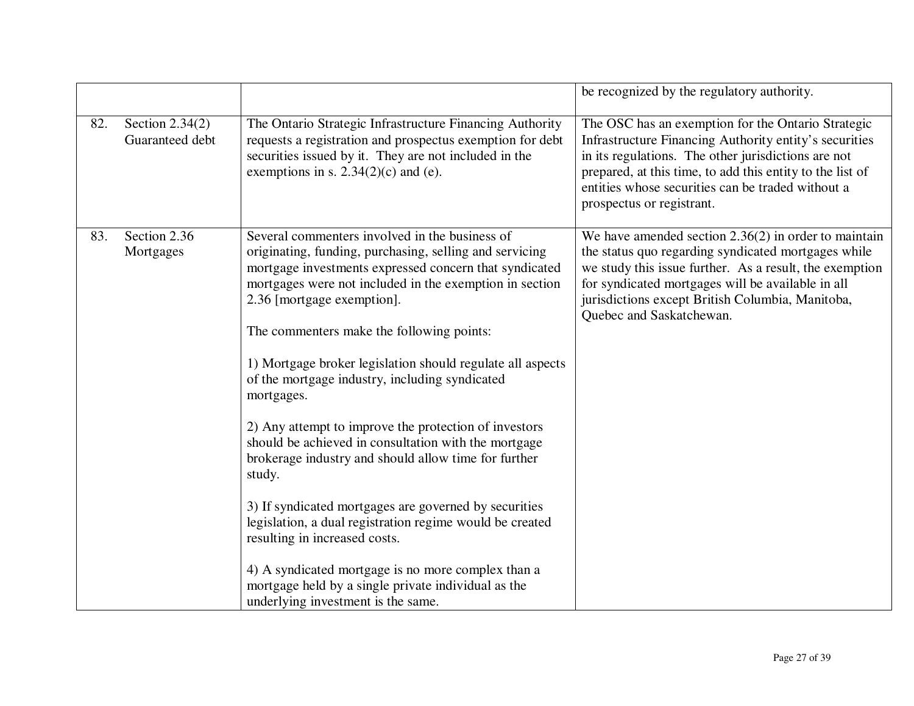| | | |
|---|---|---|
| | | be recognized by the regulatory authority. |
| 82. Section 2.34(2) Guaranteed debt | The Ontario Strategic Infrastructure Financing Authority requests a registration and prospectus exemption for debt securities issued by it. They are not included in the exemptions in s. 2.34(2)(c) and (e). | The OSC has an exemption for the Ontario Strategic Infrastructure Financing Authority entity's securities in its regulations. The other jurisdictions are not prepared, at this time, to add this entity to the list of entities whose securities can be traded without a prospectus or registrant. |
| 83. Section 2.36 Mortgages | Several commenters involved in the business of originating, funding, purchasing, selling and servicing mortgage investments expressed concern that syndicated mortgages were not included in the exemption in section 2.36 [mortgage exemption].<br><br>The commenters make the following points:<br><br>1) Mortgage broker legislation should regulate all aspects of the mortgage industry, including syndicated mortgages.<br><br>2) Any attempt to improve the protection of investors should be achieved in consultation with the mortgage brokerage industry and should allow time for further study.<br><br>3) If syndicated mortgages are governed by securities legislation, a dual registration regime would be created resulting in increased costs.<br><br>4) A syndicated mortgage is no more complex than a mortgage held by a single private individual as the underlying investment is the same. | We have amended section 2.36(2) in order to maintain the status quo regarding syndicated mortgages while we study this issue further. As a result, the exemption for syndicated mortgages will be available in all jurisdictions except British Columbia, Manitoba, Quebec and Saskatchewan. |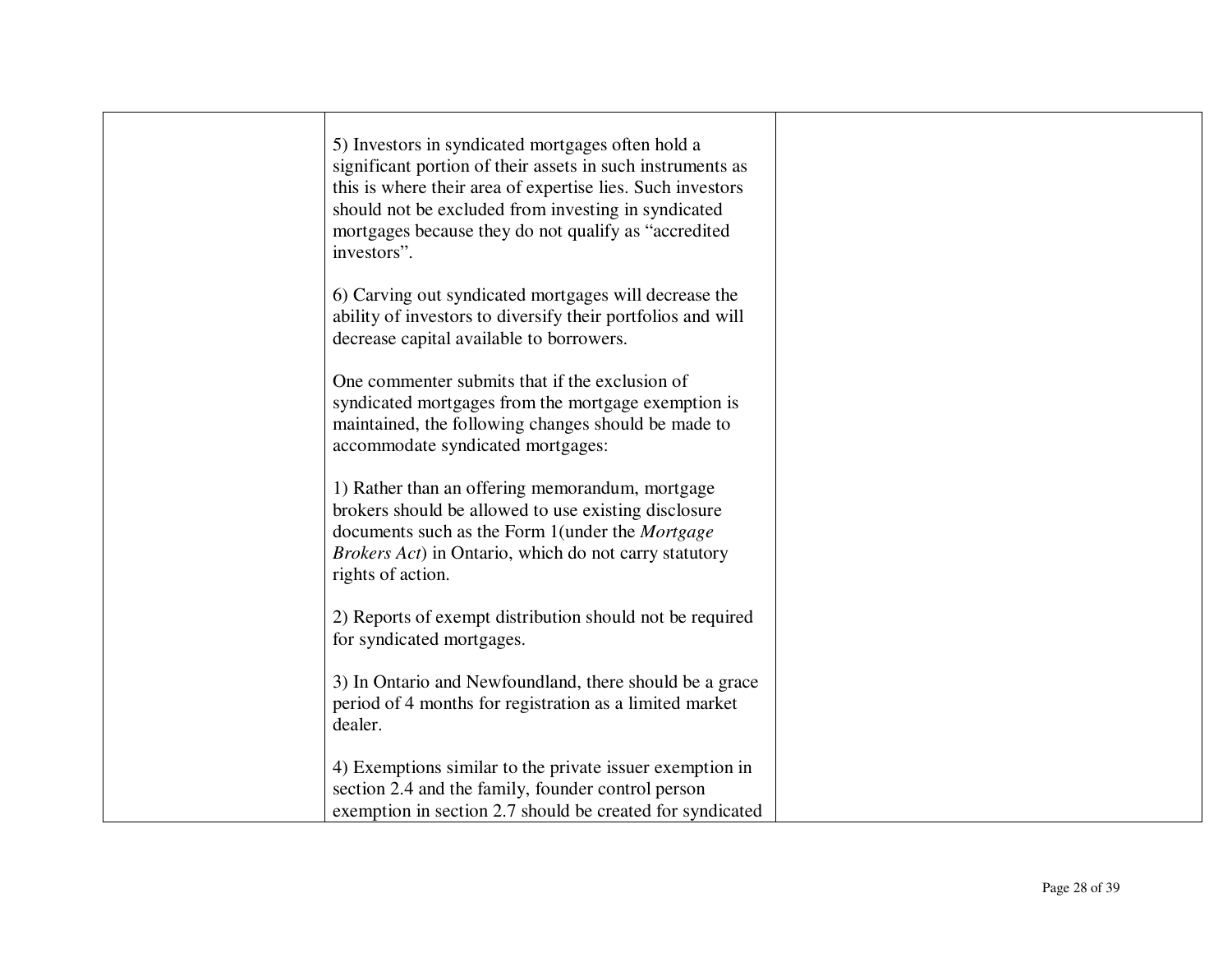|  |  |  |
|---|---|---|
|  | 5) Investors in syndicated mortgages often hold a significant portion of their assets in such instruments as this is where their area of expertise lies. Such investors should not be excluded from investing in syndicated mortgages because they do not qualify as "accredited investors".<br><br>6) Carving out syndicated mortgages will decrease the ability of investors to diversify their portfolios and will decrease capital available to borrowers.<br><br>One commenter submits that if the exclusion of syndicated mortgages from the mortgage exemption is maintained, the following changes should be made to accommodate syndicated mortgages:<br><br>1) Rather than an offering memorandum, mortgage brokers should be allowed to use existing disclosure documents such as the Form 1(under the *Mortgage Brokers Act*) in Ontario, which do not carry statutory rights of action.<br><br>2) Reports of exempt distribution should not be required for syndicated mortgages.<br><br>3) In Ontario and Newfoundland, there should be a grace period of 4 months for registration as a limited market dealer.<br><br>4) Exemptions similar to the private issuer exemption in section 2.4 and the family, founder control person exemption in section 2.7 should be created for syndicated |  |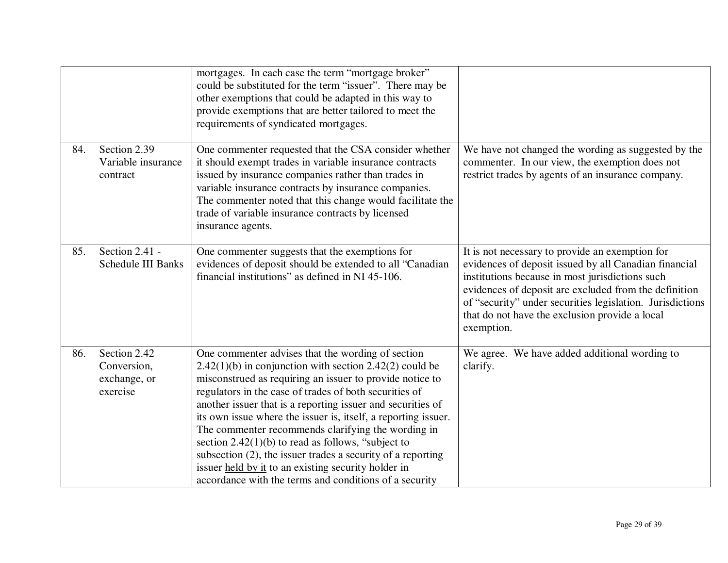| | | | |
|---|---|---|---|
| | | mortgages. In each case the term "mortgage broker" could be substituted for the term "issuer". There may be other exemptions that could be adapted in this way to provide exemptions that are better tailored to meet the requirements of syndicated mortgages. | |
| 84. | Section 2.39 Variable insurance contract | One commenter requested that the CSA consider whether it should exempt trades in variable insurance contracts issued by insurance companies rather than trades in variable insurance contracts by insurance companies. The commenter noted that this change would facilitate the trade of variable insurance contracts by licensed insurance agents. | We have not changed the wording as suggested by the commenter. In our view, the exemption does not restrict trades by agents of an insurance company. |
| 85. | Section 2.41 - Schedule III Banks | One commenter suggests that the exemptions for evidences of deposit should be extended to all "Canadian financial institutions" as defined in NI 45-106. | It is not necessary to provide an exemption for evidences of deposit issued by all Canadian financial institutions because in most jurisdictions such evidences of deposit are excluded from the definition of "security" under securities legislation. Jurisdictions that do not have the exclusion provide a local exemption. |
| 86. | Section 2.42 Conversion, exchange, or exercise | One commenter advises that the wording of section 2.42(1)(b) in conjunction with section 2.42(2) could be misconstrued as requiring an issuer to provide notice to regulators in the case of trades of both securities of another issuer that is a reporting issuer and securities of its own issue where the issuer is, itself, a reporting issuer. The commenter recommends clarifying the wording in section 2.42(1)(b) to read as follows, "subject to subsection (2), the issuer trades a security of a reporting issuer held by it to an existing security holder in accordance with the terms and conditions of a security | We agree. We have added additional wording to clarify. |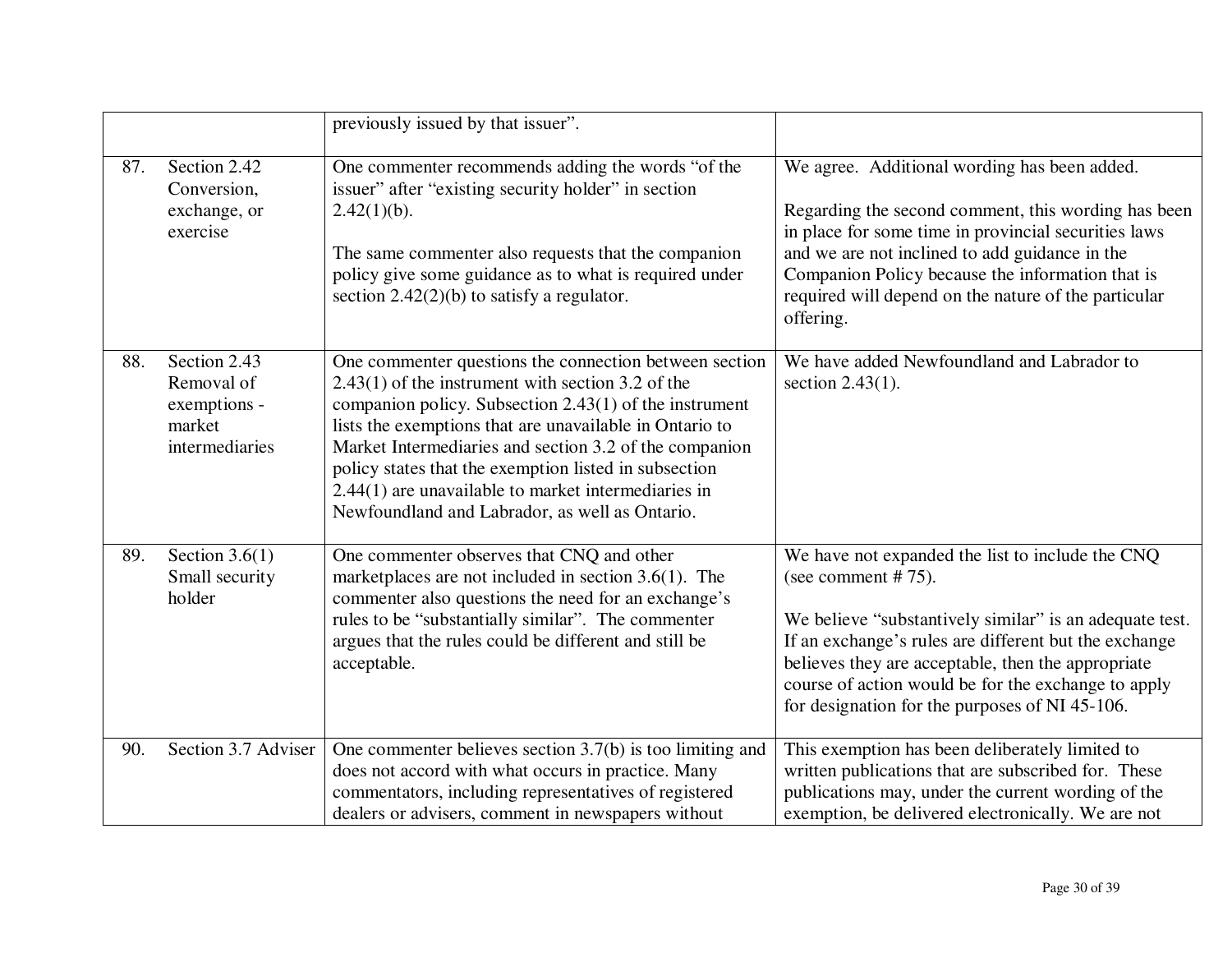| | | | |
|---|---|---|---|
| | | previously issued by that issuer". | |
| 87. | Section 2.42 Conversion, exchange, or exercise | One commenter recommends adding the words "of the issuer" after "existing security holder" in section 2.42(1)(b).<br><br>The same commenter also requests that the companion policy give some guidance as to what is required under section 2.42(2)(b) to satisfy a regulator. | We agree. Additional wording has been added.<br><br>Regarding the second comment, this wording has been in place for some time in provincial securities laws and we are not inclined to add guidance in the Companion Policy because the information that is required will depend on the nature of the particular offering. |
| 88. | Section 2.43 Removal of exemptions - market intermediaries | One commenter questions the connection between section 2.43(1) of the instrument with section 3.2 of the companion policy. Subsection 2.43(1) of the instrument lists the exemptions that are unavailable in Ontario to Market Intermediaries and section 3.2 of the companion policy states that the exemption listed in subsection 2.44(1) are unavailable to market intermediaries in Newfoundland and Labrador, as well as Ontario. | We have added Newfoundland and Labrador to section 2.43(1). |
| 89. | Section 3.6(1) Small security holder | One commenter observes that CNQ and other marketplaces are not included in section 3.6(1). The commenter also questions the need for an exchange's rules to be "substantially similar". The commenter argues that the rules could be different and still be acceptable. | We have not expanded the list to include the CNQ (see comment # 75).<br><br>We believe "substantively similar" is an adequate test. If an exchange's rules are different but the exchange believes they are acceptable, then the appropriate course of action would be for the exchange to apply for designation for the purposes of NI 45-106. |
| 90. | Section 3.7 Adviser | One commenter believes section 3.7(b) is too limiting and does not accord with what occurs in practice. Many commentators, including representatives of registered dealers or advisers, comment in newspapers without | This exemption has been deliberately limited to written publications that are subscribed for. These publications may, under the current wording of the exemption, be delivered electronically. We are not |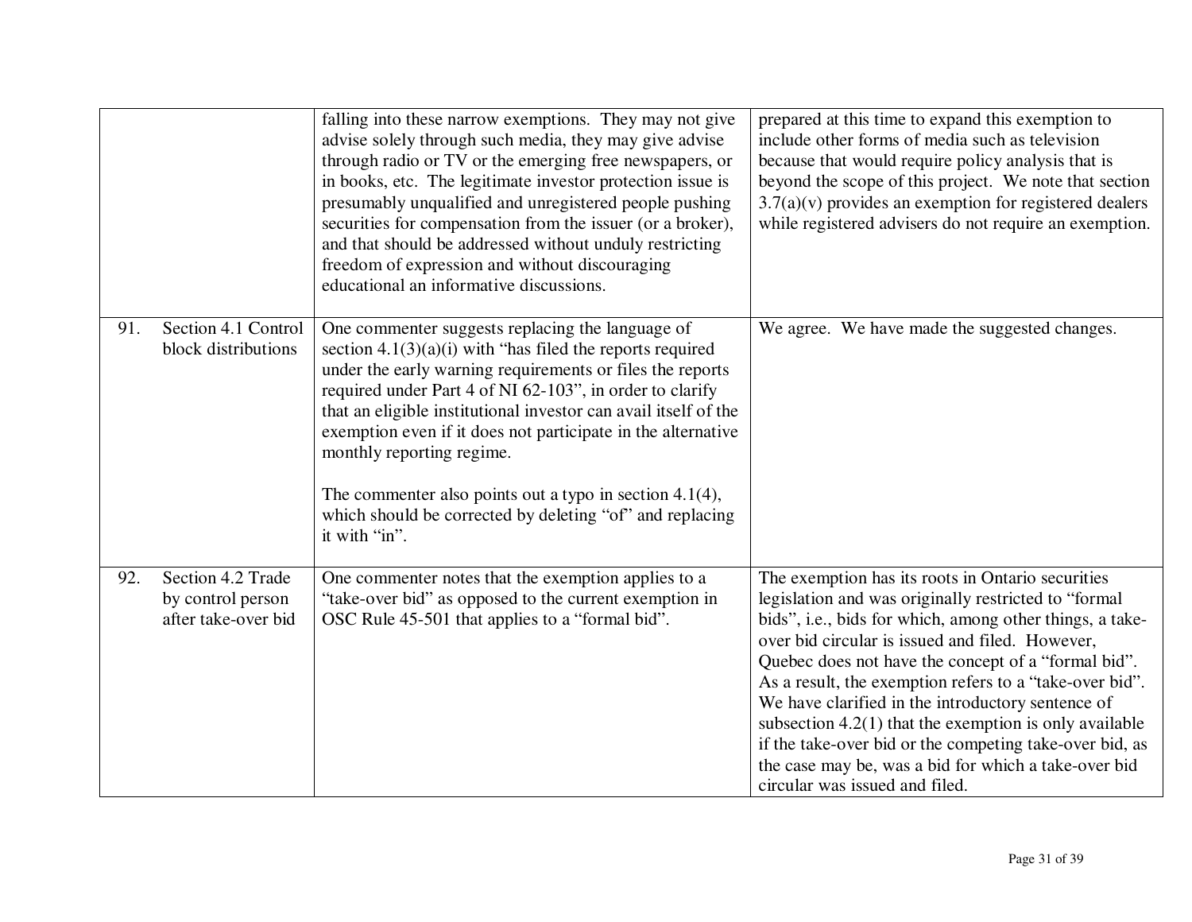| | | | |
|---|---|---|---|
| | | falling into these narrow exemptions. They may not give advise solely through such media, they may give advise through radio or TV or the emerging free newspapers, or in books, etc. The legitimate investor protection issue is presumably unqualified and unregistered people pushing securities for compensation from the issuer (or a broker), and that should be addressed without unduly restricting freedom of expression and without discouraging educational an informative discussions. | prepared at this time to expand this exemption to include other forms of media such as television because that would require policy analysis that is beyond the scope of this project. We note that section 3.7(a)(v) provides an exemption for registered dealers while registered advisers do not require an exemption. |
| 91. | Section 4.1 Control block distributions | One commenter suggests replacing the language of section 4.1(3)(a)(i) with "has filed the reports required under the early warning requirements or files the reports required under Part 4 of NI 62-103", in order to clarify that an eligible institutional investor can avail itself of the exemption even if it does not participate in the alternative monthly reporting regime.<br><br>The commenter also points out a typo in section 4.1(4), which should be corrected by deleting "of" and replacing it with "in". | We agree. We have made the suggested changes. |
| 92. | Section 4.2 Trade by control person after take-over bid | One commenter notes that the exemption applies to a "take-over bid" as opposed to the current exemption in OSC Rule 45-501 that applies to a "formal bid". | The exemption has its roots in Ontario securities legislation and was originally restricted to "formal bids", i.e., bids for which, among other things, a take-over bid circular is issued and filed. However, Quebec does not have the concept of a "formal bid". As a result, the exemption refers to a "take-over bid". We have clarified in the introductory sentence of subsection 4.2(1) that the exemption is only available if the take-over bid or the competing take-over bid, as the case may be, was a bid for which a take-over bid circular was issued and filed. |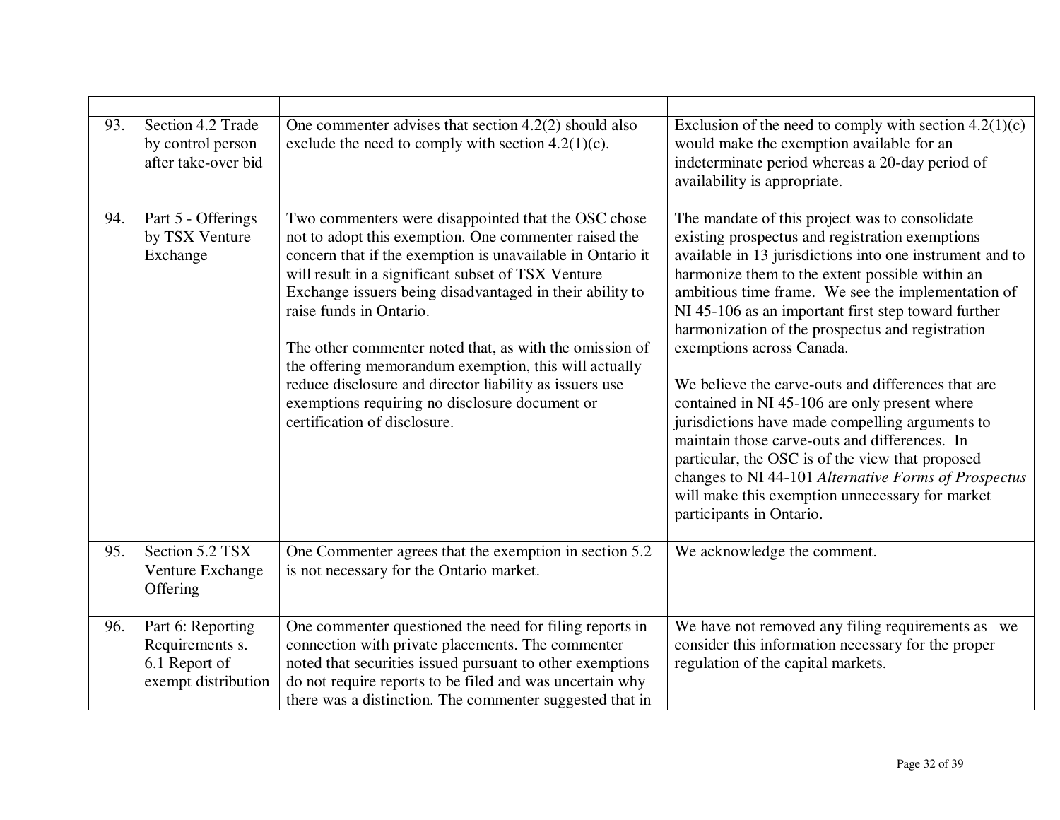| | | | |
|---|---|---|---|
| 93. | Section 4.2 Trade by control person after take-over bid | One commenter advises that section 4.2(2) should also exclude the need to comply with section 4.2(1)(c). | Exclusion of the need to comply with section 4.2(1)(c) would make the exemption available for an indeterminate period whereas a 20-day period of availability is appropriate. |
| 94. | Part 5 - Offerings by TSX Venture Exchange | Two commenters were disappointed that the OSC chose not to adopt this exemption. One commenter raised the concern that if the exemption is unavailable in Ontario it will result in a significant subset of TSX Venture Exchange issuers being disadvantaged in their ability to raise funds in Ontario.<br><br>The other commenter noted that, as with the omission of the offering memorandum exemption, this will actually reduce disclosure and director liability as issuers use exemptions requiring no disclosure document or certification of disclosure. | The mandate of this project was to consolidate existing prospectus and registration exemptions available in 13 jurisdictions into one instrument and to harmonize them to the extent possible within an ambitious time frame. We see the implementation of NI 45-106 as an important first step toward further harmonization of the prospectus and registration exemptions across Canada.<br><br>We believe the carve-outs and differences that are contained in NI 45-106 are only present where jurisdictions have made compelling arguments to maintain those carve-outs and differences. In particular, the OSC is of the view that proposed changes to NI 44-101 *Alternative Forms of Prospectus* will make this exemption unnecessary for market participants in Ontario. |
| 95. | Section 5.2 TSX Venture Exchange Offering | One Commenter agrees that the exemption in section 5.2 is not necessary for the Ontario market. | We acknowledge the comment. |
| 96. | Part 6: Reporting Requirements s. 6.1 Report of exempt distribution | One commenter questioned the need for filing reports in connection with private placements. The commenter noted that securities issued pursuant to other exemptions do not require reports to be filed and was uncertain why there was a distinction. The commenter suggested that in | We have not removed any filing requirements as we consider this information necessary for the proper regulation of the capital markets. |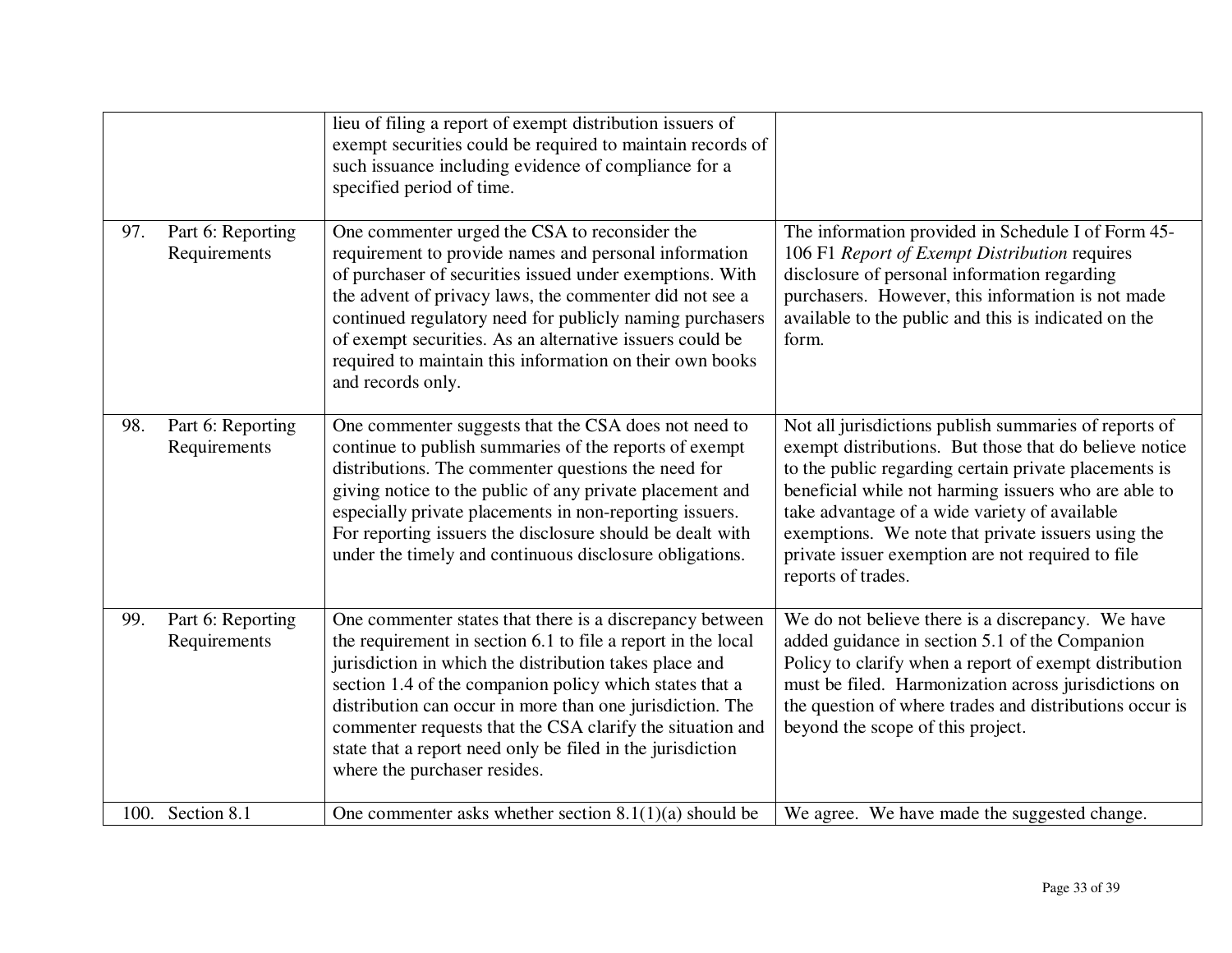| | | | |
|---|---|---|---|
| | | lieu of filing a report of exempt distribution issuers of exempt securities could be required to maintain records of such issuance including evidence of compliance for a specified period of time. | |
| 97. | Part 6: Reporting Requirements | One commenter urged the CSA to reconsider the requirement to provide names and personal information of purchaser of securities issued under exemptions. With the advent of privacy laws, the commenter did not see a continued regulatory need for publicly naming purchasers of exempt securities. As an alternative issuers could be required to maintain this information on their own books and records only. | The information provided in Schedule I of Form 45-106 F1 *Report of Exempt Distribution* requires disclosure of personal information regarding purchasers. However, this information is not made available to the public and this is indicated on the form. |
| 98. | Part 6: Reporting Requirements | One commenter suggests that the CSA does not need to continue to publish summaries of the reports of exempt distributions. The commenter questions the need for giving notice to the public of any private placement and especially private placements in non-reporting issuers. For reporting issuers the disclosure should be dealt with under the timely and continuous disclosure obligations. | Not all jurisdictions publish summaries of reports of exempt distributions. But those that do believe notice to the public regarding certain private placements is beneficial while not harming issuers who are able to take advantage of a wide variety of available exemptions. We note that private issuers using the private issuer exemption are not required to file reports of trades. |
| 99. | Part 6: Reporting Requirements | One commenter states that there is a discrepancy between the requirement in section 6.1 to file a report in the local jurisdiction in which the distribution takes place and section 1.4 of the companion policy which states that a distribution can occur in more than one jurisdiction. The commenter requests that the CSA clarify the situation and state that a report need only be filed in the jurisdiction where the purchaser resides. | We do not believe there is a discrepancy. We have added guidance in section 5.1 of the Companion Policy to clarify when a report of exempt distribution must be filed. Harmonization across jurisdictions on the question of where trades and distributions occur is beyond the scope of this project. |
| 100. | Section 8.1 | One commenter asks whether section 8.1(1)(a) should be | We agree. We have made the suggested change. |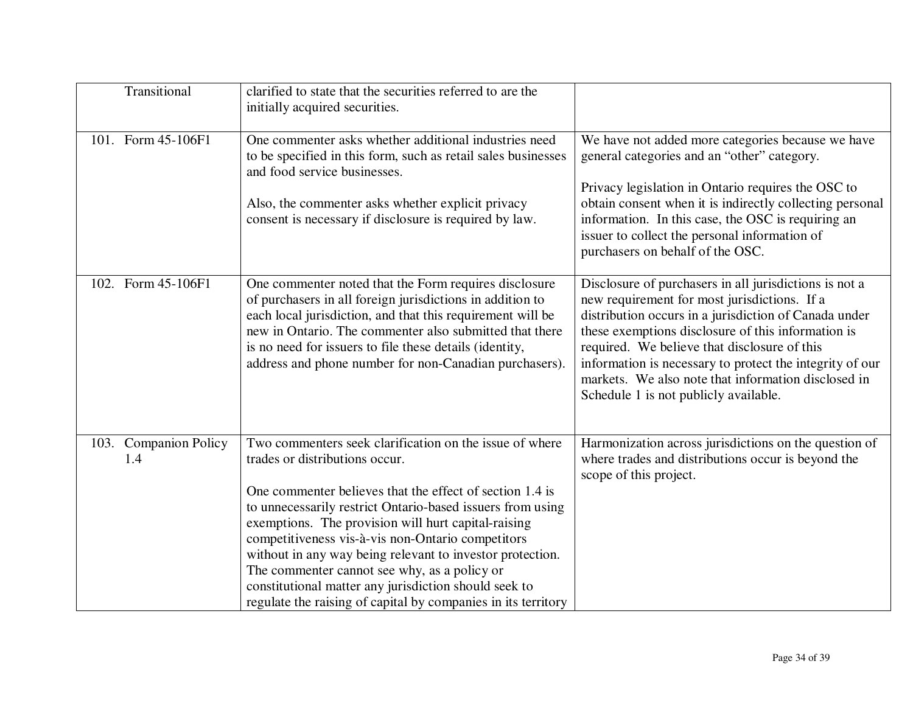| | | |
|---|---|---|
| Transitional | clarified to state that the securities referred to are the initially acquired securities. | |
| 101. Form 45-106F1 | One commenter asks whether additional industries need to be specified in this form, such as retail sales businesses and food service businesses.<br><br>Also, the commenter asks whether explicit privacy consent is necessary if disclosure is required by law. | We have not added more categories because we have general categories and an "other" category.<br><br>Privacy legislation in Ontario requires the OSC to obtain consent when it is indirectly collecting personal information. In this case, the OSC is requiring an issuer to collect the personal information of purchasers on behalf of the OSC. |
| 102. Form 45-106F1 | One commenter noted that the Form requires disclosure of purchasers in all foreign jurisdictions in addition to each local jurisdiction, and that this requirement will be new in Ontario. The commenter also submitted that there is no need for issuers to file these details (identity, address and phone number for non-Canadian purchasers). | Disclosure of purchasers in all jurisdictions is not a new requirement for most jurisdictions. If a distribution occurs in a jurisdiction of Canada under these exemptions disclosure of this information is required. We believe that disclosure of this information is necessary to protect the integrity of our markets. We also note that information disclosed in Schedule 1 is not publicly available. |
| 103. Companion Policy 1.4 | Two commenters seek clarification on the issue of where trades or distributions occur.<br><br>One commenter believes that the effect of section 1.4 is to unnecessarily restrict Ontario-based issuers from using exemptions. The provision will hurt capital-raising competitiveness vis-à-vis non-Ontario competitors without in any way being relevant to investor protection. The commenter cannot see why, as a policy or constitutional matter any jurisdiction should seek to regulate the raising of capital by companies in its territory | Harmonization across jurisdictions on the question of where trades and distributions occur is beyond the scope of this project. |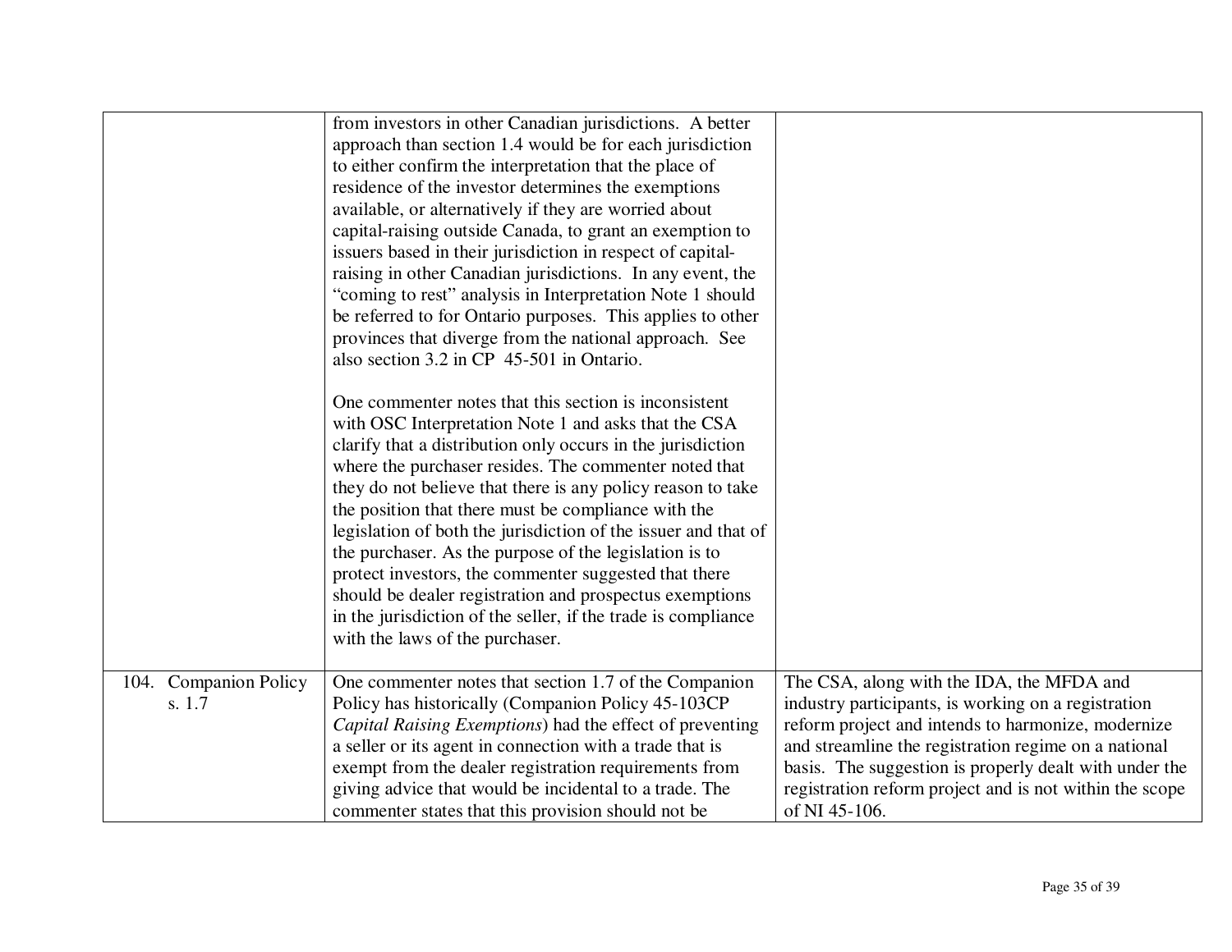| | | |
|---|---|---|
| | from investors in other Canadian jurisdictions. A better approach than section 1.4 would be for each jurisdiction to either confirm the interpretation that the place of residence of the investor determines the exemptions available, or alternatively if they are worried about capital-raising outside Canada, to grant an exemption to issuers based in their jurisdiction in respect of capital-raising in other Canadian jurisdictions. In any event, the "coming to rest" analysis in Interpretation Note 1 should be referred to for Ontario purposes. This applies to other provinces that diverge from the national approach. See also section 3.2 in CP 45-501 in Ontario.<br><br>One commenter notes that this section is inconsistent with OSC Interpretation Note 1 and asks that the CSA clarify that a distribution only occurs in the jurisdiction where the purchaser resides. The commenter noted that they do not believe that there is any policy reason to take the position that there must be compliance with the legislation of both the jurisdiction of the issuer and that of the purchaser. As the purpose of the legislation is to protect investors, the commenter suggested that there should be dealer registration and prospectus exemptions in the jurisdiction of the seller, if the trade is compliance with the laws of the purchaser. | |
| 104. Companion Policy s. 1.7 | One commenter notes that section 1.7 of the Companion Policy has historically (Companion Policy 45-103CP *Capital Raising Exemptions*) had the effect of preventing a seller or its agent in connection with a trade that is exempt from the dealer registration requirements from giving advice that would be incidental to a trade. The commenter states that this provision should not be | The CSA, along with the IDA, the MFDA and industry participants, is working on a registration reform project and intends to harmonize, modernize and streamline the registration regime on a national basis. The suggestion is properly dealt with under the registration reform project and is not within the scope of NI 45-106. |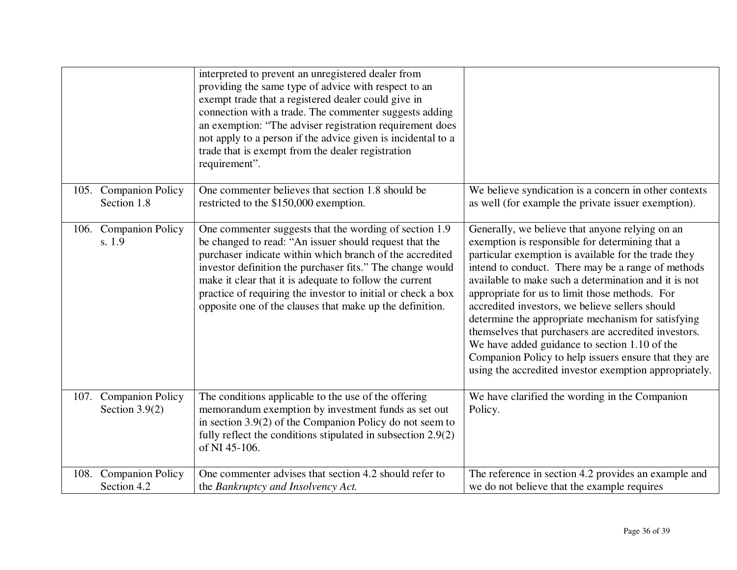| | | |
|---|---|---|
| | interpreted to prevent an unregistered dealer from providing the same type of advice with respect to an exempt trade that a registered dealer could give in connection with a trade. The commenter suggests adding an exemption: "The adviser registration requirement does not apply to a person if the advice given is incidental to a trade that is exempt from the dealer registration requirement". | |
| 105. Companion Policy Section 1.8 | One commenter believes that section 1.8 should be restricted to the $150,000 exemption. | We believe syndication is a concern in other contexts as well (for example the private issuer exemption). |
| 106. Companion Policy s. 1.9 | One commenter suggests that the wording of section 1.9 be changed to read: "An issuer should request that the purchaser indicate within which branch of the accredited investor definition the purchaser fits." The change would make it clear that it is adequate to follow the current practice of requiring the investor to initial or check a box opposite one of the clauses that make up the definition. | Generally, we believe that anyone relying on an exemption is responsible for determining that a particular exemption is available for the trade they intend to conduct. There may be a range of methods available to make such a determination and it is not appropriate for us to limit those methods. For accredited investors, we believe sellers should determine the appropriate mechanism for satisfying themselves that purchasers are accredited investors. We have added guidance to section 1.10 of the Companion Policy to help issuers ensure that they are using the accredited investor exemption appropriately. |
| 107. Companion Policy Section 3.9(2) | The conditions applicable to the use of the offering memorandum exemption by investment funds as set out in section 3.9(2) of the Companion Policy do not seem to fully reflect the conditions stipulated in subsection 2.9(2) of NI 45-106. | We have clarified the wording in the Companion Policy. |
| 108. Companion Policy Section 4.2 | One commenter advises that section 4.2 should refer to the *Bankruptcy and Insolvency Act.* | The reference in section 4.2 provides an example and we do not believe that the example requires |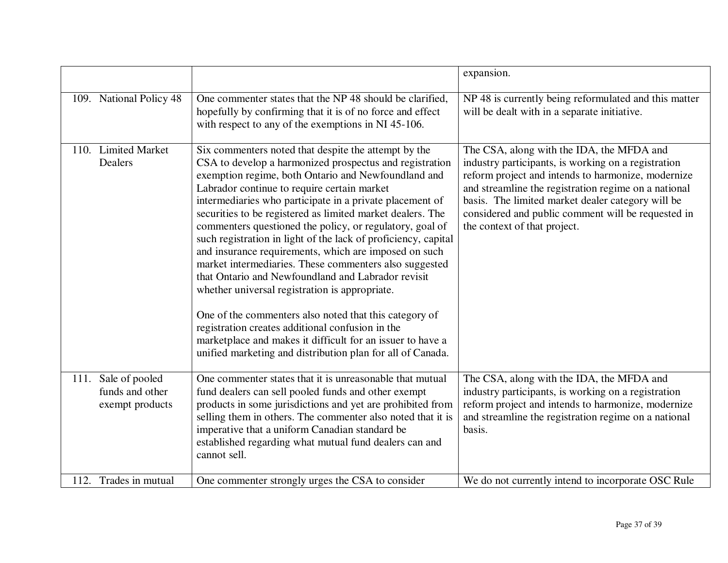| | | |
|---|---|---|
| | | expansion. |
| 109. National Policy 48 | One commenter states that the NP 48 should be clarified, hopefully by confirming that it is of no force and effect with respect to any of the exemptions in NI 45-106. | NP 48 is currently being reformulated and this matter will be dealt with in a separate initiative. |
| 110. Limited Market Dealers | Six commenters noted that despite the attempt by the CSA to develop a harmonized prospectus and registration exemption regime, both Ontario and Newfoundland and Labrador continue to require certain market intermediaries who participate in a private placement of securities to be registered as limited market dealers. The commenters questioned the policy, or regulatory, goal of such registration in light of the lack of proficiency, capital and insurance requirements, which are imposed on such market intermediaries. These commenters also suggested that Ontario and Newfoundland and Labrador revisit whether universal registration is appropriate.<br><br>One of the commenters also noted that this category of registration creates additional confusion in the marketplace and makes it difficult for an issuer to have a unified marketing and distribution plan for all of Canada. | The CSA, along with the IDA, the MFDA and industry participants, is working on a registration reform project and intends to harmonize, modernize and streamline the registration regime on a national basis. The limited market dealer category will be considered and public comment will be requested in the context of that project. |
| 111. Sale of pooled funds and other exempt products | One commenter states that it is unreasonable that mutual fund dealers can sell pooled funds and other exempt products in some jurisdictions and yet are prohibited from selling them in others. The commenter also noted that it is imperative that a uniform Canadian standard be established regarding what mutual fund dealers can and cannot sell. | The CSA, along with the IDA, the MFDA and industry participants, is working on a registration reform project and intends to harmonize, modernize and streamline the registration regime on a national basis. |
| 112. Trades in mutual | One commenter strongly urges the CSA to consider | We do not currently intend to incorporate OSC Rule |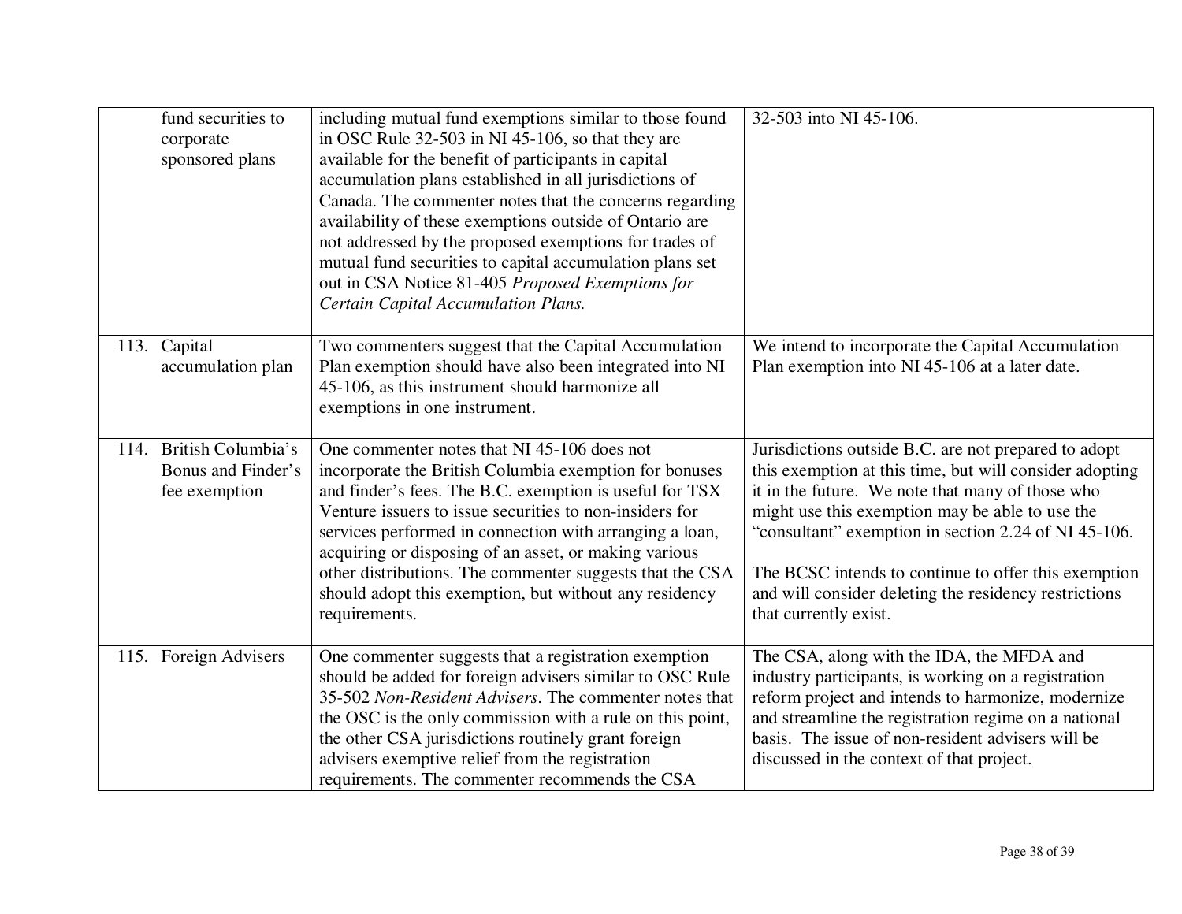| | | |
|---|---|---|
| fund securities to corporate sponsored plans | including mutual fund exemptions similar to those found in OSC Rule 32-503 in NI 45-106, so that they are available for the benefit of participants in capital accumulation plans established in all jurisdictions of Canada. The commenter notes that the concerns regarding availability of these exemptions outside of Ontario are not addressed by the proposed exemptions for trades of mutual fund securities to capital accumulation plans set out in CSA Notice 81-405 *Proposed Exemptions for Certain Capital Accumulation Plans.* | 32-503 into NI 45-106. |
| 113. Capital accumulation plan | Two commenters suggest that the Capital Accumulation Plan exemption should have also been integrated into NI 45-106, as this instrument should harmonize all exemptions in one instrument. | We intend to incorporate the Capital Accumulation Plan exemption into NI 45-106 at a later date. |
| 114. British Columbia's Bonus and Finder's fee exemption | One commenter notes that NI 45-106 does not incorporate the British Columbia exemption for bonuses and finder's fees. The B.C. exemption is useful for TSX Venture issuers to issue securities to non-insiders for services performed in connection with arranging a loan, acquiring or disposing of an asset, or making various other distributions. The commenter suggests that the CSA should adopt this exemption, but without any residency requirements. | Jurisdictions outside B.C. are not prepared to adopt this exemption at this time, but will consider adopting it in the future. We note that many of those who might use this exemption may be able to use the "consultant" exemption in section 2.24 of NI 45-106.<br><br>The BCSC intends to continue to offer this exemption and will consider deleting the residency restrictions that currently exist. |
| 115. Foreign Advisers | One commenter suggests that a registration exemption should be added for foreign advisers similar to OSC Rule 35-502 *Non-Resident Advisers*. The commenter notes that the OSC is the only commission with a rule on this point, the other CSA jurisdictions routinely grant foreign advisers exemptive relief from the registration requirements. The commenter recommends the CSA | The CSA, along with the IDA, the MFDA and industry participants, is working on a registration reform project and intends to harmonize, modernize and streamline the registration regime on a national basis. The issue of non-resident advisers will be discussed in the context of that project. |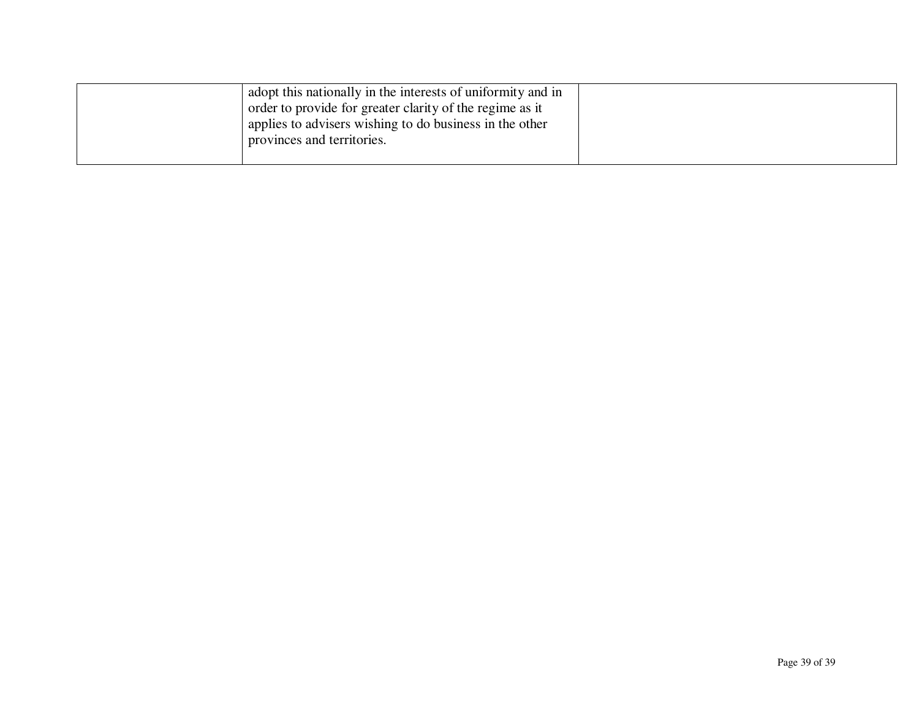| | | |
|---|---|---|
| | adopt this nationally in the interests of uniformity and in order to provide for greater clarity of the regime as it applies to advisers wishing to do business in the other provinces and territories. | |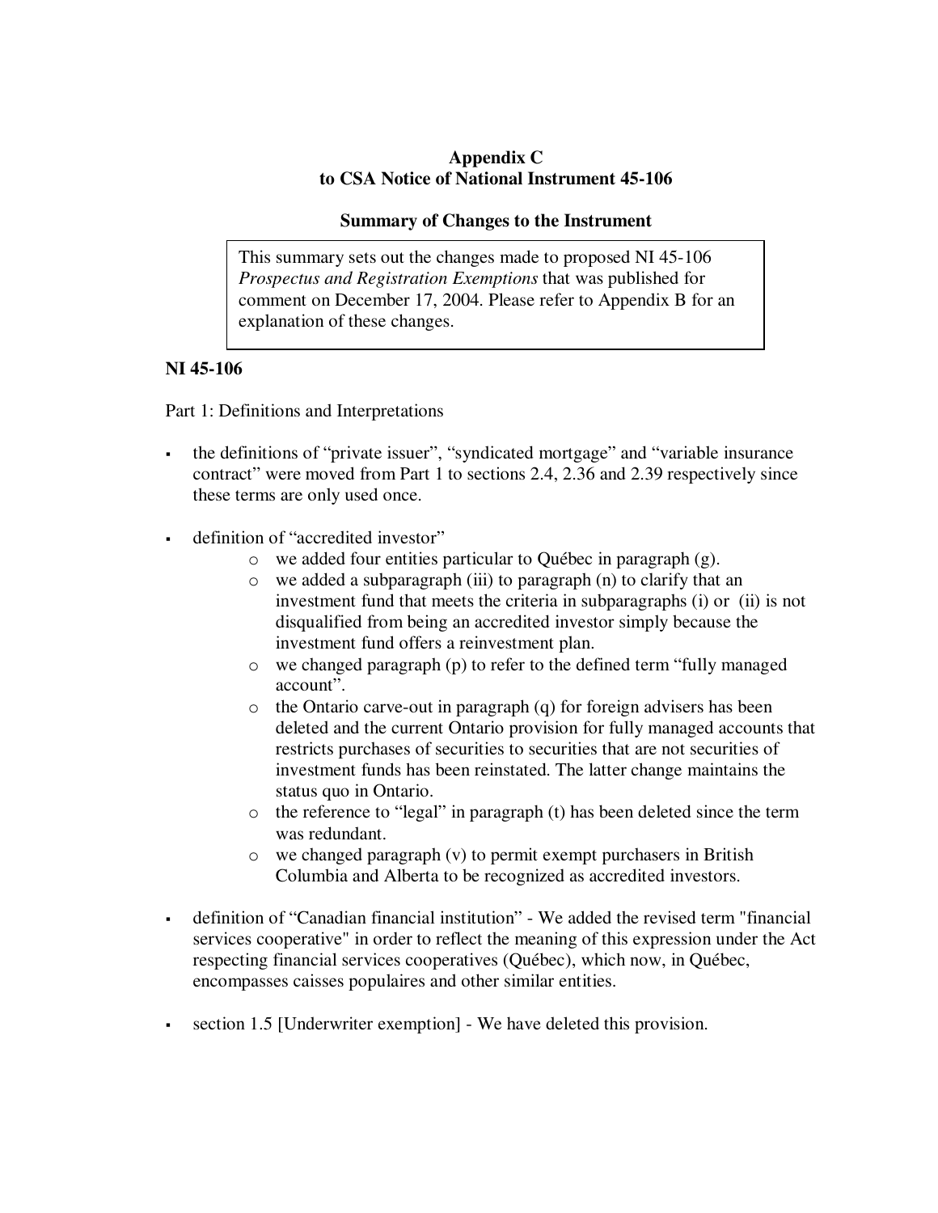**Appendix C**
**to CSA Notice of National Instrument 45-106**

**Summary of Changes to the Instrument**

> This summary sets out the changes made to proposed NI 45-106 *Prospectus and Registration Exemptions* that was published for comment on December 17, 2004. Please refer to Appendix B for an explanation of these changes.

**NI 45-106**

Part 1: Definitions and Interpretations

- the definitions of "private issuer", "syndicated mortgage" and "variable insurance contract" were moved from Part 1 to sections 2.4, 2.36 and 2.39 respectively since these terms are only used once.

- definition of "accredited investor"
  - we added four entities particular to Québec in paragraph (g).
  - we added a subparagraph (iii) to paragraph (n) to clarify that an investment fund that meets the criteria in subparagraphs (i) or (ii) is not disqualified from being an accredited investor simply because the investment fund offers a reinvestment plan.
  - we changed paragraph (p) to refer to the defined term "fully managed account".
  - the Ontario carve-out in paragraph (q) for foreign advisers has been deleted and the current Ontario provision for fully managed accounts that restricts purchases of securities to securities that are not securities of investment funds has been reinstated. The latter change maintains the status quo in Ontario.
  - the reference to "legal" in paragraph (t) has been deleted since the term was redundant.
  - we changed paragraph (v) to permit exempt purchasers in British Columbia and Alberta to be recognized as accredited investors.

- definition of "Canadian financial institution" - We added the revised term "financial services cooperative" in order to reflect the meaning of this expression under the Act respecting financial services cooperatives (Québec), which now, in Québec, encompasses caisses populaires and other similar entities.

- section 1.5 [Underwriter exemption] - We have deleted this provision.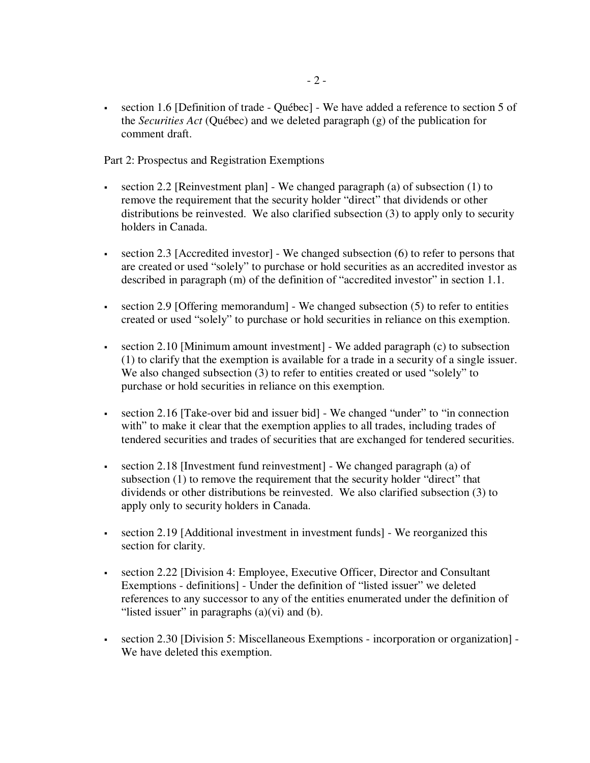- section 1.6 [Definition of trade - Québec] - We have added a reference to section 5 of the *Securities Act* (Québec) and we deleted paragraph (g) of the publication for comment draft.

Part 2: Prospectus and Registration Exemptions

- section 2.2 [Reinvestment plan] - We changed paragraph (a) of subsection (1) to remove the requirement that the security holder "direct" that dividends or other distributions be reinvested. We also clarified subsection (3) to apply only to security holders in Canada.

- section 2.3 [Accredited investor] - We changed subsection (6) to refer to persons that are created or used "solely" to purchase or hold securities as an accredited investor as described in paragraph (m) of the definition of "accredited investor" in section 1.1.

- section 2.9 [Offering memorandum] - We changed subsection (5) to refer to entities created or used "solely" to purchase or hold securities in reliance on this exemption.

- section 2.10 [Minimum amount investment] - We added paragraph (c) to subsection (1) to clarify that the exemption is available for a trade in a security of a single issuer. We also changed subsection (3) to refer to entities created or used "solely" to purchase or hold securities in reliance on this exemption.

- section 2.16 [Take-over bid and issuer bid] - We changed "under" to "in connection with" to make it clear that the exemption applies to all trades, including trades of tendered securities and trades of securities that are exchanged for tendered securities.

- section 2.18 [Investment fund reinvestment] - We changed paragraph (a) of subsection (1) to remove the requirement that the security holder "direct" that dividends or other distributions be reinvested. We also clarified subsection (3) to apply only to security holders in Canada.

- section 2.19 [Additional investment in investment funds] - We reorganized this section for clarity.

- section 2.22 [Division 4: Employee, Executive Officer, Director and Consultant Exemptions - definitions] - Under the definition of "listed issuer" we deleted references to any successor to any of the entities enumerated under the definition of "listed issuer" in paragraphs (a)(vi) and (b).

- section 2.30 [Division 5: Miscellaneous Exemptions - incorporation or organization] - We have deleted this exemption.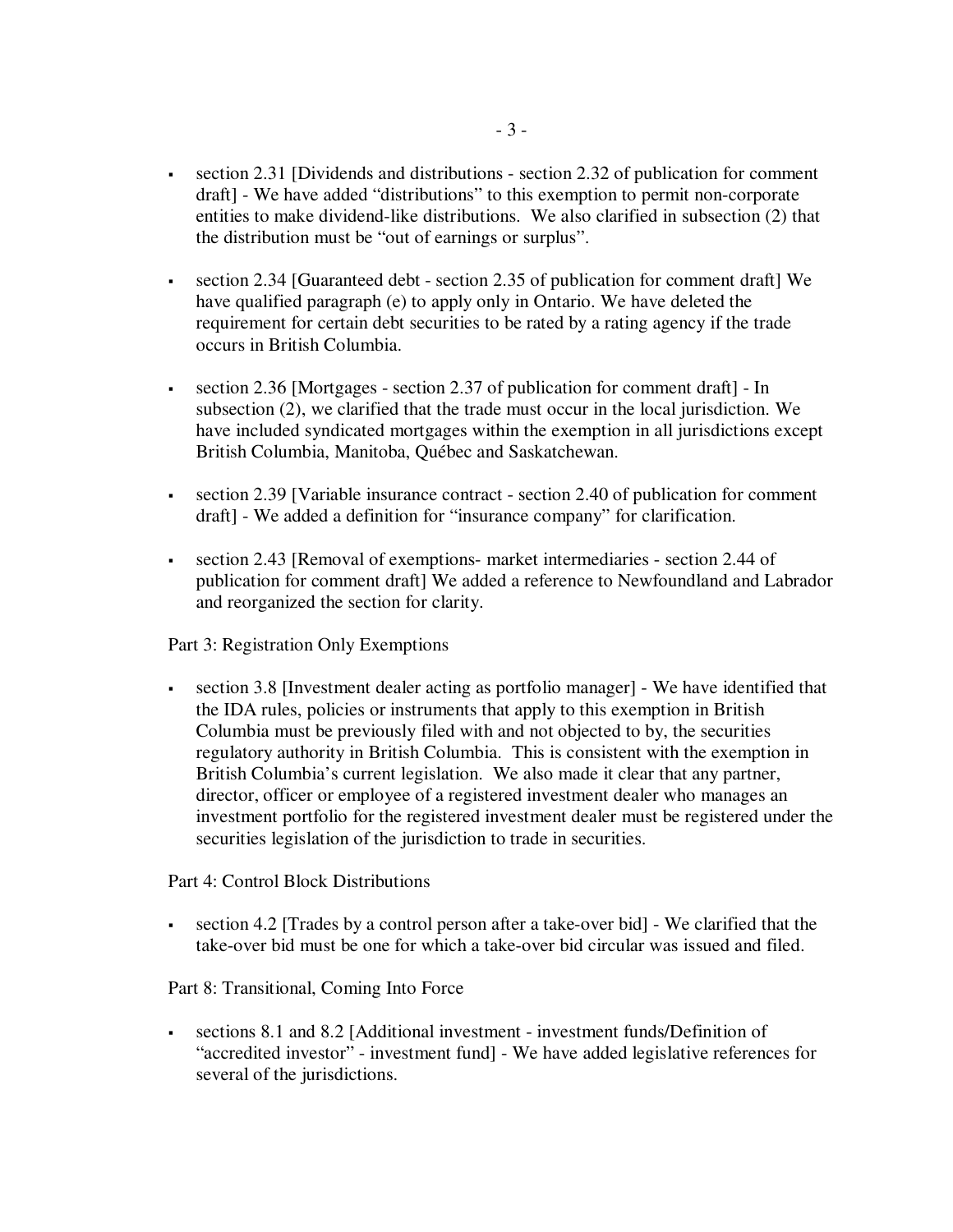- section 2.31 [Dividends and distributions - section 2.32 of publication for comment draft] - We have added "distributions" to this exemption to permit non-corporate entities to make dividend-like distributions. We also clarified in subsection (2) that the distribution must be "out of earnings or surplus".

- section 2.34 [Guaranteed debt - section 2.35 of publication for comment draft] We have qualified paragraph (e) to apply only in Ontario. We have deleted the requirement for certain debt securities to be rated by a rating agency if the trade occurs in British Columbia.

- section 2.36 [Mortgages - section 2.37 of publication for comment draft] - In subsection (2), we clarified that the trade must occur in the local jurisdiction. We have included syndicated mortgages within the exemption in all jurisdictions except British Columbia, Manitoba, Québec and Saskatchewan.

- section 2.39 [Variable insurance contract - section 2.40 of publication for comment draft] - We added a definition for "insurance company" for clarification.

- section 2.43 [Removal of exemptions- market intermediaries - section 2.44 of publication for comment draft] We added a reference to Newfoundland and Labrador and reorganized the section for clarity.

Part 3: Registration Only Exemptions

- section 3.8 [Investment dealer acting as portfolio manager] - We have identified that the IDA rules, policies or instruments that apply to this exemption in British Columbia must be previously filed with and not objected to by, the securities regulatory authority in British Columbia. This is consistent with the exemption in British Columbia's current legislation. We also made it clear that any partner, director, officer or employee of a registered investment dealer who manages an investment portfolio for the registered investment dealer must be registered under the securities legislation of the jurisdiction to trade in securities.

Part 4: Control Block Distributions

- section 4.2 [Trades by a control person after a take-over bid] - We clarified that the take-over bid must be one for which a take-over bid circular was issued and filed.

Part 8: Transitional, Coming Into Force

- sections 8.1 and 8.2 [Additional investment - investment funds/Definition of "accredited investor" - investment fund] - We have added legislative references for several of the jurisdictions.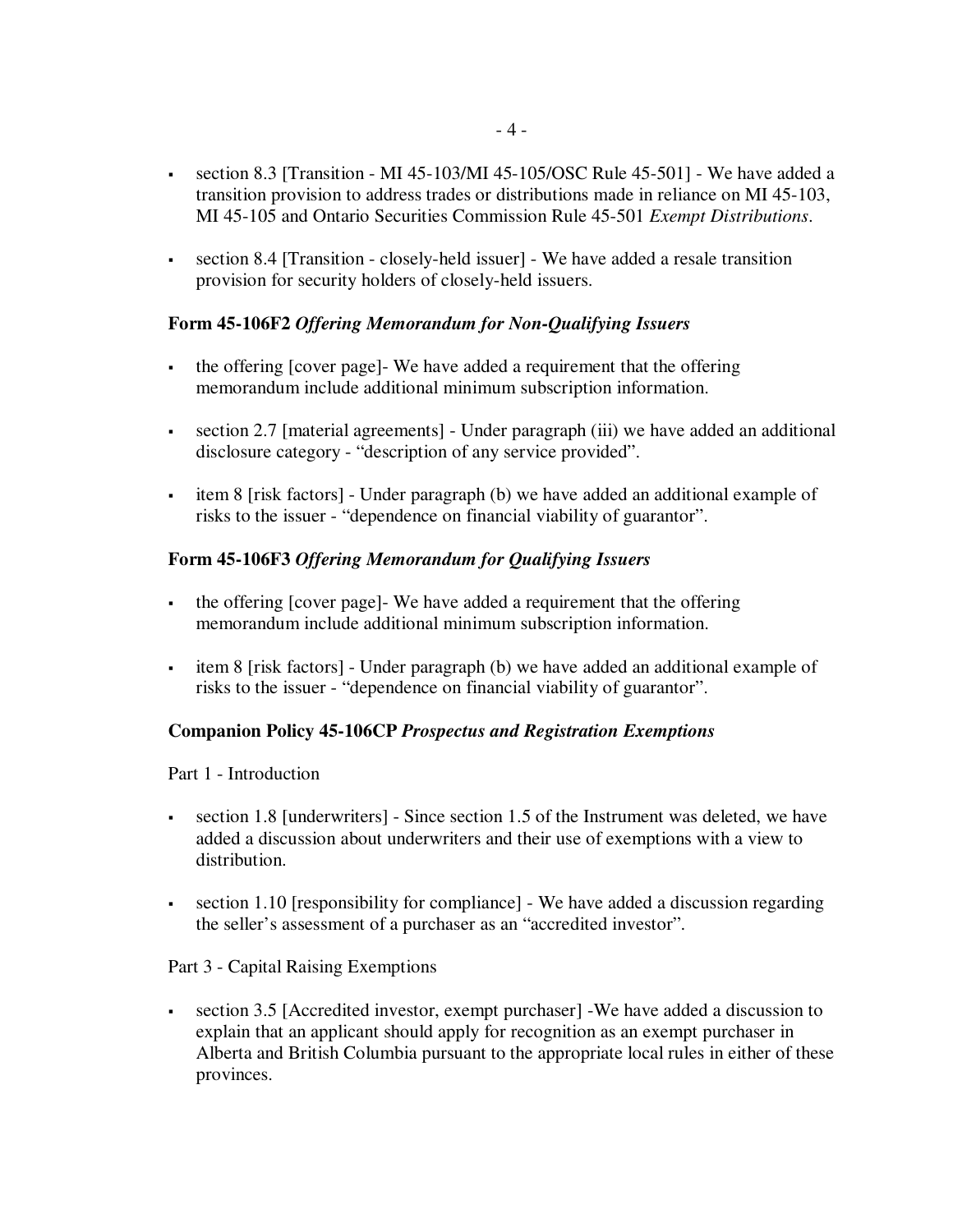- section 8.3 [Transition - MI 45-103/MI 45-105/OSC Rule 45-501] - We have added a transition provision to address trades or distributions made in reliance on MI 45-103, MI 45-105 and Ontario Securities Commission Rule 45-501 *Exempt Distributions*.

- section 8.4 [Transition - closely-held issuer] - We have added a resale transition provision for security holders of closely-held issuers.

**Form 45-106F2** ***Offering Memorandum for Non-Qualifying Issuers***

- the offering [cover page]- We have added a requirement that the offering memorandum include additional minimum subscription information.

- section 2.7 [material agreements] - Under paragraph (iii) we have added an additional disclosure category - "description of any service provided".

- item 8 [risk factors] - Under paragraph (b) we have added an additional example of risks to the issuer - "dependence on financial viability of guarantor".

**Form 45-106F3** ***Offering Memorandum for Qualifying Issuers***

- the offering [cover page]- We have added a requirement that the offering memorandum include additional minimum subscription information.

- item 8 [risk factors] - Under paragraph (b) we have added an additional example of risks to the issuer - "dependence on financial viability of guarantor".

**Companion Policy 45-106CP** ***Prospectus and Registration Exemptions***

Part 1 - Introduction

- section 1.8 [underwriters] - Since section 1.5 of the Instrument was deleted, we have added a discussion about underwriters and their use of exemptions with a view to distribution.

- section 1.10 [responsibility for compliance] - We have added a discussion regarding the seller's assessment of a purchaser as an "accredited investor".

Part 3 - Capital Raising Exemptions

- section 3.5 [Accredited investor, exempt purchaser] -We have added a discussion to explain that an applicant should apply for recognition as an exempt purchaser in Alberta and British Columbia pursuant to the appropriate local rules in either of these provinces.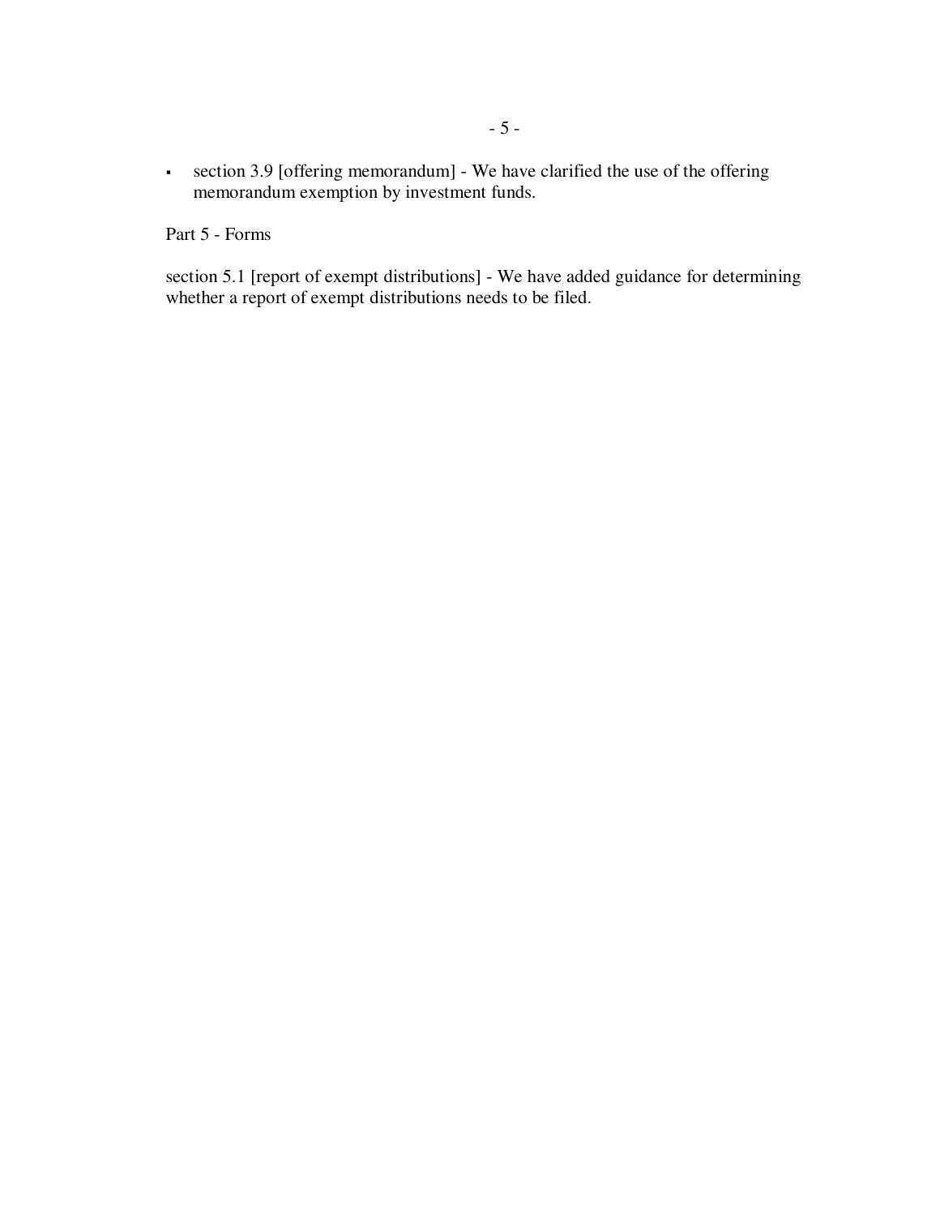- section 3.9 [offering memorandum] - We have clarified the use of the offering memorandum exemption by investment funds.

Part 5 - Forms

section 5.1 [report of exempt distributions] - We have added guidance for determining whether a report of exempt distributions needs to be filed.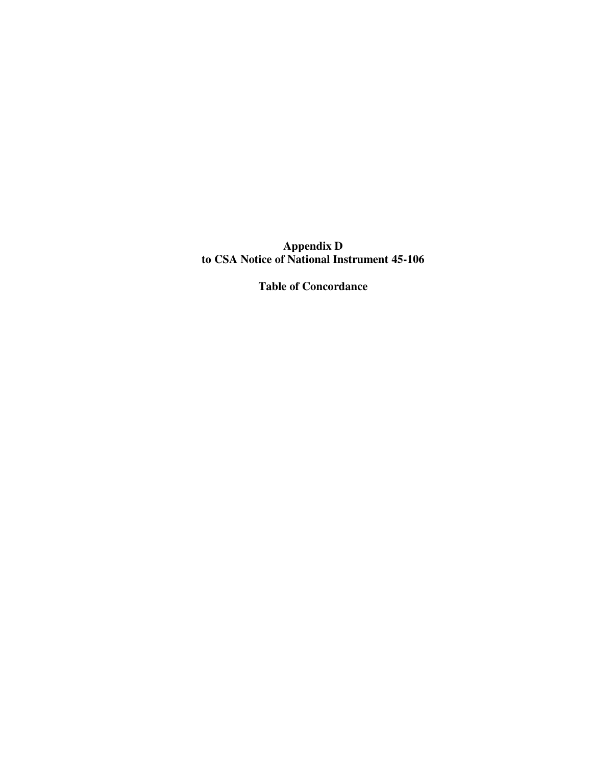**Appendix D**
**to CSA Notice of National Instrument 45-106**

**Table of Concordance**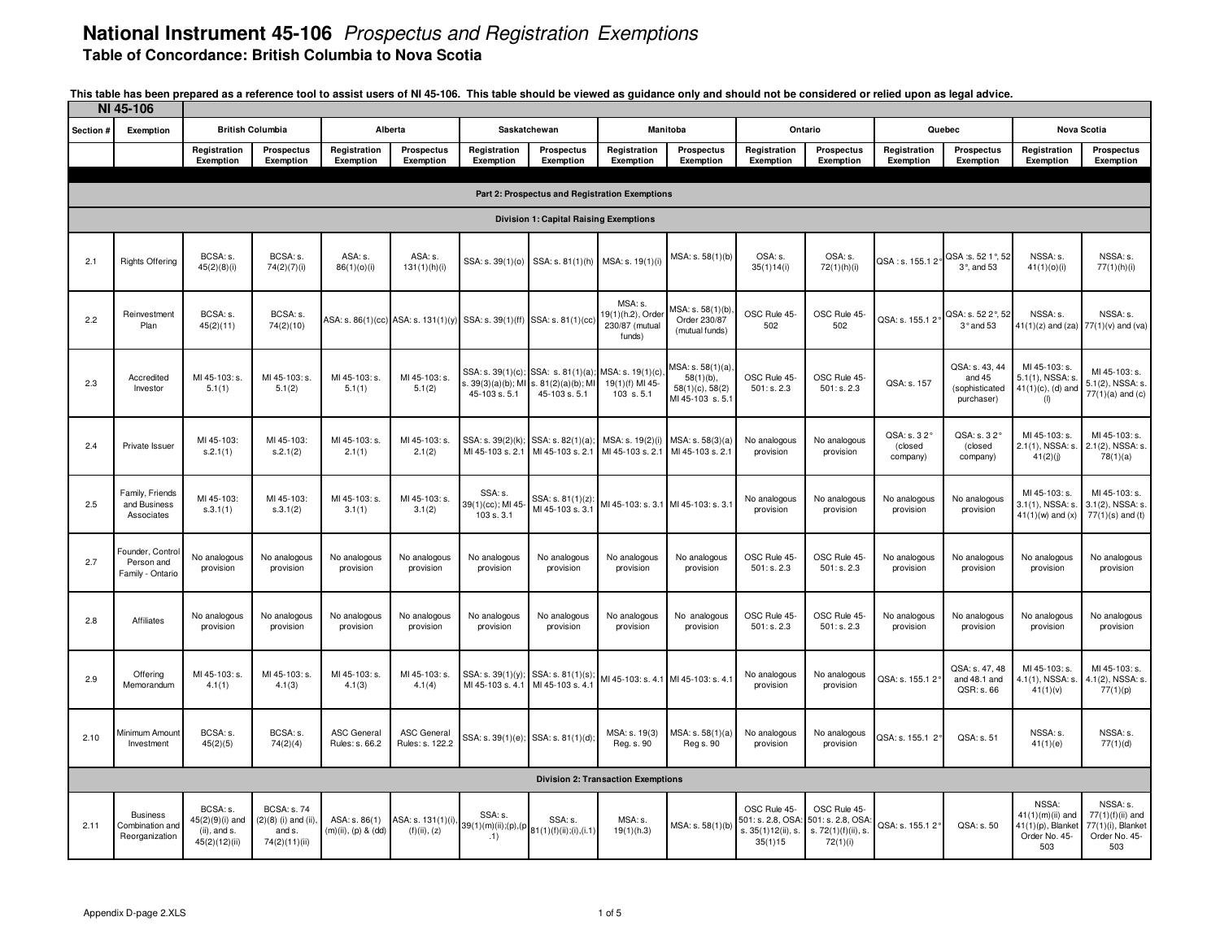# National Instrument 45-106 *Prospectus and Registration Exemptions*

## Table of Concordance: British Columbia to Nova Scotia

**This table has been prepared as a reference tool to assist users of NI 45-106. This table should be viewed as guidance only and should not be considered or relied upon as legal advice.**

| NI 45-106 | | British Columbia | | Alberta | | Saskatchewan | | Manitoba | | Ontario | | Quebec | | Nova Scotia | |
|---|---|---|---|---|---|---|---|---|---|---|---|---|---|---|---|
| Section # | Exemption | Registration Exemption | Prospectus Exemption | Registration Exemption | Prospectus Exemption | Registration Exemption | Prospectus Exemption | Registration Exemption | Prospectus Exemption | Registration Exemption | Prospectus Exemption | Registration Exemption | Prospectus Exemption | Registration Exemption | Prospectus Exemption |
| **Part 2: Prospectus and Registration Exemptions** | | | | | | | | | | | | | | | |
| **Division 1: Capital Raising Exemptions** | | | | | | | | | | | | | | | |
| 2.1 | Rights Offering | BCSA: s. 45(2)(8)(i) | BCSA: s. 74(2)(7)(i) | ASA: s. 86(1)(o)(i) | ASA: s. 131(1)(h)(i) | SSA: s. 39(1)(o) | SSA: s. 81(1)(h) | MSA: s. 19(1)(i) | MSA: s. 58(1)(b) | OSA: s. 35(1)14(i) | OSA: s. 72(1)(h)(i) | QSA : s. 155.1 2° | QSA :s. 52 1°, 52 3°, and 53 | NSSA: s. 41(1)(o)(i) | NSSA: s. 77(1)(h)(i) |
| 2.2 | Reinvestment Plan | BCSA: s. 45(2)(11) | BCSA: s. 74(2)(10) | ASA: s. 86(1)(cc) | ASA: s. 131(1)(y) | SSA: s. 39(1)(ff) | SSA: s. 81(1)(cc) | MSA: s. 19(1)(h.2), Order 230/87 (mutual funds) | MSA: s. 58(1)(b), Order 230/87 (mutual funds) | OSC Rule 45-502 | OSC Rule 45-502 | QSA: s. 155.1 2° | QSA: s. 52 2°, 52 3° and 53 | NSSA: s. 41(1)(z) and (za) | NSSA: s. 77(1)(v) and (va) |
| 2.3 | Accredited Investor | MI 45-103: s. 5.1(1) | MI 45-103: s. 5.1(2) | MI 45-103: s. 5.1(1) | MI 45-103: s. 5.1(2) | SSA: s. 39(1)(c); s. 39(3)(a)(b); MI 45-103 s. 5.1 | SSA: s. 81(1)(a); s. 81(2)(a)(b); MI 45-103 s. 5.1 | MSA: s. 19(1)(c), 19(1)(f) MI 45-103 s. 5.1 | MSA: s. 58(1)(a), 58(1)(b), 58(1)(c), 58(2) MI 45-103 s. 5.1 | OSC Rule 45-501: s. 2.3 | OSC Rule 45-501: s. 2.3 | QSA: s. 157 | QSA: s. 43, 44 and 45 (sophisticated purchaser) | MI 45-103: s. 5.1(1), NSSA: s. 41(1)(c), (d) and (l) | MI 45-103: s. 5.1(2), NSSA: s. 77(1)(a) and (c) |
| 2.4 | Private Issuer | MI 45-103: s.2.1(1) | MI 45-103: s.2.1(2) | MI 45-103: s. 2.1(1) | MI 45-103: s. 2.1(2) | SSA: s. 39(2)(k); MI 45-103 s. 2.1 | SSA: s. 82(1)(a); MI 45-103 s. 2.1 | MSA: s. 19(2)(i) MI 45-103 s. 2.1 | MSA: s. 58(3)(a) MI 45-103 s. 2.1 | No analogous provision | No analogous provision | QSA: s. 3 2° (closed company) | QSA: s. 3 2° (closed company) | MI 45-103: s. 2.1(1), NSSA: s. 41(2)(j) | MI 45-103: s. 2.1(2), NSSA: s. 78(1)(a) |
| 2.5 | Family, Friends and Business Associates | MI 45-103: s.3.1(1) | MI 45-103: s.3.1(2) | MI 45-103: s. 3.1(1) | MI 45-103: s. 3.1(2) | SSA: s. 39(1)(cc); MI 45-103 s. 3.1 | SSA: s. 81(1)(z): MI 45-103 s. 3.1 | MI 45-103: s. 3.1 | MI 45-103: s. 3.1 | No analogous provision | No analogous provision | No analogous provision | No analogous provision | MI 45-103: s. 3.1(1), NSSA: s. 41(1)(w) and (x) | MI 45-103: s. 3.1(2), NSSA: s. 77(1)(s) and (t) |
| 2.7 | Founder, Control Person and Family - Ontario | No analogous provision | No analogous provision | No analogous provision | No analogous provision | No analogous provision | No analogous provision | No analogous provision | No analogous provision | OSC Rule 45-501: s. 2.3 | OSC Rule 45-501: s. 2.3 | No analogous provision | No analogous provision | No analogous provision | No analogous provision |
| 2.8 | Affiliates | No analogous provision | No analogous provision | No analogous provision | No analogous provision | No analogous provision | No analogous provision | No analogous provision | No analogous provision | OSC Rule 45-501: s. 2.3 | OSC Rule 45-501: s. 2.3 | No analogous provision | No analogous provision | No analogous provision | No analogous provision |
| 2.9 | Offering Memorandum | MI 45-103: s. 4.1(1) | MI 45-103: s. 4.1(3) | MI 45-103: s. 4.1(3) | MI 45-103: s. 4.1(4) | SSA: s. 39(1)(y); MI 45-103 s. 4.1 | SSA: s. 81(1)(s); MI 45-103 s. 4.1 | MI 45-103: s. 4.1 | MI 45-103: s. 4.1 | No analogous provision | No analogous provision | QSA: s. 155.1 2° | QSA: s. 47, 48 and 48.1 and QSR: s. 66 | MI 45-103: s. 4.1(1), NSSA: s. 41(1)(v) | MI 45-103: s. 4.1(2), NSSA: s. 77(1)(p) |
| 2.10 | Minimum Amount Investment | BCSA: s. 45(2)(5) | BCSA: s. 74(2)(4) | ASC General Rules: s. 66.2 | ASC General Rules: s. 122.2 | SSA: s. 39(1)(e); | SSA: s. 81(1)(d); | MSA: s. 19(3) Reg. s. 90 | MSA: s. 58(1)(a) Reg s. 90 | No analogous provision | No analogous provision | QSA: s. 155.1 2° | QSA: s. 51 | NSSA: s. 41(1)(e) | NSSA: s. 77(1)(d) |
| **Division 2: Transaction Exemptions** | | | | | | | | | | | | | | | |
| 2.11 | Business Combination and Reorganization | BCSA: s. 45(2)(9)(i) and (ii), and s. 45(2)(12)(ii) | BCSA: s. 74 (2)(8) (i) and (ii), and s. 74(2)(11)(ii) | ASA: s. 86(1) (m)(ii), (p) & (dd) | ASA: s. 131(1)(i), (f)(ii), (z) | SSA: s. 39(1)(m)(ii);(p),(p.1) | SSA: s. 81(1)(f)(ii);(i),(i.1) | MSA: s. 19(1)(h.3) | MSA: s. 58(1)(b) | OSC Rule 45-501: s. 2.8, OSA: s. 35(1)12(ii), s. 35(1)15 | OSC Rule 45-501: s. 2.8, OSA: s. 72(1)(f)(ii), s. 72(1)(i) | QSA: s. 155.1 2° | QSA: s. 50 | NSSA: 41(1)(m)(ii) and 41(1)(p), Blanket Order No. 45-503 | NSSA: s. 77(1)(f)(ii) and 77(1)(i), Blanket Order No. 45-503 |

Appendix D-page 2.XLS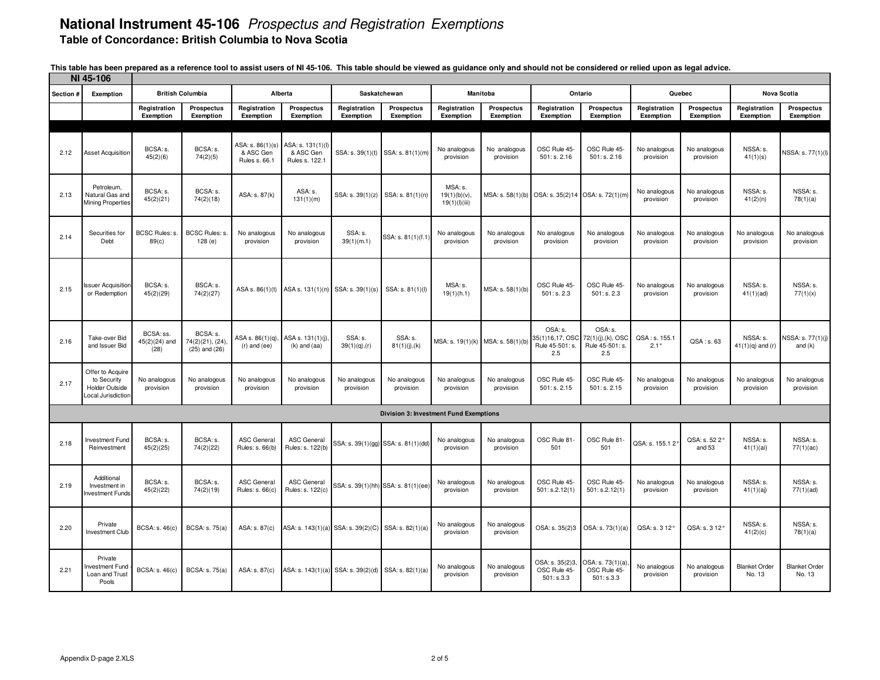# National Instrument 45-106 *Prospectus and Registration Exemptions*

**Table of Concordance: British Columbia to Nova Scotia**

**This table has been prepared as a reference tool to assist users of NI 45-106. This table should be viewed as guidance only and should not be considered or relied upon as legal advice.**

| NI 45-106 | | British Columbia | | Alberta | | Saskatchewan | | Manitoba | | Ontario | | Quebec | | Nova Scotia | |
|---|---|---|---|---|---|---|---|---|---|---|---|---|---|---|---|
| Section # | Exemption | Registration Exemption | Prospectus Exemption | Registration Exemption | Prospectus Exemption | Registration Exemption | Prospectus Exemption | Registration Exemption | Prospectus Exemption | Registration Exemption | Prospectus Exemption | Registration Exemption | Prospectus Exemption | Registration Exemption | Prospectus Exemption |
| 2.12 | Asset Acquisition | BCSA: s. 45(2)(6) | BCSA: s. 74(2)(5) | ASA: s. 86(1)(s) & ASC Gen Rules s. 66.1 | ASA: s. 131(1)(l) & ASC Gen Rules s. 122.1 | SSA: s. 39(1)(t) | SSA: s. 81(1)(m) | No analogous provision | No analogous provision | OSC Rule 45-501: s. 2.16 | OSC Rule 45-501: s. 2.16 | No analogous provision | No analogous provision | NSSA: s. 41(1)(s) | NSSA: s. 77(1)(l) |
| 2.13 | Petroleum, Natural Gas and Mining Properties | BCSA: s. 45(2)(21) | BCSA: s. 74(2)(18) | ASA: s. 87(k) | ASA: s. 131(1)(m) | SSA: s. 39(1)(z) | SSA: s. 81(1)(n) | MSA: s. 19(1)(b)(v), 19(1)(l)(iii) | MSA: s. 58(1)(b) | OSA: s. 35(2)14 | OSA: s. 72(1)(m) | No analogous provision | No analogous provision | NSSA: s. 41(2)(n) | NSSA: s. 78(1)(a) |
| 2.14 | Securities for Debt | BCSC Rules: s. 89(c) | BCSC Rules: s. 128 (e) | No analogous provision | No analogous provision | SSA: s. 39(1)(m.1) | SSA: s. 81(1)(f.1) | No analogous provision | No analogous provision | No analogous provision | No analogous provision | No analogous provision | No analogous provision | No analogous provision | No analogous provision |
| 2.15 | Issuer Acquisition or Redemption | BCSA: s. 45(2)(29) | BSCA: s. 74(2)(27) | ASA s. 86(1)(t) | ASA s. 131(1)(n) | SSA: s. 39(1)(s) | SSA: s. 81(1)(l) | MSA: s. 19(1)(h.1) | MSA: s. 58(1)(b) | OSC Rule 45-501: s. 2.3 | OSC Rule 45-501: s. 2.3 | No analogous provision | No analogous provision | NSSA: s. 41(1)(ad) | NSSA: s. 77(1)(x) |
| 2.16 | Take-over Bid and Issuer Bid | BCSA: ss. 45(2)(24) and (28) | BCSA: s. 74(2)(21), (24), (25) and (26) | ASA s. 86(1)(q), (r) and (ee) | ASA s. 131(1)(j), (k) and (aa) | SSA: s. 39(1)(q),(r) | SSA: s. 81(1)(j),(k) | MSA: s. 19(1)(k) | MSA: s. 58(1)(b) | OSA: s. 35(1)16,17, OSC Rule 45-501: s. 2.5 | OSA: s. 72(1)(j),(k), OSC Rule 45-501: s. 2.5 | QSA : s. 155.1 2.1° | QSA : s. 63 | NSSA: s. 41(1)(q) and (r) | NSSA: s. 77(1)(j) and (k) |
| 2.17 | Offer to Acquire to Security Holder Outside Local Jurisdiction | No analogous provision | No analogous provision | No analogous provision | No analogous provision | No analogous provision | No analogous provision | No analogous provision | No analogous provision | OSC Rule 45-501: s. 2.15 | OSC Rule 45-501: s. 2.15 | No analogous provision | No analogous provision | No analogous provision | No analogous provision |
| **Division 3: Investment Fund Exemptions** | | | | | | | | | | | | | | | |
| 2.18 | Investment Fund Reinvestment | BCSA: s. 45(2)(25) | BCSA: s. 74(2)(22) | ASC General Rules: s. 66(b) | ASC General Rules: s. 122(b) | SSA: s. 39(1)(gg) | SSA: s. 81(1)(dd) | No analogous provision | No analogous provision | OSC Rule 81-501 | OSC Rule 81-501 | QSA: s. 155.1 2° | QSA: s. 52 2° and 53 | NSSA: s. 41(1)(ai) | NSSA: s. 77(1)(ac) |
| 2.19 | Additional Investment in Investment Funds | BCSA: s. 45(2)(22) | BCSA: s. 74(2)(19) | ASC General Rules: s. 66(c) | ASC General Rules: s. 122(c) | SSA: s. 39(1)(hh) | SSA: s. 81(1)(ee) | No analogous provision | No analogous provision | OSC Rule 45-501: s.2.12(1) | OSC Rule 45-501: s.2.12(1) | No analogous provision | No analogous provision | NSSA: s. 41(1)(aj) | NSSA: s. 77(1)(ad) |
| 2.20 | Private Investment Club | BCSA: s. 46(c) | BCSA: s. 75(a) | ASA: s. 87(c) | ASA: s. 143(1)(a) | SSA: s. 39(2)(C) | SSA: s. 82(1)(a) | No analogous provision | No analogous provision | OSA: s. 35(2)3 | OSA: s. 73(1)(a) | QSA: s. 3 12° | QSA: s. 3 12° | NSSA: s. 41(2)(c) | NSSA: s. 78(1)(a) |
| 2.21 | Private Investment Fund - Loan and Trust Pools | BCSA: s. 46(c) | BCSA: s. 75(a) | ASA: s. 87(c) | ASA: s. 143(1)(a) | SSA: s. 39(2)(d) | SSA: s. 82(1)(a) | No analogous provision | No analogous provision | OSA: s. 35(2)3, OSC Rule 45-501: s.3.3 | OSA: s. 73(1)(a), OSC Rule 45-501: s.3.3 | No analogous provision | No analogous provision | Blanket Order No. 13 | Blanket Order No. 13 |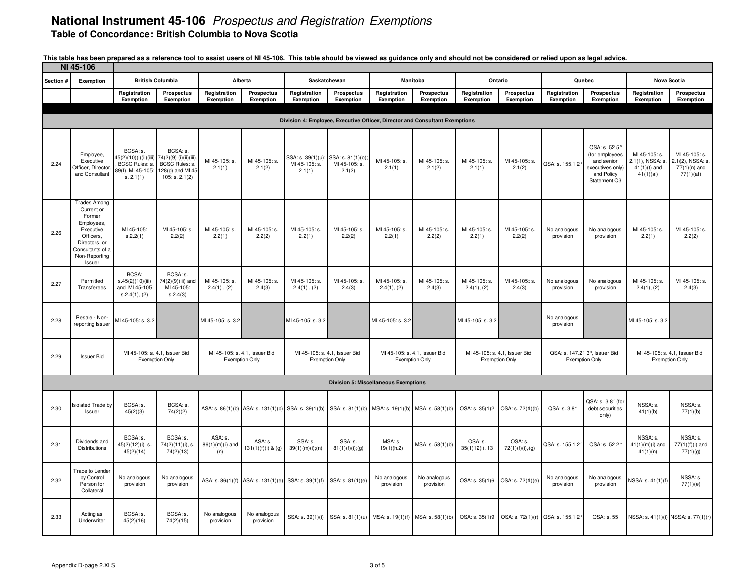# National Instrument 45-106 *Prospectus and Registration Exemptions*

**Table of Concordance: British Columbia to Nova Scotia**

**This table has been prepared as a reference tool to assist users of NI 45-106. This table should be viewed as guidance only and should not be considered or relied upon as legal advice.**

| NI 45-106 | | British Columbia | | Alberta | | Saskatchewan | | Manitoba | | Ontario | | Quebec | | Nova Scotia | |
|---|---|---|---|---|---|---|---|---|---|---|---|---|---|---|---|
| Section # | Exemption | Registration Exemption | Prospectus Exemption | Registration Exemption | Prospectus Exemption | Registration Exemption | Prospectus Exemption | Registration Exemption | Prospectus Exemption | Registration Exemption | Prospectus Exemption | Registration Exemption | Prospectus Exemption | Registration Exemption | Prospectus Exemption |
| | **Division 4: Employee, Executive Officer, Director and Consultant Exemptions** | | | | | | | | | | | | | | |
| 2.24 | Employee, Executive Officer, Director, and Consultant | BCSA: s. 45(2)(10)(i)(ii)(iii), BCSC Rules: s. 89(f), MI 45-105: s. 2.1(1) | BCSA: s. 74(2)(9) (i)(ii)(iii), BCSC Rules: s. 128(g) and MI 45-105: s. 2.1(2) | MI 45-105: s. 2.1(1) | MI 45-105: s. 2.1(2) | SSA: s. 39(1)(u); MI 45-105: s. 2.1(1) | SSA: s. 81(1)(o); MI 45-105: s. 2.1(2) | MI 45-105: s. 2.1(1) | MI 45-105: s. 2.1(2) | MI 45-105: s. 2.1(1) | MI 45-105: s. 2.1(2) | QSA: s. 155.1 2° | QSA: s. 52 5° (for employees and senior executives only) and Policy Statement Q3 | MI 45-105: s. 2.1(1), NSSA: s. 41(1)(t) and 41(1)(al) | MI 45-105: s. 2.1(2), NSSA: s. 77(1)(n) and 77(1)(af) |
| 2.26 | Trades Among Current or Former Employees, Executive Officers, Directors, or Consultants of a Non-Reporting Issuer | MI 45-105: s.2.2(1) | MI 45-105: s. 2.2(2) | MI 45-105: s. 2.2(1) | MI 45-105: s. 2.2(2) | MI 45-105: s. 2.2(1) | MI 45-105: s. 2.2(2) | MI 45-105: s. 2.2(1) | MI 45-105: s. 2.2(2) | MI 45-105: s. 2.2(1) | MI 45-105: s. 2.2(2) | No analogous provision | No analogous provision | MI 45-105: s. 2.2(1) | MI 45-105: s. 2.2(2) |
| 2.27 | Permitted Transferees | BCSA: s.45(2)(10)(iii) and MI 45-105 s.2.4(1), (2) | BCSA: s. 74(2)(9)(iii) and MI 45-105: s.2.4(3) | MI 45-105: s. 2.4(1) , (2) | MI 45-105: s. 2.4(3) | MI 45-105: s. 2.4(1) , (2) | MI 45-105: s. 2.4(3) | MI 45-105: s. 2.4(1), (2) | MI 45-105: s. 2.4(3) | MI 45-105: s. 2.4(1), (2) | MI 45-105: s. 2.4(3) | No analogous provision | No analogous provision | MI 45-105: s. 2.4(1), (2) | MI 45-105: s. 2.4(3) |
| 2.28 | Resale - Non-reporting Issuer | MI 45-105: s. 3.2 | | MI 45-105: s. 3.2 | | MI 45-105: s. 3.2 | | MI 45-105: s. 3.2 | | MI 45-105: s. 3.2 | | No analogous provision | | MI 45-105: s. 3.2 | |
| 2.29 | Issuer Bid | MI 45-105: s. 4.1, Issuer Bid Exemption Only | | MI 45-105: s. 4.1, Issuer Bid Exemption Only | | MI 45-105: s. 4.1, Issuer Bid Exemption Only | | MI 45-105: s. 4.1, Issuer Bid Exemption Only | | MI 45-105: s. 4.1, Issuer Bid Exemption Only | | QSA: s. 147.21 3°, Issuer Bid Exemption Only | | MI 45-105: s. 4.1, Issuer Bid Exemption Only | |
| | **Division 5: Miscellaneous Exemptions** | | | | | | | | | | | | | | |
| 2.30 | Isolated Trade by Issuer | BCSA: s. 45(2)(3) | BCSA: s. 74(2)(2) | ASA: s. 86(1)(b) | ASA: s. 131(1)(b) | SSA: s. 39(1)(b) | SSA: s. 81(1)(b) | MSA: s. 19(1)(b) | MSA: s. 58(1)(b) | OSA: s. 35(1)2 | OSA: s. 72(1)(b) | QSA: s. 3 8° | QSA: s. 3 8° (for debt securities only) | NSSA: s. 41(1)(b) | NSSA: s. 77(1)(b) |
| 2.31 | Dividends and Distributions | BCSA: s. 45(2)(12)(i) s. 45(2)(14) | BCSA: s. 74(2)(11)(i), s. 74(2)(13) | ASA: s. 86(1)(m)(i) and (n) | ASA: s. 131(1)(f)(i) & (g) | SSA: s. 39(1)(m)(i);(n) | SSA: s. 81(1)(f)(i);(g) | MSA: s. 19(1)(h.2) | MSA: s. 58(1)(b) | OSA: s. 35(1)12(i), 13 | OSA: s. 72(1)(f)(i),(g) | QSA: s. 155.1 2° | QSA: s. 52 2° | NSSA: s. 41(1)(m)(i) and 41(1)(n) | NSSA: s. 77(1)(f)(i) and 77(1)(g) |
| 2.32 | Trade to Lender by Control Person for Collateral | No analogous provision | No analogous provision | ASA: s. 86(1)(f) | ASA: s. 131(1)(e) | SSA: s. 39(1)(f) | SSA: s. 81(1)(e) | No analogous provision | No analogous provision | OSA: s. 35(1)6 | OSA: s. 72(1)(e) | No analogous provision | No analogous provision | NSSA: s. 41(1)(f) | NSSA: s. 77(1)(e) |
| 2.33 | Acting as Underwriter | BCSA: s. 45(2)(16) | BCSA: s. 74(2)(15) | No analogous provision | No analogous provision | SSA: s. 39(1)(i) | SSA: s. 81(1)(u) | MSA: s. 19(1)(f) | MSA: s. 58(1)(b) | OSA: s. 35(1)9 | OSA: s. 72(1)(r) | QSA: s. 155.1 2° | QSA: s. 55 | NSSA: s. 41(1)(i) | NSSA: s. 77(1)(r) |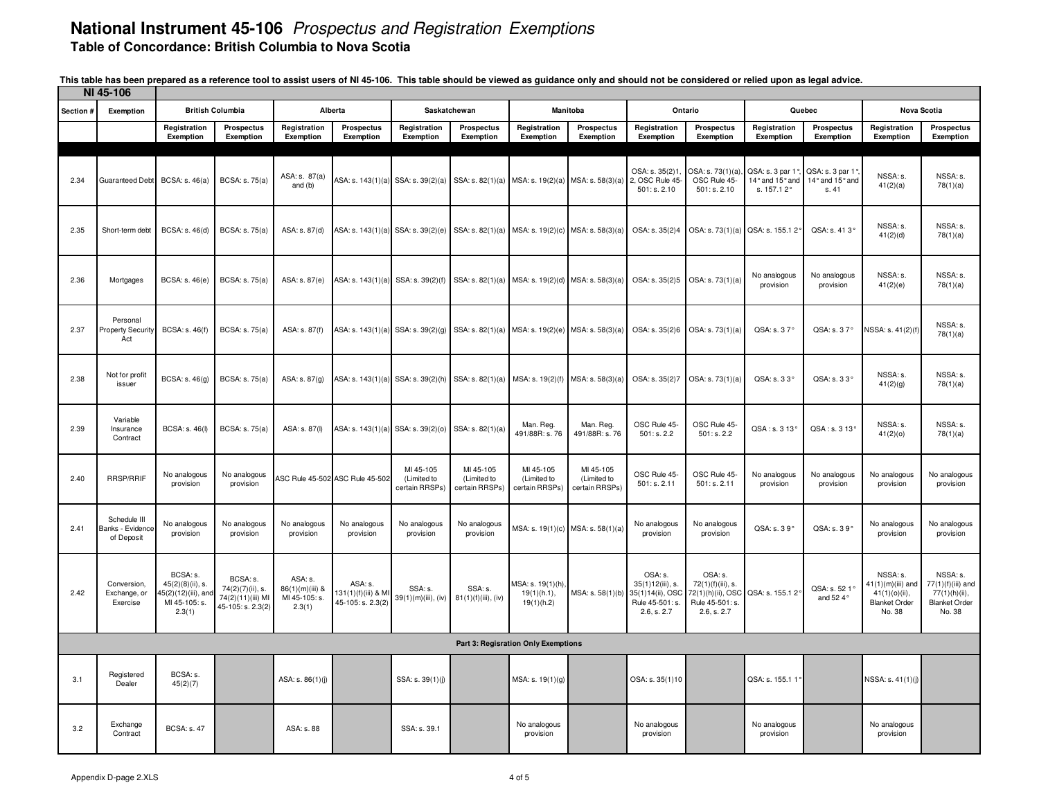# National Instrument 45-106 *Prospectus and Registration Exemptions*

**Table of Concordance: British Columbia to Nova Scotia**

**This table has been prepared as a reference tool to assist users of NI 45-106. This table should be viewed as guidance only and should not be considered or relied upon as legal advice.**

| NI 45-106 | | | | | | | | | | | | | | | |
|---|---|---|---|---|---|---|---|---|---|---|---|---|---|---|---|
| Section # | Exemption | British Columbia | | Alberta | | Saskatchewan | | Manitoba | | Ontario | | Quebec | | Nova Scotia | |
| | | Registration Exemption | Prospectus Exemption | Registration Exemption | Prospectus Exemption | Registration Exemption | Prospectus Exemption | Registration Exemption | Prospectus Exemption | Registration Exemption | Prospectus Exemption | Registration Exemption | Prospectus Exemption | Registration Exemption | Prospectus Exemption |
| 2.34 | Guaranteed Debt | BCSA: s. 46(a) | BCSA: s. 75(a) | ASA: s. 87(a) and (b) | ASA: s. 143(1)(a) | SSA: s. 39(2)(a) | SSA: s. 82(1)(a) | MSA: s. 19(2)(a) | MSA: s. 58(3)(a) | OSA: s. 35(2)1, 2, OSC Rule 45-501: s. 2.10 | OSA: s. 73(1)(a), OSC Rule 45-501: s. 2.10 | QSA: s. 3 par 1°, 14° and 15° and s. 157.1 2° | QSA: s. 3 par 1°, 14° and 15° and s. 41 | NSSA: s. 41(2)(a) | NSSA: s. 78(1)(a) |
| 2.35 | Short-term debt | BCSA: s. 46(d) | BCSA: s. 75(a) | ASA: s. 87(d) | ASA: s. 143(1)(a) | SSA: s. 39(2)(e) | SSA: s. 82(1)(a) | MSA: s. 19(2)(c) | MSA: s. 58(3)(a) | OSA: s. 35(2)4 | OSA: s. 73(1)(a) | QSA: s. 155.1 2° | QSA: s. 41 3° | NSSA: s. 41(2)(d) | NSSA: s. 78(1)(a) |
| 2.36 | Mortgages | BCSA: s. 46(e) | BCSA: s. 75(a) | ASA: s. 87(e) | ASA: s. 143(1)(a) | SSA: s. 39(2)(f) | SSA: s. 82(1)(a) | MSA: s. 19(2)(d) | MSA: s. 58(3)(a) | OSA: s. 35(2)5 | OSA: s. 73(1)(a) | No analogous provision | No analogous provision | NSSA: s. 41(2)(e) | NSSA: s. 78(1)(a) |
| 2.37 | Personal Property Security Act | BCSA: s. 46(f) | BCSA: s. 75(a) | ASA: s. 87(f) | ASA: s. 143(1)(a) | SSA: s. 39(2)(g) | SSA: s. 82(1)(a) | MSA: s. 19(2)(e) | MSA: s. 58(3)(a) | OSA: s. 35(2)6 | OSA: s. 73(1)(a) | QSA: s. 3 7° | QSA: s. 3 7° | NSSA: s. 41(2)(f) | NSSA: s. 78(1)(a) |
| 2.38 | Not for profit issuer | BCSA: s. 46(g) | BCSA: s. 75(a) | ASA: s. 87(g) | ASA: s. 143(1)(a) | SSA: s. 39(2)(h) | SSA: s. 82(1)(a) | MSA: s. 19(2)(f) | MSA: s. 58(3)(a) | OSA: s. 35(2)7 | OSA: s. 73(1)(a) | QSA: s. 3 3° | QSA: s. 3 3° | NSSA: s. 41(2)(g) | NSSA: s. 78(1)(a) |
| 2.39 | Variable Insurance Contract | BCSA: s. 46(l) | BCSA: s. 75(a) | ASA: s. 87(l) | ASA: s. 143(1)(a) | SSA: s. 39(2)(o) | SSA: s. 82(1)(a) | Man. Reg. 491/88R: s. 76 | Man. Reg. 491/88R: s. 76 | OSC Rule 45-501: s. 2.2 | OSC Rule 45-501: s. 2.2 | QSA : s. 3 13° | QSA : s. 3 13° | NSSA: s. 41(2)(o) | NSSA: s. 78(1)(a) |
| 2.40 | RRSP/RRIF | No analogous provision | No analogous provision | ASC Rule 45-502 | ASC Rule 45-502 | MI 45-105 (Limited to certain RRSPs) | MI 45-105 (Limited to certain RRSPs) | MI 45-105 (Limited to certain RRSPs) | MI 45-105 (Limited to certain RRSPs) | OSC Rule 45-501: s. 2.11 | OSC Rule 45-501: s. 2.11 | No analogous provision | No analogous provision | No analogous provision | No analogous provision |
| 2.41 | Schedule III Banks - Evidence of Deposit | No analogous provision | No analogous provision | No analogous provision | No analogous provision | No analogous provision | No analogous provision | MSA: s. 19(1)(c) | MSA: s. 58(1)(a) | No analogous provision | No analogous provision | QSA: s. 3 9° | QSA: s. 3 9° | No analogous provision | No analogous provision |
| 2.42 | Conversion, Exchange, or Exercise | BCSA: s. 45(2)(8)(ii), s. 45(2)(12)(iii), and MI 45-105: s. 2.3(1) | BCSA: s. 74(2)(7)(ii), s. 74(2)(11)(iii) MI 45-105: s. 2.3(2) | ASA: s. 86(1)(m)(iii) & MI 45-105: s. 2.3(1) | ASA: s. 131(1)(f)(iii) & MI 45-105: s. 2.3(2) | SSA: s. 39(1)(m)(iii), (iv) | SSA: s. 81(1)(f)(iii), (iv) | MSA: s. 19(1)(h), 19(1)(h.1), 19(1)(h.2) | MSA: s. 58(1)(b) | OSA: s. 35(1)12(iii), s. 35(1)14(ii), OSC Rule 45-501: s. 2.6, s. 2.7 | OSA: s. 72(1)(f)(iii), s. 72(1)(h)(ii), OSC Rule 45-501: s. 2.6, s. 2.7 | QSA: s. 155.1 2° | QSA: s. 52 1° and 52 4° | NSSA: s. 41(1)(m)(iii) and 41(1)(o)(ii), Blanket Order No. 38 | NSSA: s. 77(1)(f)(iii) and 77(1)(h)(ii), Blanket Order No. 38 |
| **Part 3: Regisration Only Exemptions** | | | | | | | | | | | | | | | |
| 3.1 | Registered Dealer | BCSA: s. 45(2)(7) | | ASA: s. 86(1)(j) | | SSA: s. 39(1)(j) | | MSA: s. 19(1)(g) | | OSA: s. 35(1)10 | | QSA: s. 155.1 1° | | NSSA: s. 41(1)(j) | |
| 3.2 | Exchange Contract | BCSA: s. 47 | | ASA: s. 88 | | SSA: s. 39.1 | | No analogous provision | | No analogous provision | | No analogous provision | | No analogous provision | |

Appendix D-page 2.XLS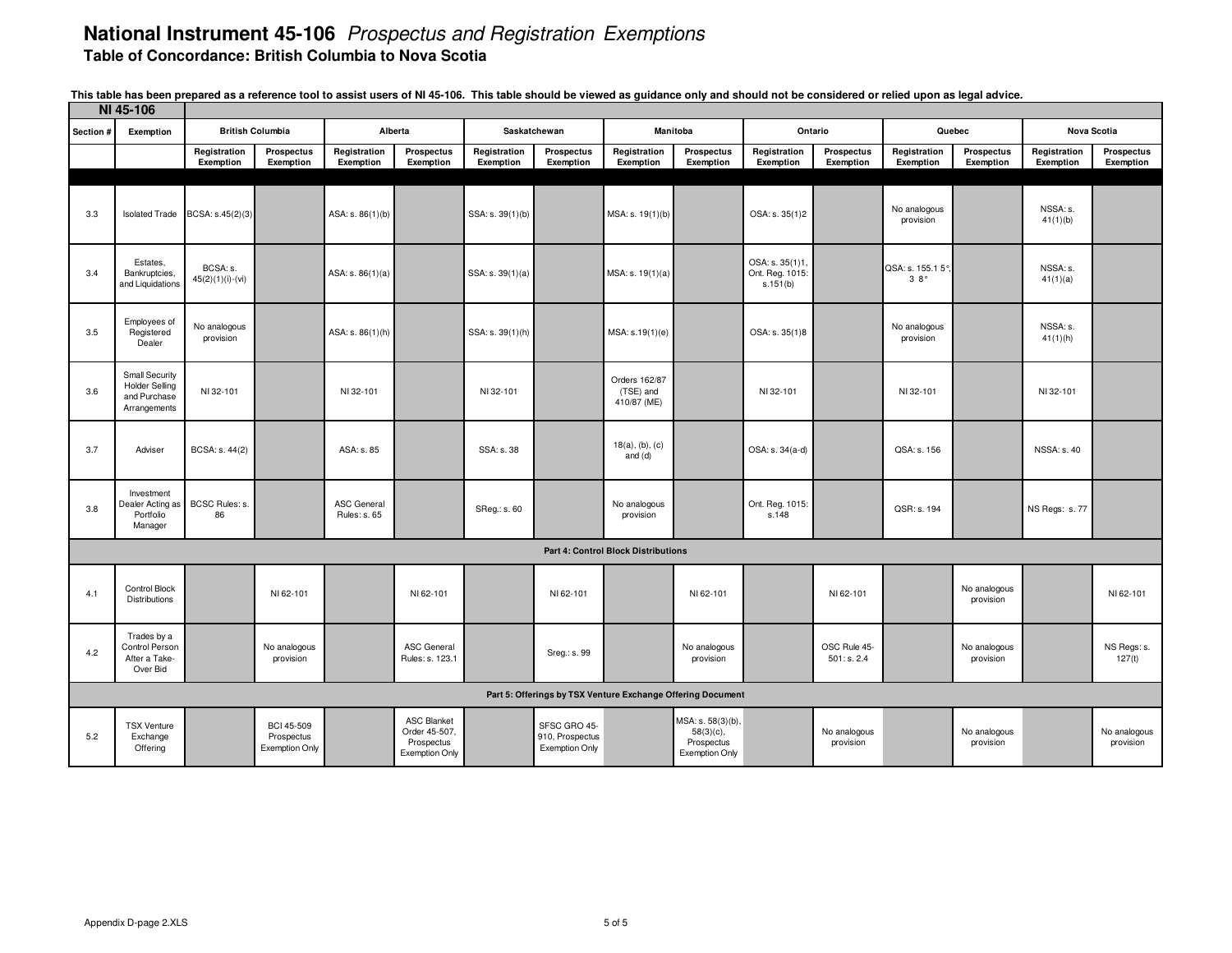# National Instrument 45-106 *Prospectus and Registration Exemptions*

**Table of Concordance: British Columbia to Nova Scotia**

**This table has been prepared as a reference tool to assist users of NI 45-106. This table should be viewed as guidance only and should not be considered or relied upon as legal advice.**

| NI 45-106 | | | | | | | | | | | | | | | |
|---|---|---|---|---|---|---|---|---|---|---|---|---|---|---|---|
| Section # | Exemption | British Columbia | | Alberta | | Saskatchewan | | Manitoba | | Ontario | | Quebec | | Nova Scotia | |
| | | Registration Exemption | Prospectus Exemption | Registration Exemption | Prospectus Exemption | Registration Exemption | Prospectus Exemption | Registration Exemption | Prospectus Exemption | Registration Exemption | Prospectus Exemption | Registration Exemption | Prospectus Exemption | Registration Exemption | Prospectus Exemption |
| 3.3 | Isolated Trade | BCSA: s.45(2)(3) | | ASA: s. 86(1)(b) | | SSA: s. 39(1)(b) | | MSA: s. 19(1)(b) | | OSA: s. 35(1)2 | | No analogous provision | | NSSA: s. 41(1)(b) | |
| 3.4 | Estates, Bankruptcies, and Liquidations | BCSA: s. 45(2)(1)(i)-(vi) | | ASA: s. 86(1)(a) | | SSA: s. 39(1)(a) | | MSA: s. 19(1)(a) | | OSA: s. 35(1)1, Ont. Reg. 1015: s.151(b) | | QSA: s. 155.1 5°, 3 8° | | NSSA: s. 41(1)(a) | |
| 3.5 | Employees of Registered Dealer | No analogous provision | | ASA: s. 86(1)(h) | | SSA: s. 39(1)(h) | | MSA: s.19(1)(e) | | OSA: s. 35(1)8 | | No analogous provision | | NSSA: s. 41(1)(h) | |
| 3.6 | Small Security Holder Selling and Purchase Arrangements | NI 32-101 | | NI 32-101 | | NI 32-101 | | Orders 162/87 (TSE) and 410/87 (ME) | | NI 32-101 | | NI 32-101 | | NI 32-101 | |
| 3.7 | Adviser | BCSA: s. 44(2) | | ASA: s. 85 | | SSA: s. 38 | | 18(a), (b), (c) and (d) | | OSA: s. 34(a-d) | | QSA: s. 156 | | NSSA: s. 40 | |
| 3.8 | Investment Dealer Acting as Portfolio Manager | BCSC Rules: s. 86 | | ASC General Rules: s. 65 | | SReg.: s. 60 | | No analogous provision | | Ont. Reg. 1015: s.148 | | QSR: s. 194 | | NS Regs: s. 77 | |
| **Part 4: Control Block Distributions** | | | | | | | | | | | | | | | |
| 4.1 | Control Block Distributions | | NI 62-101 | | NI 62-101 | | NI 62-101 | | NI 62-101 | | NI 62-101 | | No analogous provision | | NI 62-101 |
| 4.2 | Trades by a Control Person After a Take-Over Bid | | No analogous provision | | ASC General Rules: s. 123.1 | | Sreg.: s. 99 | | No analogous provision | | OSC Rule 45-501: s. 2.4 | | No analogous provision | | NS Regs: s. 127(t) |
| **Part 5: Offerings by TSX Venture Exchange Offering Document** | | | | | | | | | | | | | | | |
| 5.2 | TSX Venture Exchange Offering | | BCI 45-509 Prospectus Exemption Only | | ASC Blanket Order 45-507, Prospectus Exemption Only | | SFSC GRO 45-910, Prospectus Exemption Only | | MSA: s. 58(3)(b), 58(3)(c), Prospectus Exemption Only | | No analogous provision | | No analogous provision | | No analogous provision |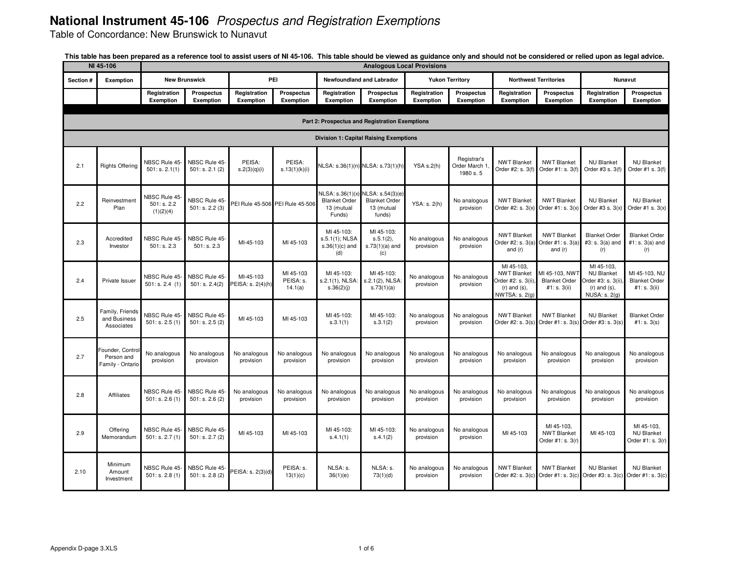# National Instrument 45-106 *Prospectus and Registration Exemptions*

Table of Concordance: New Brunswick to Nunavut

**This table has been prepared as a reference tool to assist users of NI 45-106. This table should be viewed as guidance only and should not be considered or relied upon as legal advice.**

| NI 45-106 | | Analogous Local Provisions | | | | | | | | | | | |
|---|---|---|---|---|---|---|---|---|---|---|---|---|---|
| Section # | Exemption | New Brunswick | | PEI | | Newfoundland and Labrador | | Yukon Territory | | Northwest Territories | | Nunavut | |
| | | Registration Exemption | Prospectus Exemption | Registration Exemption | Prospectus Exemption | Registration Exemption | Prospectus Exemption | Registration Exemption | Prospectus Exemption | Registration Exemption | Prospectus Exemption | Registration Exemption | Prospectus Exemption |
| **Part 2: Prospectus and Registration Exemptions** | | | | | | | | | | | | | |
| **Division 1: Capital Raising Exemptions** | | | | | | | | | | | | | |
| 2.1 | Rights Offering | NBSC Rule 45-501: s. 2.1(1) | NBSC Rule 45-501: s. 2.1 (2) | PEISA: s.2(3)(q)(i) | PEISA: s.13(1)(k)(i) | NLSA: s.36(1)(n) | NLSA: s.73(1)(h) | YSA s.2(h) | Registrar's Order March 1, 1980 s. 5 | NWT Blanket Order #2: s. 3(f) | NWT Blanket Order #1: s. 3(f) | NU Blanket Order #3 s. 3(f) | NU Blanket Order #1 s. 3(f) |
| 2.2 | Reinvestment Plan | NBSC Rule 45-501: s. 2.2 (1)(2)(4) | NBSC Rule 45-501: s. 2.2 (3) | PEI Rule 45-506 | PEI Rule 45-506 | NLSA: s.36(1)(x) Blanket Order 13 (mutual Funds) | NLSA: s.54(3)(e) Blanket Order 13 (mutual funds) | YSA: s. 2(h) | No analogous provision | NWT Blanket Order #2: s. 3(x) | NWT Blanket Order #1: s. 3(x) | NU Blanket Order #3 s. 3(x) | NU Blanket Order #1 s. 3(x) |
| 2.3 | Accredited Investor | NBSC Rule 45-501: s. 2.3 | NBSC Rule 45-501: s. 2.3 | MI-45-103 | MI 45-103 | MI 45-103: s.5.1(1); NLSA s.36(1)(c) and (d) | MI 45-103: s.5.1(2), s.73(1)(a) and (c) | No analogous provision | No analogous provision | NWT Blanket Order #2: s. 3(a) and (r) | NWT Blanket Order #1: s. 3(a) and (r) | Blanket Order #3: s. 3(a) and (r) | Blanket Order #1: s. 3(a) and (r) |
| 2.4 | Private Issuer | NBSC Rule 45-501: s. 2.4 (1) | NBSC Rule 45-501: s. 2.4(2) | MI-45-103 PEISA: s. 2(4)(h) | MI 45-103 PEISA: s. 14.1(a) | MI 45-103: s.2.1(1), NLSA: s.36(2)(j) | MI 45-103: s.2.1(2), NLSA: s.73(1)(a) | No analogous provision | No analogous provision | MI 45-103, NWT Blanket Order #2: s. 3(ii), (r) and (s), NWTSA: s. 2(g) | MI 45-103, NWT Blanket Order #1: s. 3(ii) | MI 45-103, NU Blanket Order #3: s. 3(ii), (r) and (s), NUSA: s. 2(g) | MI 45-103, NU Blanket Order #1: s. 3(ii) |
| 2.5 | Family, Friends and Business Associates | NBSC Rule 45-501: s. 2.5 (1) | NBSC Rule 45-501: s. 2.5 (2) | MI 45-103 | MI 45-103 | MI 45-103: s.3.1(1) | MI 45-103: s.3.1(2) | No analogous provision | No analogous provision | NWT Blanket Order #2: s. 3(s) | NWT Blanket Order #1: s. 3(s) | NU Blanket Order #3: s. 3(s) | Blanket Order #1: s. 3(s) |
| 2.7 | Founder, Control Person and Family - Ontario | No analogous provision | No analogous provision | No analogous provision | No analogous provision | No analogous provision | No analogous provision | No analogous provision | No analogous provision | No analogous provision | No analogous provision | No analogous provision | No analogous provision |
| 2.8 | Affiliates | NBSC Rule 45-501: s. 2.6 (1) | NBSC Rule 45-501: s. 2.6 (2) | No analogous provision | No analogous provision | No analogous provision | No analogous provision | No analogous provision | No analogous provision | No analogous provision | No analogous provision | No analogous provision | No analogous provision |
| 2.9 | Offering Memorandum | NBSC Rule 45-501: s. 2.7 (1) | NBSC Rule 45-501: s. 2.7 (2) | MI 45-103 | MI 45-103 | MI 45-103: s.4.1(1) | MI 45-103: s.4.1(2) | No analogous provision | No analogous provision | MI 45-103 | MI 45-103, NWT Blanket Order #1: s. 3(r) | MI 45-103 | MI 45-103, NU Blanket Order #1: s. 3(r) |
| 2.10 | Minimum Amount Investment | NBSC Rule 45-501: s. 2.8 (1) | NBSC Rule 45-501: s. 2.8 (2) | PEISA: s. 2(3)(d) | PEISA: s. 13(1)(c) | NLSA: s. 36(1)(e) | NLSA: s. 73(1)(d) | No analogous provision | No analogous provision | NWT Blanket Order #2: s. 3(c) | NWT Blanket Order #1: s. 3(c) | NU Blanket Order #3: s. 3(c) | NU Blanket Order #1: s. 3(c) |

Appendix D-page 3.XLS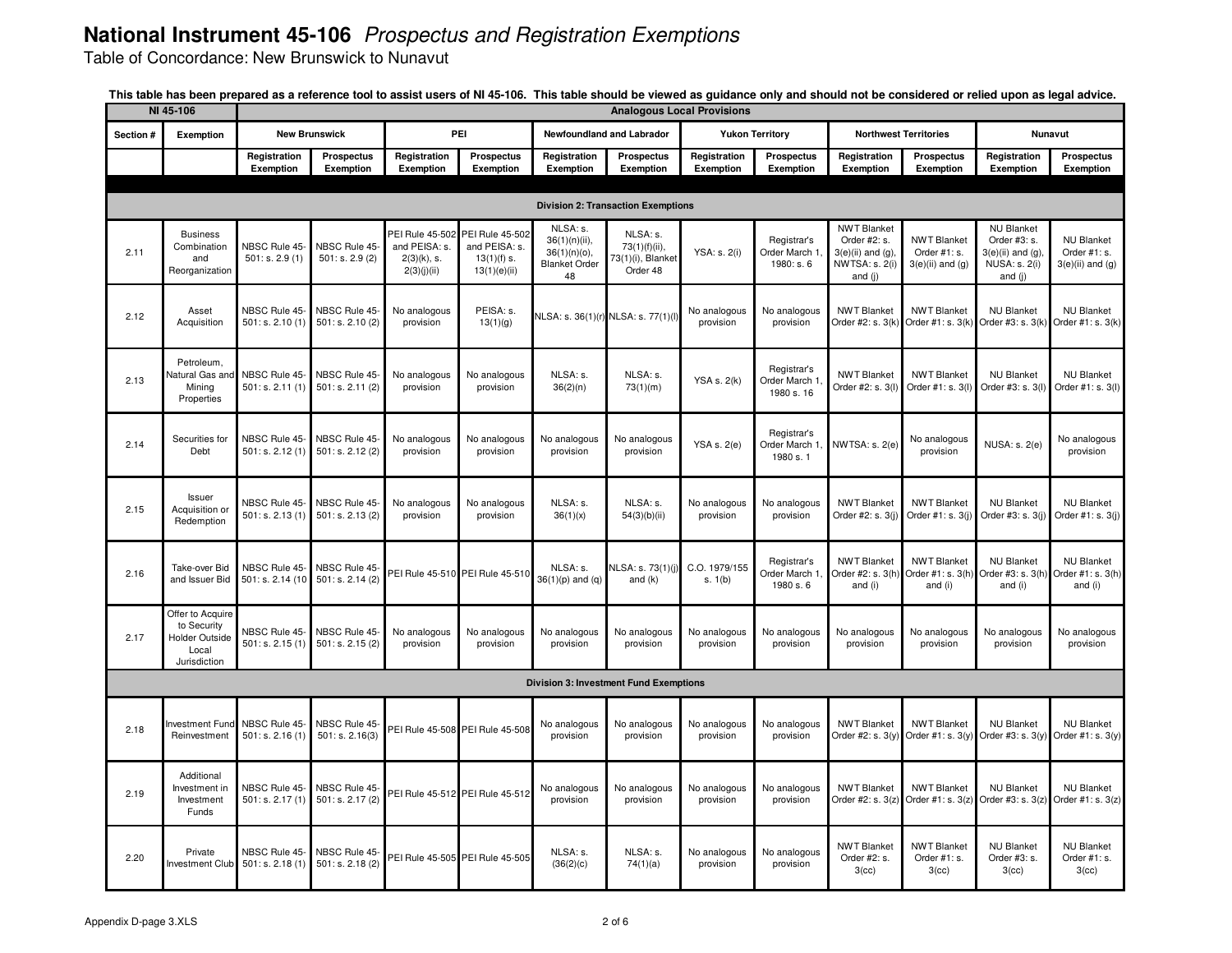# National Instrument 45-106 *Prospectus and Registration Exemptions*

Table of Concordance: New Brunswick to Nunavut

**This table has been prepared as a reference tool to assist users of NI 45-106. This table should be viewed as guidance only and should not be considered or relied upon as legal advice.**

| NI 45-106 | | Analogous Local Provisions | | | | | | | | | | | |
|---|---|---|---|---|---|---|---|---|---|---|---|---|---|
| Section # | Exemption | New Brunswick | | PEI | | Newfoundland and Labrador | | Yukon Territory | | Northwest Territories | | Nunavut | |
| | | Registration Exemption | Prospectus Exemption | Registration Exemption | Prospectus Exemption | Registration Exemption | Prospectus Exemption | Registration Exemption | Prospectus Exemption | Registration Exemption | Prospectus Exemption | Registration Exemption | Prospectus Exemption |
| | | | | | | | | | | | | | |
| **Division 2: Transaction Exemptions** | | | | | | | | | | | | | |
| 2.11 | Business Combination and Reorganization | NBSC Rule 45-501: s. 2.9 (1) | NBSC Rule 45-501: s. 2.9 (2) | PEI Rule 45-502 and PEISA: s. 2(3)(k), s. 2(3)(j)(ii) | PEI Rule 45-502 and PEISA: s. 13(1)(f) s. 13(1)(e)(ii) | NLSA: s. 36(1)(n)(ii), 36(1)(n)(o), Blanket Order 48 | NLSA: s. 73(1)(f)(ii), 73(1)(i), Blanket Order 48 | YSA: s. 2(i) | Registrar's Order March 1, 1980: s. 6 | NWT Blanket Order #2: s. 3(e)(ii) and (g), NWTSA: s. 2(i) and (j) | NWT Blanket Order #1: s. 3(e)(ii) and (g) | NU Blanket Order #3: s. 3(e)(ii) and (g), NUSA: s. 2(i) and (j) | NU Blanket Order #1: s. 3(e)(ii) and (g) |
| 2.12 | Asset Acquisition | NBSC Rule 45-501: s. 2.10 (1) | NBSC Rule 45-501: s. 2.10 (2) | No analogous provision | PEISA: s. 13(1)(g) | NLSA: s. 36(1)(r) | NLSA: s. 77(1)(l) | No analogous provision | No analogous provision | NWT Blanket Order #2: s. 3(k) | NWT Blanket Order #1: s. 3(k) | NU Blanket Order #3: s. 3(k) | NU Blanket Order #1: s. 3(k) |
| 2.13 | Petroleum, Natural Gas and Mining Properties | NBSC Rule 45-501: s. 2.11 (1) | NBSC Rule 45-501: s. 2.11 (2) | No analogous provision | No analogous provision | NLSA: s. 36(2)(n) | NLSA: s. 73(1)(m) | YSA s. 2(k) | Registrar's Order March 1, 1980 s. 16 | NWT Blanket Order #2: s. 3(l) | NWT Blanket Order #1: s. 3(l) | NU Blanket Order #3: s. 3(l) | NU Blanket Order #1: s. 3(l) |
| 2.14 | Securities for Debt | NBSC Rule 45-501: s. 2.12 (1) | NBSC Rule 45-501: s. 2.12 (2) | No analogous provision | No analogous provision | No analogous provision | No analogous provision | YSA s. 2(e) | Registrar's Order March 1, 1980 s. 1 | NWTSA: s. 2(e) | No analogous provision | NUSA: s. 2(e) | No analogous provision |
| 2.15 | Issuer Acquisition or Redemption | NBSC Rule 45-501: s. 2.13 (1) | NBSC Rule 45-501: s. 2.13 (2) | No analogous provision | No analogous provision | NLSA: s. 36(1)(x) | NLSA: s. 54(3)(b)(ii) | No analogous provision | No analogous provision | NWT Blanket Order #2: s. 3(j) | NWT Blanket Order #1: s. 3(j) | NU Blanket Order #3: s. 3(j) | NU Blanket Order #1: s. 3(j) |
| 2.16 | Take-over Bid and Issuer Bid | NBSC Rule 45-501: s. 2.14 (10 | NBSC Rule 45-501: s. 2.14 (2) | PEI Rule 45-510 | PEI Rule 45-510 | NLSA: s. 36(1)(p) and (q) | NLSA: s. 73(1)(j) and (k) | C.O. 1979/155 s. 1(b) | Registrar's Order March 1, 1980 s. 6 | NWT Blanket Order #2: s. 3(h) and (i) | NWT Blanket Order #1: s. 3(h) and (i) | NU Blanket Order #3: s. 3(h) and (i) | NU Blanket Order #1: s. 3(h) and (i) |
| 2.17 | Offer to Acquire to Security Holder Outside Local Jurisdiction | NBSC Rule 45-501: s. 2.15 (1) | NBSC Rule 45-501: s. 2.15 (2) | No analogous provision | No analogous provision | No analogous provision | No analogous provision | No analogous provision | No analogous provision | No analogous provision | No analogous provision | No analogous provision | No analogous provision |
| **Division 3: Investment Fund Exemptions** | | | | | | | | | | | | | |
| 2.18 | Investment Fund Reinvestment | NBSC Rule 45-501: s. 2.16 (1) | NBSC Rule 45-501: s. 2.16(3) | PEI Rule 45-508 | PEI Rule 45-508 | No analogous provision | No analogous provision | No analogous provision | No analogous provision | NWT Blanket Order #2: s. 3(y) | NWT Blanket Order #1: s. 3(y) | NU Blanket Order #3: s. 3(y) | NU Blanket Order #1: s. 3(y) |
| 2.19 | Additional Investment in Investment Funds | NBSC Rule 45-501: s. 2.17 (1) | NBSC Rule 45-501: s. 2.17 (2) | PEI Rule 45-512 | PEI Rule 45-512 | No analogous provision | No analogous provision | No analogous provision | No analogous provision | NWT Blanket Order #2: s. 3(z) | NWT Blanket Order #1: s. 3(z) | NU Blanket Order #3: s. 3(z) | NU Blanket Order #1: s. 3(z) |
| 2.20 | Private Investment Club | NBSC Rule 45-501: s. 2.18 (1) | NBSC Rule 45-501: s. 2.18 (2) | PEI Rule 45-505 | PEI Rule 45-505 | NLSA: s. (36(2)(c) | NLSA: s. 74(1)(a) | No analogous provision | No analogous provision | NWT Blanket Order #2: s. 3(cc) | NWT Blanket Order #1: s. 3(cc) | NU Blanket Order #3: s. 3(cc) | NU Blanket Order #1: s. 3(cc) |

Appendix D-page 3.XLS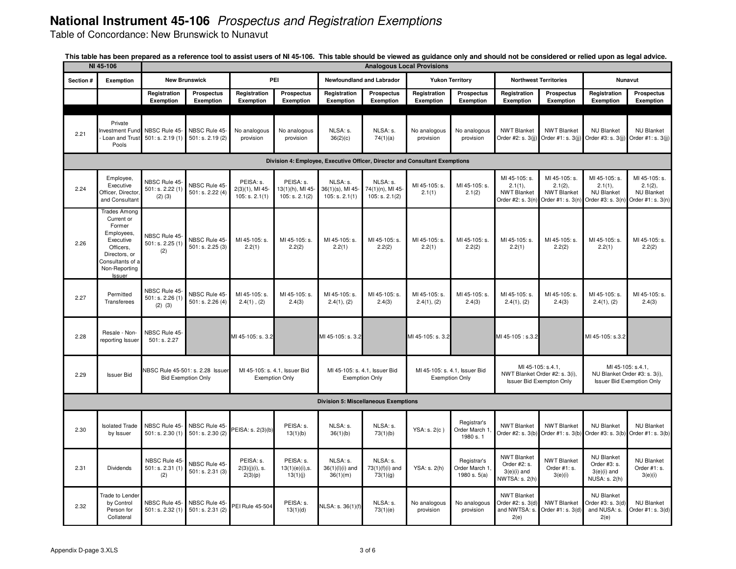# National Instrument 45-106 *Prospectus and Registration Exemptions*

Table of Concordance: New Brunswick to Nunavut

**This table has been prepared as a reference tool to assist users of NI 45-106. This table should be viewed as guidance only and should not be considered or relied upon as legal advice.**

| NI 45-106 | | Analogous Local Provisions | | | | | | | | | | | |
|---|---|---|---|---|---|---|---|---|---|---|---|---|---|
| Section # | Exemption | New Brunswick | | PEI | | Newfoundland and Labrador | | Yukon Territory | | Northwest Territories | | Nunavut | |
| | | Registration Exemption | Prospectus Exemption | Registration Exemption | Prospectus Exemption | Registration Exemption | Prospectus Exemption | Registration Exemption | Prospectus Exemption | Registration Exemption | Prospectus Exemption | Registration Exemption | Prospectus Exemption |
| 2.21 | Private Investment Fund - Loan and Trust Pools | NBSC Rule 45-501: s. 2.19 (1) | NBSC Rule 45-501: s. 2.19 (2) | No analogous provision | No analogous provision | NLSA: s. 36(2)(c) | NLSA: s. 74(1)(a) | No analogous provision | No analogous provision | NWT Blanket Order #2: s. 3(jj) | NWT Blanket Order #1: s. 3(jj) | NU Blanket Order #3: s. 3(jj) | NU Blanket Order #1: s. 3(jj) |
| **Division 4: Employee, Executive Officer, Director and Consultant Exemptions** | | | | | | | | | | | | | |
| 2.24 | Employee, Executive Officer, Director, and Consultant | NBSC Rule 45-501: s. 2.22 (1) (2) (3) | NBSC Rule 45-501: s. 2.22 (4) | PEISA: s. 2(3)(1), MI 45-105: s. 2.1(1) | PEISA: s. 13(1)(h), MI 45-105: s. 2.1(2) | NLSA: s. 36(1)(s), MI 45-105: s. 2.1(1) | NLSA: s. 74(1)(n), MI 45-105: s. 2.1(2) | MI 45-105: s. 2.1(1) | MI 45-105: s. 2.1(2) | MI 45-105: s. 2.1(1), NWT Blanket Order #2: s. 3(n) | MI 45-105: s. 2.1(2), NWT Blanket Order #1: s. 3(n) | MI 45-105: s. 2.1(1), NU Blanket Order #3: s. 3(n) | MI 45-105: s. 2.1(2), NU Blanket Order #1: s. 3(n) |
| 2.26 | Trades Among Current or Former Employees, Executive Officers, Directors, or Consultants of a Non-Reporting Issuer | NBSC Rule 45-501: s. 2.25 (1) (2) | NBSC Rule 45-501: s. 2.25 (3) | MI 45-105: s. 2.2(1) | MI 45-105: s. 2.2(2) | MI 45-105: s. 2.2(1) | MI 45-105: s. 2.2(2) | MI 45-105: s. 2.2(1) | MI 45-105: s. 2.2(2) | MI 45-105: s. 2.2(1) | MI 45-105: s. 2.2(2) | MI 45-105: s. 2.2(1) | MI 45-105: s. 2.2(2) |
| 2.27 | Permitted Transferees | NBSC Rule 45-501: s. 2.26 (1) (2) (3) | NBSC Rule 45-501: s. 2.26 (4) | MI 45-105: s. 2.4(1) , (2) | MI 45-105: s. 2.4(3) | MI 45-105: s. 2.4(1), (2) | MI 45-105: s. 2.4(3) | MI 45-105: s. 2.4(1), (2) | MI 45-105: s. 2.4(3) | MI 45-105: s. 2.4(1), (2) | MI 45-105: s. 2.4(3) | MI 45-105: s. 2.4(1), (2) | MI 45-105: s. 2.4(3) |
| 2.28 | Resale - Non-reporting Issuer | NBSC Rule 45-501: s. 2.27 | | MI 45-105: s. 3.2 | | MI 45-105: s. 3.2 | | MI 45-105: s. 3.2 | | MI 45-105 : s.3.2 | | MI 45-105: s.3.2 | |
| 2.29 | Issuer Bid | NBSC Rule 45-501: s. 2.28 Issuer Bid Exemption Only | | MI 45-105: s. 4.1, Issuer Bid Exemption Only | | MI 45-105: s. 4.1, Issuer Bid Exemption Only | | MI 45-105: s. 4.1, Issuer Bid Exemption Only | | MI 45-105: s.4.1, NWT Blanket Order #2: s. 3(i), Issuer Bid Exempton Only | | MI 45-105: s.4.1, NU Blanket Order #3: s. 3(i), Issuer Bid Exemption Only | |
| **Division 5: Miscellaneous Exemptions** | | | | | | | | | | | | | |
| 2.30 | Isolated Trade by Issuer | NBSC Rule 45-501: s. 2.30 (1) | NBSC Rule 45-501: s. 2.30 (2) | PEISA: s. 2(3)(b) | PEISA: s. 13(1)(b) | NLSA: s. 36(1)(b) | NLSA: s. 73(1)(b) | YSA: s. 2(c ) | Registrar's Order March 1, 1980 s. 1 | NWT Blanket Order #2: s. 3(b) | NWT Blanket Order #1: s. 3(b) | NU Blanket Order #3: s. 3(b) | NU Blanket Order #1: s. 3(b) |
| 2.31 | Dividends | NBSC Rule 45-501: s. 2.31 (1) (2) | NBSC Rule 45-501: s. 2.31 (3) | PEISA: s. 2(3)(j)(i), s. 2(3)(p) | PEISA: s. 13(1)(e)(i),s. 13(1)(j) | NLSA: s. 36(1)(l)(i) and 36(1)(m) | NLSA: s. 73(1)(f)(i) and 73(1)(g) | YSA: s. 2(h) | Registrar's Order March 1, 1980 s. 5(a) | NWT Blanket Order #2: s. 3(e)(i) and NWTSA: s. 2(h) | NWT Blanket Order #1: s. 3(e)(i) | NU Blanket Order #3: s. 3(e)(i) and NUSA: s. 2(h) | NU Blanket Order #1: s. 3(e)(i) |
| 2.32 | Trade to Lender by Control Person for Collateral | NBSC Rule 45-501: s. 2.32 (1) | NBSC Rule 45-501: s. 2.31 (2) | PEI Rule 45-504 | PEISA: s. 13(1)(d) | NLSA: s. 36(1)(f) | NLSA: s. 73(1)(e) | No analogous provision | No analogous provision | NWT Blanket Order #2: s. 3(d) and NWTSA: s. 2(e) | NWT Blanket Order #1: s. 3(d) | NU Blanket Order #3: s. 3(d) and NUSA: s. 2(e) | NU Blanket Order #1: s. 3(d) |

Appendix D-page 3.XLS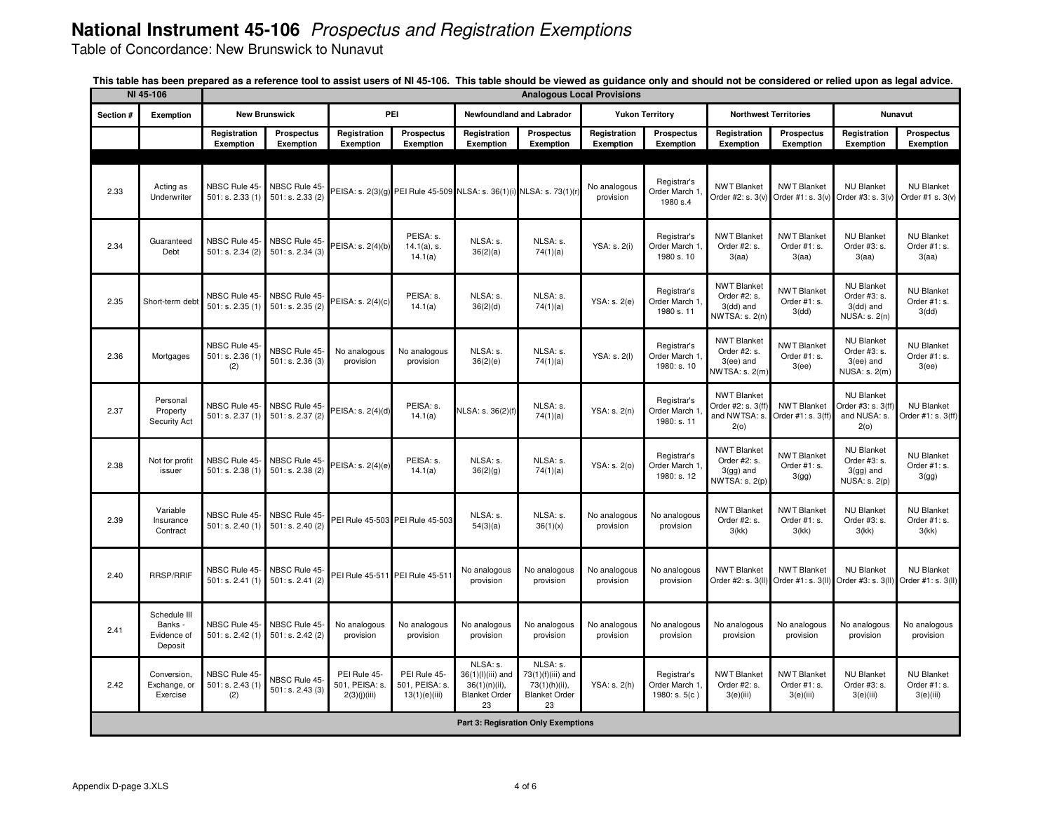# National Instrument 45-106 *Prospectus and Registration Exemptions*

Table of Concordance: New Brunswick to Nunavut

**This table has been prepared as a reference tool to assist users of NI 45-106. This table should be viewed as guidance only and should not be considered or relied upon as legal advice.**

| NI 45-106 | | Analogous Local Provisions | | | | | | | | | | | |
|---|---|---|---|---|---|---|---|---|---|---|---|---|---|
| Section # | Exemption | New Brunswick | | PEI | | Newfoundland and Labrador | | Yukon Territory | | Northwest Territories | | Nunavut | |
| | | Registration Exemption | Prospectus Exemption | Registration Exemption | Prospectus Exemption | Registration Exemption | Prospectus Exemption | Registration Exemption | Prospectus Exemption | Registration Exemption | Prospectus Exemption | Registration Exemption | Prospectus Exemption |
| 2.33 | Acting as Underwriter | NBSC Rule 45-501: s. 2.33 (1) | NBSC Rule 45-501: s. 2.33 (2) | PEISA: s. 2(3)(g) | PEI Rule 45-509 | NLSA: s. 36(1)(i) | NLSA: s. 73(1)(r) | No analogous provision | Registrar's Order March 1, 1980 s.4 | NWT Blanket Order #2: s. 3(v) | NWT Blanket Order #1: s. 3(v) | NU Blanket Order #3: s. 3(v) | NU Blanket Order #1 s. 3(v) |
| 2.34 | Guaranteed Debt | NBSC Rule 45-501: s. 2.34 (2) | NBSC Rule 45-501: s. 2.34 (3) | PEISA: s. 2(4)(b) | PEISA: s. 14.1(a), s. 14.1(a) | NLSA: s. 36(2)(a) | NLSA: s. 74(1)(a) | YSA: s. 2(i) | Registrar's Order March 1, 1980 s. 10 | NWT Blanket Order #2: s. 3(aa) | NWT Blanket Order #1: s. 3(aa) | NU Blanket Order #3: s. 3(aa) | NU Blanket Order #1: s. 3(aa) |
| 2.35 | Short-term debt | NBSC Rule 45-501: s. 2.35 (1) | NBSC Rule 45-501: s. 2.35 (2) | PEISA: s. 2(4)(c) | PEISA: s. 14.1(a) | NLSA: s. 36(2)(d) | NLSA: s. 74(1)(a) | YSA: s. 2(e) | Registrar's Order March 1, 1980 s. 11 | NWT Blanket Order #2: s. 3(dd) and NWTSA: s. 2(n) | NWT Blanket Order #1: s. 3(dd) | NU Blanket Order #3: s. 3(dd) and NUSA: s. 2(n) | NU Blanket Order #1: s. 3(dd) |
| 2.36 | Mortgages | NBSC Rule 45-501: s. 2.36 (1) (2) | NBSC Rule 45-501: s. 2.36 (3) | No analogous provision | No analogous provision | NLSA: s. 36(2)(e) | NLSA: s. 74(1)(a) | YSA: s. 2(l) | Registrar's Order March 1, 1980: s. 10 | NWT Blanket Order #2: s. 3(ee) and NWTSA: s. 2(m) | NWT Blanket Order #1: s. 3(ee) | NU Blanket Order #3: s. 3(ee) and NUSA: s. 2(m) | NU Blanket Order #1: s. 3(ee) |
| 2.37 | Personal Property Security Act | NBSC Rule 45-501: s. 2.37 (1) | NBSC Rule 45-501: s. 2.37 (2) | PEISA: s. 2(4)(d) | PEISA: s. 14.1(a) | NLSA: s. 36(2)(f) | NLSA: s. 74(1)(a) | YSA: s. 2(n) | Registrar's Order March 1, 1980: s. 11 | NWT Blanket Order #2: s. 3(ff) and NWTSA: s. 2(o) | NWT Blanket Order #1: s. 3(ff) | NU Blanket Order #3: s. 3(ff) and NUSA: s. 2(o) | NU Blanket Order #1: s. 3(ff) |
| 2.38 | Not for profit issuer | NBSC Rule 45-501: s. 2.38 (1) | NBSC Rule 45-501: s. 2.38 (2) | PEISA: s. 2(4)(e) | PEISA: s. 14.1(a) | NLSA: s. 36(2)(g) | NLSA: s. 74(1)(a) | YSA: s. 2(o) | Registrar's Order March 1, 1980: s. 12 | NWT Blanket Order #2: s. 3(gg) and NWTSA: s. 2(p) | NWT Blanket Order #1: s. 3(gg) | NU Blanket Order #3: s. 3(gg) and NUSA: s. 2(p) | NU Blanket Order #1: s. 3(gg) |
| 2.39 | Variable Insurance Contract | NBSC Rule 45-501: s. 2.40 (1) | NBSC Rule 45-501: s. 2.40 (2) | PEI Rule 45-503 | PEI Rule 45-503 | NLSA: s. 54(3)(a) | NLSA: s. 36(1)(x) | No analogous provision | No analogous provision | NWT Blanket Order #2: s. 3(kk) | NWT Blanket Order #1: s. 3(kk) | NU Blanket Order #3: s. 3(kk) | NU Blanket Order #1: s. 3(kk) |
| 2.40 | RRSP/RRIF | NBSC Rule 45-501: s. 2.41 (1) | NBSC Rule 45-501: s. 2.41 (2) | PEI Rule 45-511 | PEI Rule 45-511 | No analogous provision | No analogous provision | No analogous provision | No analogous provision | NWT Blanket Order #2: s. 3(ll) | NWT Blanket Order #1: s. 3(ll) | NU Blanket Order #3: s. 3(ll) | NU Blanket Order #1: s. 3(ll) |
| 2.41 | Schedule III Banks - Evidence of Deposit | NBSC Rule 45-501: s. 2.42 (1) | NBSC Rule 45-501: s. 2.42 (2) | No analogous provision | No analogous provision | No analogous provision | No analogous provision | No analogous provision | No analogous provision | No analogous provision | No analogous provision | No analogous provision | No analogous provision |
| 2.42 | Conversion, Exchange, or Exercise | NBSC Rule 45-501: s. 2.43 (1) (2) | NBSC Rule 45-501: s. 2.43 (3) | PEI Rule 45-501, PEISA: s. 2(3)(j)(iii) | PEI Rule 45-501, PEISA: s. 13(1)(e)(iii) | NLSA: s. 36(1)(l)(iii) and 36(1)(n)(ii), Blanket Order 23 | NLSA: s. 73(1)(f)(iii) and 73(1)(h)(ii), Blanket Order 23 | YSA: s. 2(h) | Registrar's Order March 1, 1980: s. 5(c ) | NWT Blanket Order #2: s. 3(e)(iii) | NWT Blanket Order #1: s. 3(e)(iii) | NU Blanket Order #3: s. 3(e)(iii) | NU Blanket Order #1: s. 3(e)(iii) |
| **Part 3: Regisration Only Exemptions** | | | | | | | | | | | | | |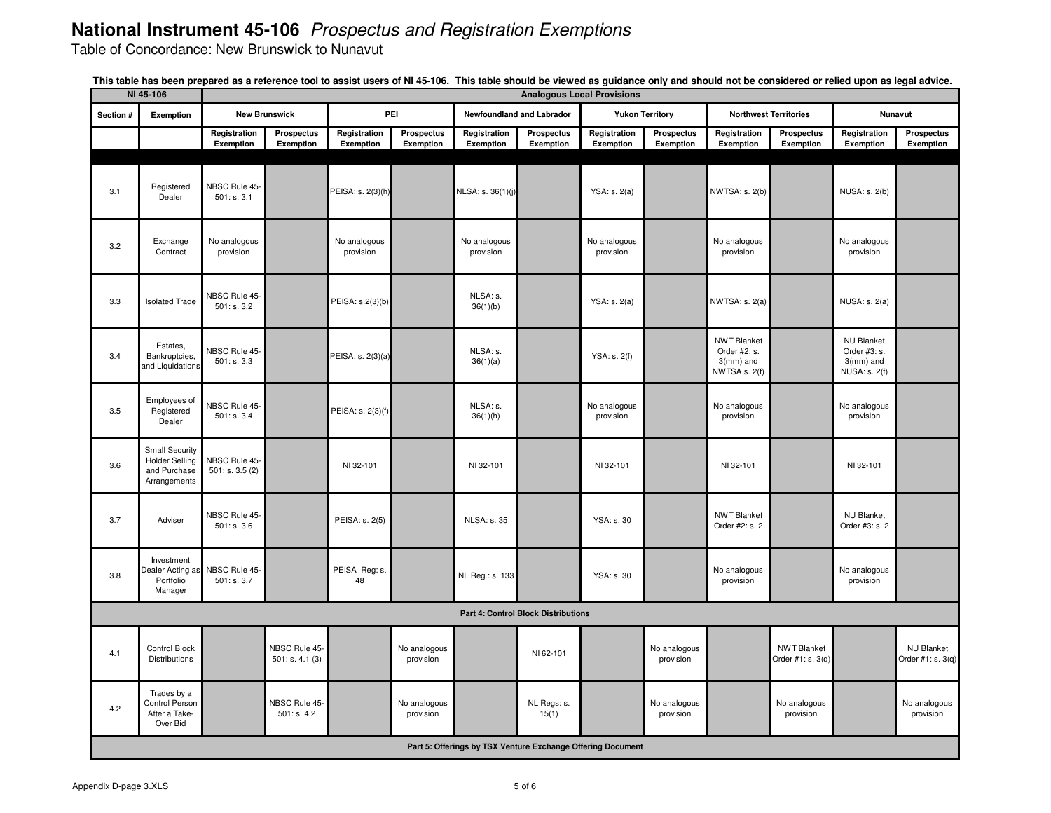# National Instrument 45-106 *Prospectus and Registration Exemptions*

Table of Concordance: New Brunswick to Nunavut

**This table has been prepared as a reference tool to assist users of NI 45-106. This table should be viewed as guidance only and should not be considered or relied upon as legal advice.**

| NI 45-106 | | Analogous Local Provisions | | | | | | | | | | | |
|---|---|---|---|---|---|---|---|---|---|---|---|---|---|
| Section # | Exemption | New Brunswick | | PEI | | Newfoundland and Labrador | | Yukon Territory | | Northwest Territories | | Nunavut | |
| | | Registration Exemption | Prospectus Exemption | Registration Exemption | Prospectus Exemption | Registration Exemption | Prospectus Exemption | Registration Exemption | Prospectus Exemption | Registration Exemption | Prospectus Exemption | Registration Exemption | Prospectus Exemption |
| 3.1 | Registered Dealer | NBSC Rule 45-501: s. 3.1 | | PEISA: s. 2(3)(h) | | NLSA: s. 36(1)(j) | | YSA: s. 2(a) | | NWTSA: s. 2(b) | | NUSA: s. 2(b) | |
| 3.2 | Exchange Contract | No analogous provision | | No analogous provision | | No analogous provision | | No analogous provision | | No analogous provision | | No analogous provision | |
| 3.3 | Isolated Trade | NBSC Rule 45-501: s. 3.2 | | PEISA: s.2(3)(b) | | NLSA: s. 36(1)(b) | | YSA: s. 2(a) | | NWTSA: s. 2(a) | | NUSA: s. 2(a) | |
| 3.4 | Estates, Bankruptcies, and Liquidations | NBSC Rule 45-501: s. 3.3 | | PEISA: s. 2(3)(a) | | NLSA: s. 36(1)(a) | | YSA: s. 2(f) | | NWT Blanket Order #2: s. 3(mm) and NWTSA s. 2(f) | | NU Blanket Order #3: s. 3(mm) and NUSA: s. 2(f) | |
| 3.5 | Employees of Registered Dealer | NBSC Rule 45-501: s. 3.4 | | PEISA: s. 2(3)(f) | | NLSA: s. 36(1)(h) | | No analogous provision | | No analogous provision | | No analogous provision | |
| 3.6 | Small Security Holder Selling and Purchase Arrangements | NBSC Rule 45-501: s. 3.5 (2) | | NI 32-101 | | NI 32-101 | | NI 32-101 | | NI 32-101 | | NI 32-101 | |
| 3.7 | Adviser | NBSC Rule 45-501: s. 3.6 | | PEISA: s. 2(5) | | NLSA: s. 35 | | YSA: s. 30 | | NWT Blanket Order #2: s. 2 | | NU Blanket Order #3: s. 2 | |
| 3.8 | Investment Dealer Acting as Portfolio Manager | NBSC Rule 45-501: s. 3.7 | | PEISA Reg: s. 48 | | NL Reg.: s. 133 | | YSA: s. 30 | | No analogous provision | | No analogous provision | |
| **Part 4: Control Block Distributions** | | | | | | | | | | | | | |
| 4.1 | Control Block Distributions | | NBSC Rule 45-501: s. 4.1 (3) | | No analogous provision | | NI 62-101 | | No analogous provision | | NWT Blanket Order #1: s. 3(q) | | NU Blanket Order #1: s. 3(q) |
| 4.2 | Trades by a Control Person After a Take-Over Bid | | NBSC Rule 45-501: s. 4.2 | | No analogous provision | | NL Regs: s. 15(1) | | No analogous provision | | No analogous provision | | No analogous provision |
| **Part 5: Offerings by TSX Venture Exchange Offering Document** | | | | | | | | | | | | | |

Appendix D-page 3.XLS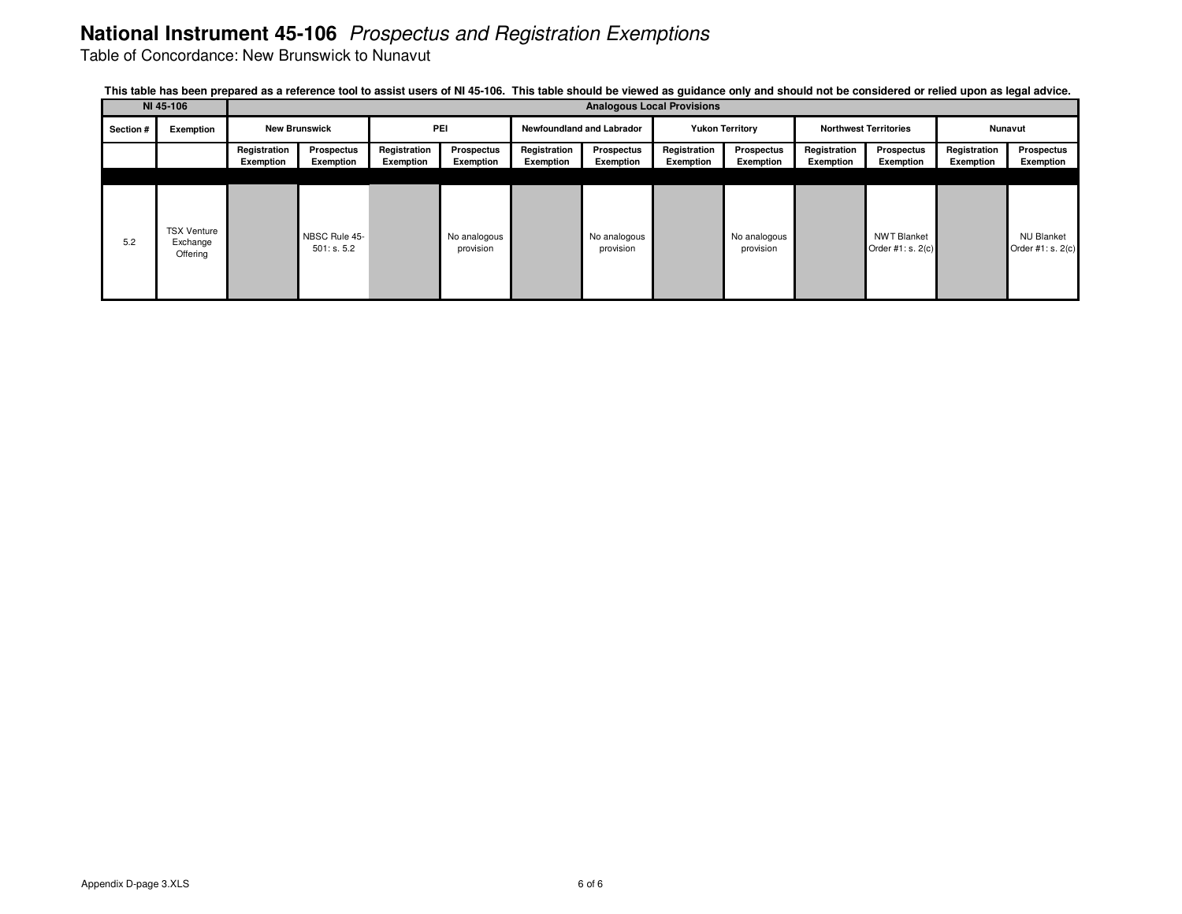# **National Instrument 45-106** *Prospectus and Registration Exemptions*

Table of Concordance: New Brunswick to Nunavut

**This table has been prepared as a reference tool to assist users of NI 45-106. This table should be viewed as guidance only and should not be considered or relied upon as legal advice.**

| NI 45-106 | | Analogous Local Provisions | | | | | | | | | | | |
|---|---|---|---|---|---|---|---|---|---|---|---|---|---|
| **Section #** | **Exemption** | **New Brunswick** | | **PEI** | | **Newfoundland and Labrador** | | **Yukon Territory** | | **Northwest Territories** | | **Nunavut** | |
| | | **Registration Exemption** | **Prospectus Exemption** | **Registration Exemption** | **Prospectus Exemption** | **Registration Exemption** | **Prospectus Exemption** | **Registration Exemption** | **Prospectus Exemption** | **Registration Exemption** | **Prospectus Exemption** | **Registration Exemption** | **Prospectus Exemption** |
| 5.2 | TSX Venture Exchange Offering | | NBSC Rule 45-501: s. 5.2 | | No analogous provision | | No analogous provision | | No analogous provision | | NWT Blanket Order #1: s. 2(c) | | NU Blanket Order #1: s. 2(c) |